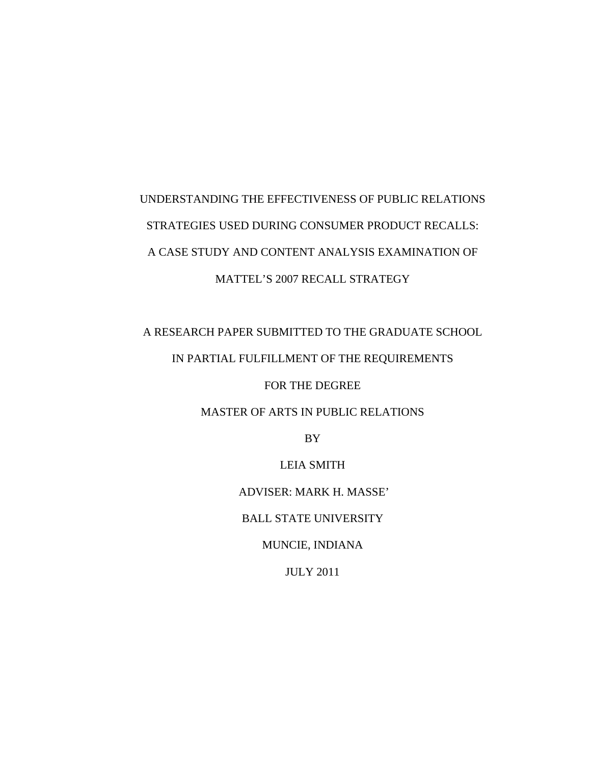# UNDERSTANDING THE EFFECTIVENESS OF PUBLIC RELATIONS STRATEGIES USED DURING CONSUMER PRODUCT RECALLS: A CASE STUDY AND CONTENT ANALYSIS EXAMINATION OF MATTEL'S 2007 RECALL STRATEGY

A RESEARCH PAPER SUBMITTED TO THE GRADUATE SCHOOL

IN PARTIAL FULFILLMENT OF THE REQUIREMENTS

FOR THE DEGREE

MASTER OF ARTS IN PUBLIC RELATIONS

BY

LEIA SMITH

ADVISER: MARK H. MASSE'

BALL STATE UNIVERSITY

MUNCIE, INDIANA

JULY 2011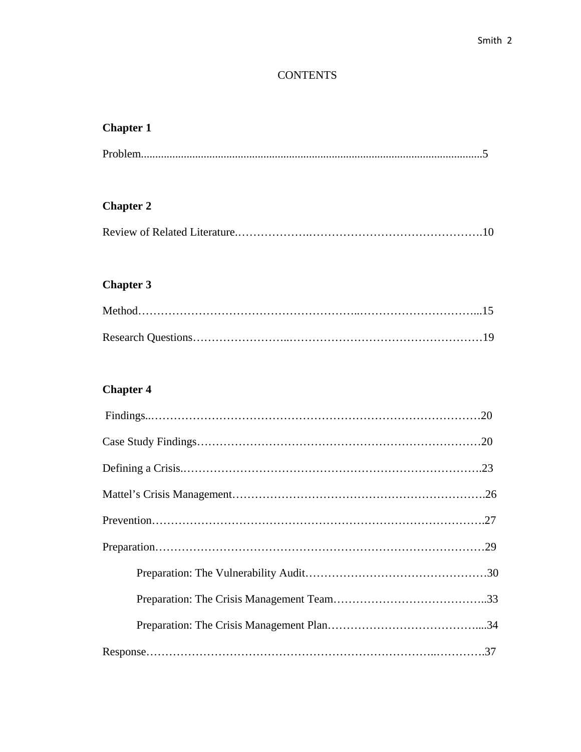# CONTENTS

**Chapter 1**

Problem......................................................................................................................5

**Chapter 2**

Review of Related Literature…………………………………………………………10

**Chapter 3**

Method………………………………………………………………………………...15

Research Questions……………………………………………………………………19

**Chapter 4**

Findings……………………………………………………………………………20

Case Study Findings…………………………………………………………………20

Defining a Crisis………………………………………………………………………23

Mattel's Crisis Management…………………………………………………………26

Prevention……………………………………………………………………………27

Preparation……………………………………………………………………………29

    Preparation: The Vulnerability Audit…………………………………………30

    Preparation: The Crisis Management Team…………………………………..33

    Preparation: The Crisis Management Plan…………………………………....34

Response………………………………………………………………………………37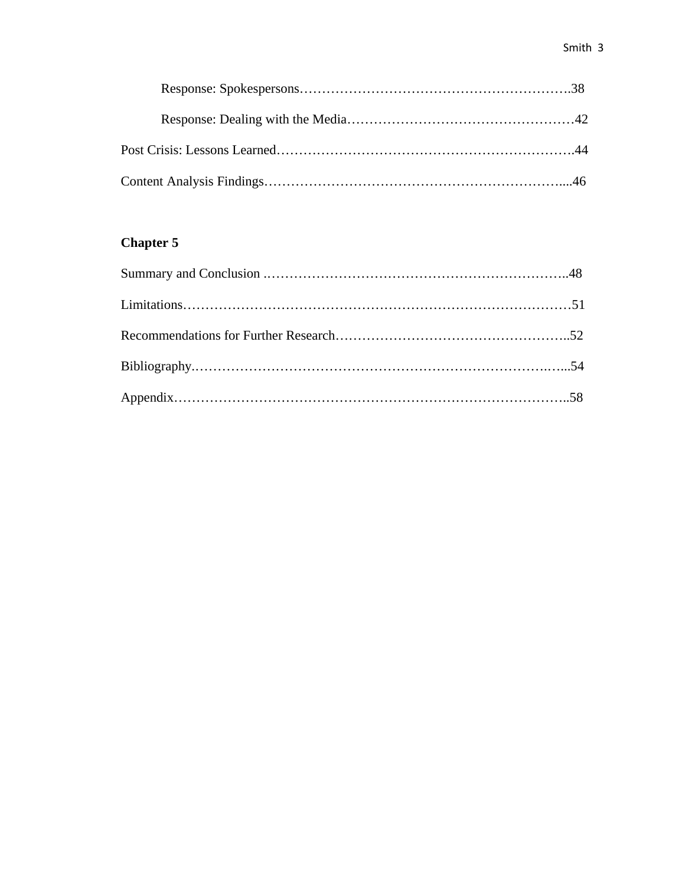Response: Spokespersons……………………………………………………….38

Response: Dealing with the Media……………………………………………42

Post Crisis: Lessons Learned……………………………………………………….44

Content Analysis Findings…………………………………………………………....46

**Chapter 5**

Summary and Conclusion .………………………………………………………..48

Limitations…………………………………………………………………………51

Recommendations for Further Research……………………………………………..52

Bibliography.……………………………………………………………….…...54

Appendix…………………………………………………………………………..58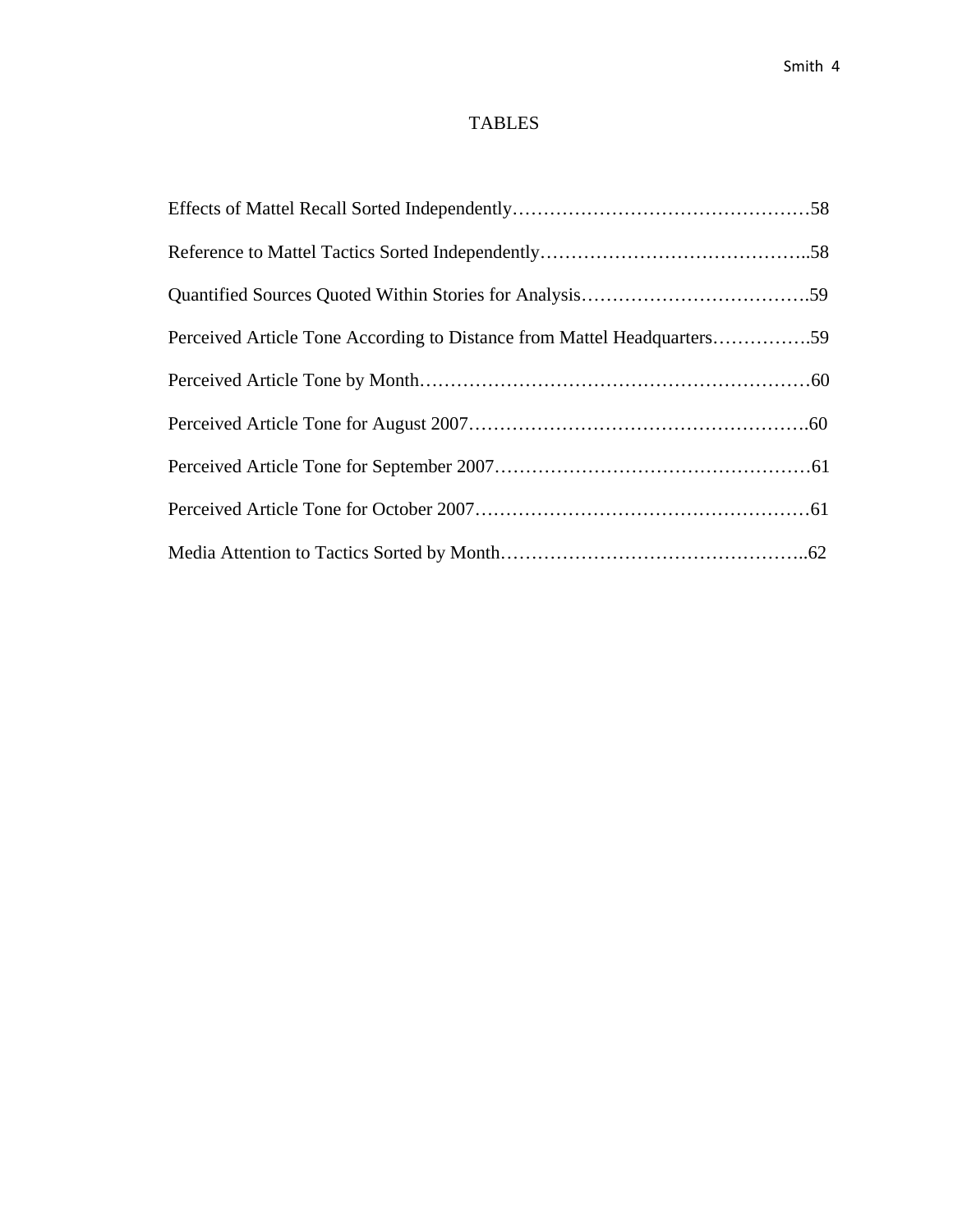# TABLES

Effects of Mattel Recall Sorted Independently…………………………………………58

Reference to Mattel Tactics Sorted Independently……………………………………..58

Quantified Sources Quoted Within Stories for Analysis……………………………….59

Perceived Article Tone According to Distance from Mattel Headquarters…………….59

Perceived Article Tone by Month……………………………………………………60

Perceived Article Tone for August 2007……………………………………………….60

Perceived Article Tone for September 2007……………………………………………61

Perceived Article Tone for October 2007………………………………………………61

Media Attention to Tactics Sorted by Month…………………………………………..62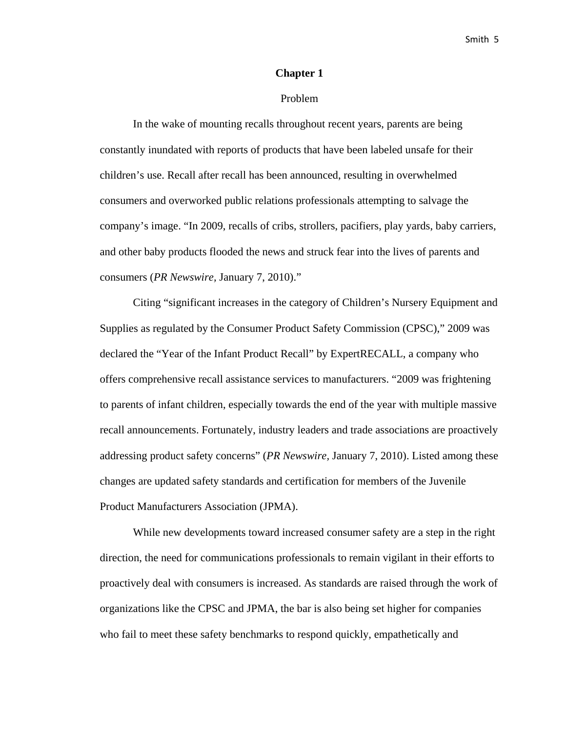# Chapter 1

Problem

In the wake of mounting recalls throughout recent years, parents are being constantly inundated with reports of products that have been labeled unsafe for their children's use. Recall after recall has been announced, resulting in overwhelmed consumers and overworked public relations professionals attempting to salvage the company's image. "In 2009, recalls of cribs, strollers, pacifiers, play yards, baby carriers, and other baby products flooded the news and struck fear into the lives of parents and consumers (*PR Newswire*, January 7, 2010)."

Citing "significant increases in the category of Children's Nursery Equipment and Supplies as regulated by the Consumer Product Safety Commission (CPSC)," 2009 was declared the "Year of the Infant Product Recall" by ExpertRECALL, a company who offers comprehensive recall assistance services to manufacturers. "2009 was frightening to parents of infant children, especially towards the end of the year with multiple massive recall announcements. Fortunately, industry leaders and trade associations are proactively addressing product safety concerns" (*PR Newswire*, January 7, 2010). Listed among these changes are updated safety standards and certification for members of the Juvenile Product Manufacturers Association (JPMA).

While new developments toward increased consumer safety are a step in the right direction, the need for communications professionals to remain vigilant in their efforts to proactively deal with consumers is increased. As standards are raised through the work of organizations like the CPSC and JPMA, the bar is also being set higher for companies who fail to meet these safety benchmarks to respond quickly, empathetically and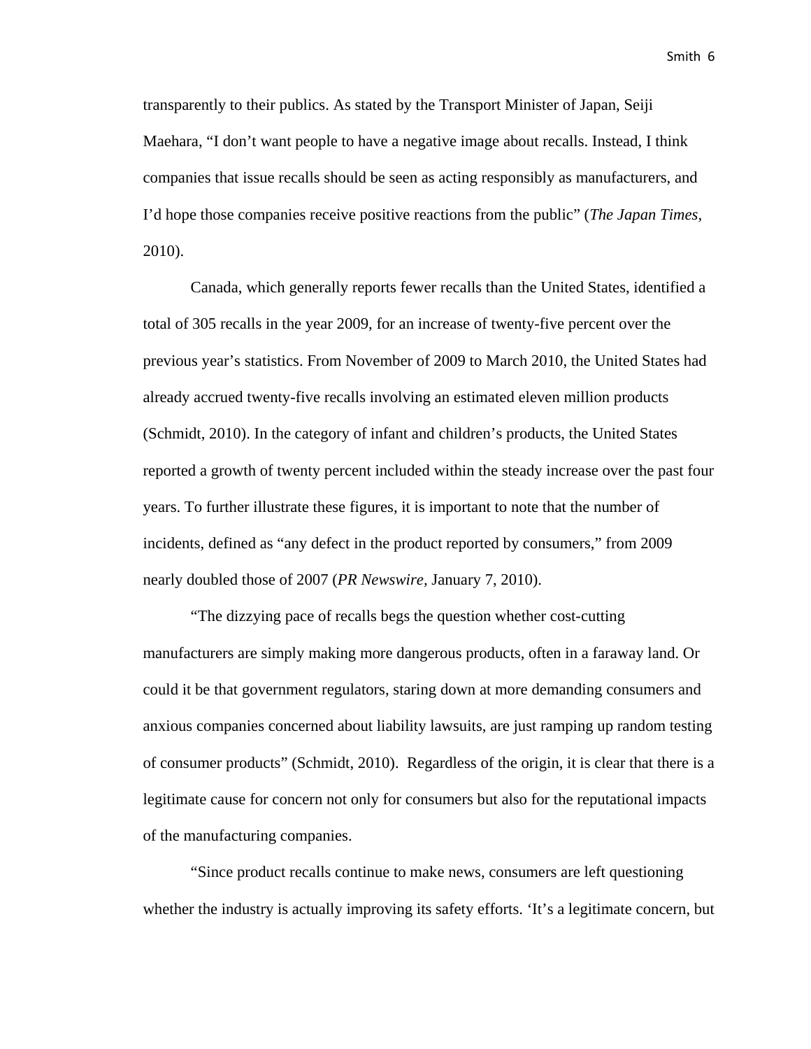transparently to their publics. As stated by the Transport Minister of Japan, Seiji Maehara, “I don’t want people to have a negative image about recalls. Instead, I think companies that issue recalls should be seen as acting responsibly as manufacturers, and I’d hope those companies receive positive reactions from the public” (*The Japan Times*, 2010).

Canada, which generally reports fewer recalls than the United States, identified a total of 305 recalls in the year 2009, for an increase of twenty-five percent over the previous year’s statistics. From November of 2009 to March 2010, the United States had already accrued twenty-five recalls involving an estimated eleven million products (Schmidt, 2010). In the category of infant and children’s products, the United States reported a growth of twenty percent included within the steady increase over the past four years. To further illustrate these figures, it is important to note that the number of incidents, defined as “any defect in the product reported by consumers,” from 2009 nearly doubled those of 2007 (*PR Newswire*, January 7, 2010).

“The dizzying pace of recalls begs the question whether cost-cutting manufacturers are simply making more dangerous products, often in a faraway land. Or could it be that government regulators, staring down at more demanding consumers and anxious companies concerned about liability lawsuits, are just ramping up random testing of consumer products” (Schmidt, 2010). Regardless of the origin, it is clear that there is a legitimate cause for concern not only for consumers but also for the reputational impacts of the manufacturing companies.

“Since product recalls continue to make news, consumers are left questioning whether the industry is actually improving its safety efforts. ‘It’s a legitimate concern, but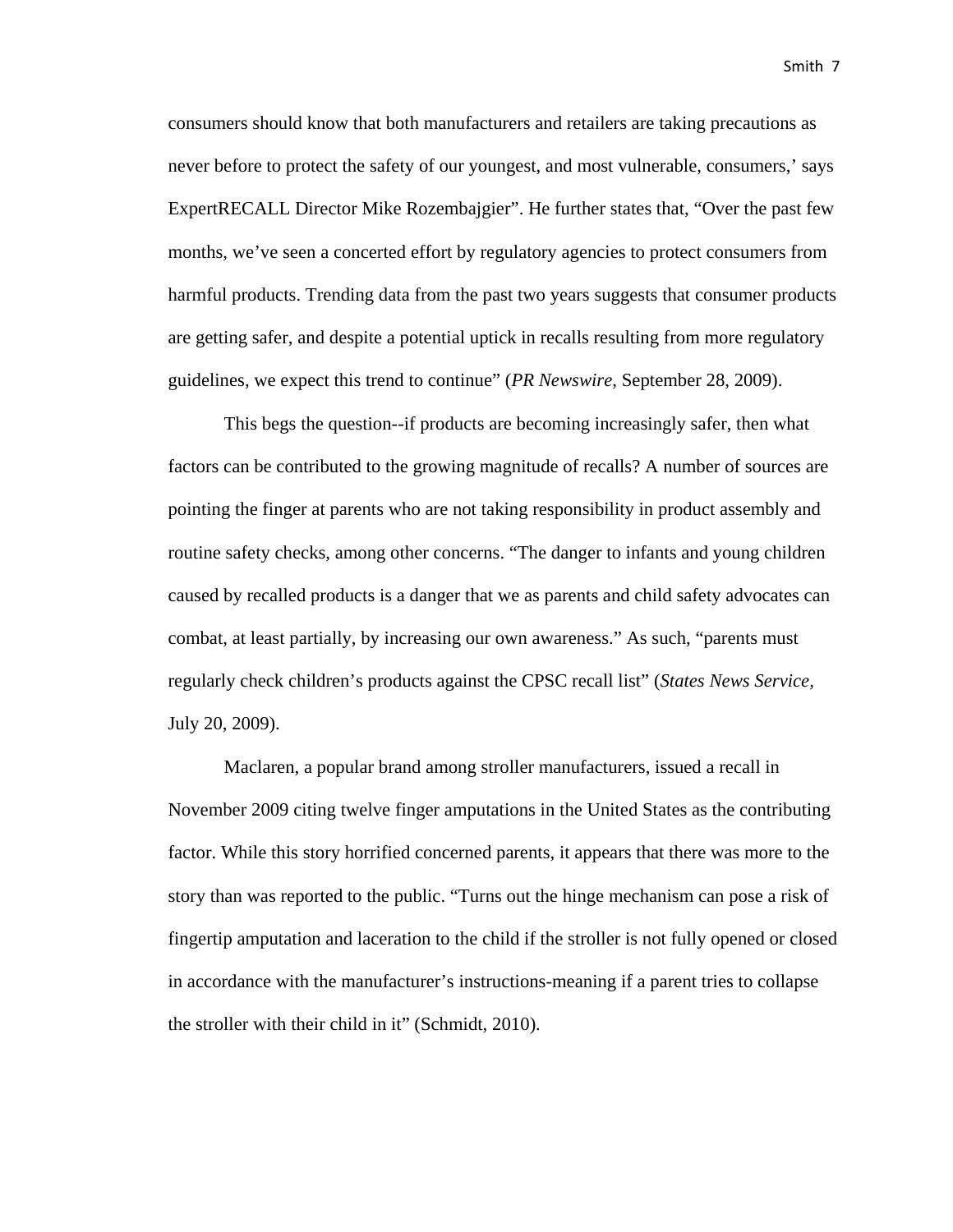consumers should know that both manufacturers and retailers are taking precautions as never before to protect the safety of our youngest, and most vulnerable, consumers,' says ExpertRECALL Director Mike Rozembajgier". He further states that, "Over the past few months, we've seen a concerted effort by regulatory agencies to protect consumers from harmful products. Trending data from the past two years suggests that consumer products are getting safer, and despite a potential uptick in recalls resulting from more regulatory guidelines, we expect this trend to continue" (*PR Newswire*, September 28, 2009).

This begs the question--if products are becoming increasingly safer, then what factors can be contributed to the growing magnitude of recalls? A number of sources are pointing the finger at parents who are not taking responsibility in product assembly and routine safety checks, among other concerns. "The danger to infants and young children caused by recalled products is a danger that we as parents and child safety advocates can combat, at least partially, by increasing our own awareness." As such, "parents must regularly check children's products against the CPSC recall list" (*States News Service*, July 20, 2009).

Maclaren, a popular brand among stroller manufacturers, issued a recall in November 2009 citing twelve finger amputations in the United States as the contributing factor. While this story horrified concerned parents, it appears that there was more to the story than was reported to the public. "Turns out the hinge mechanism can pose a risk of fingertip amputation and laceration to the child if the stroller is not fully opened or closed in accordance with the manufacturer's instructions-meaning if a parent tries to collapse the stroller with their child in it" (Schmidt, 2010).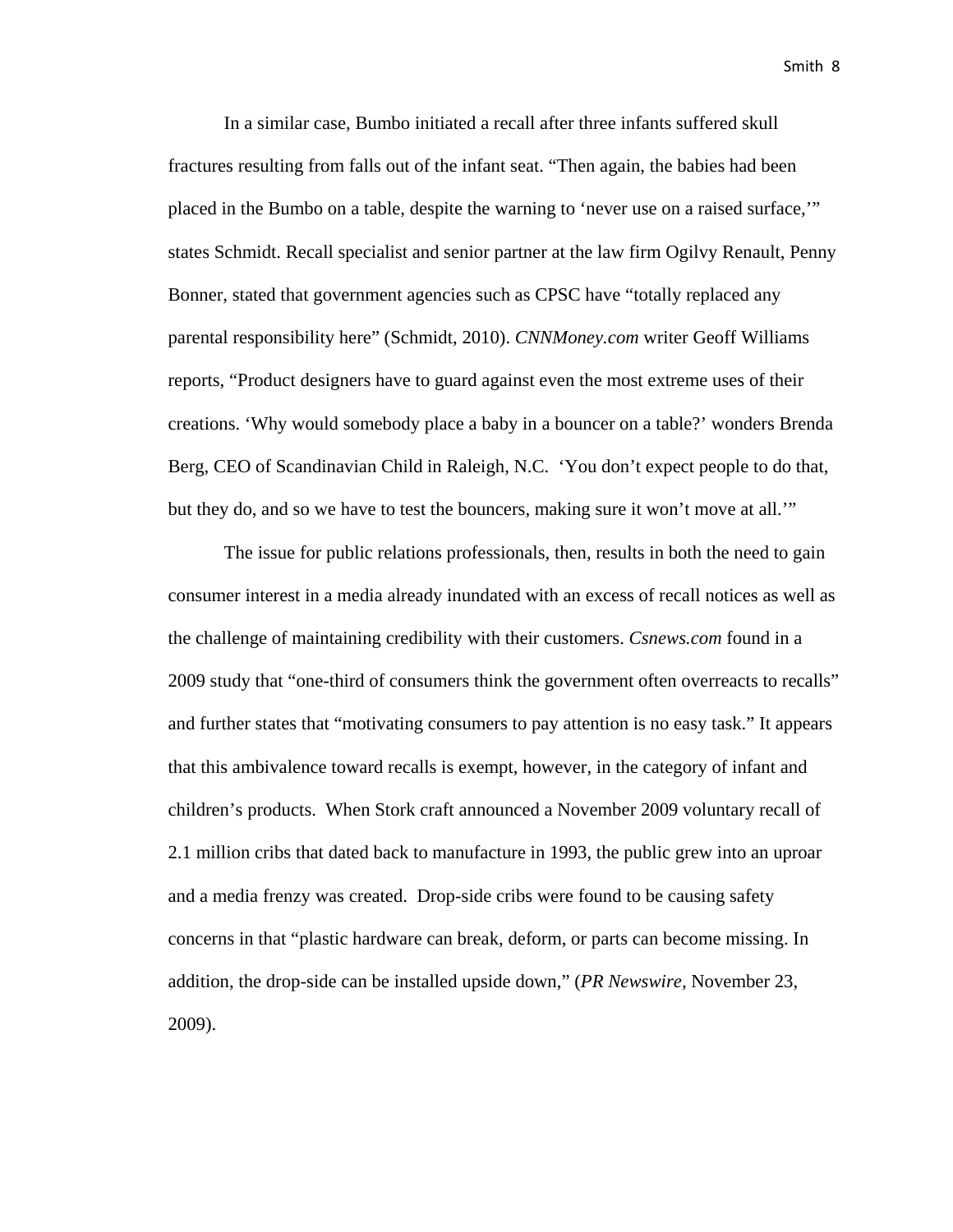In a similar case, Bumbo initiated a recall after three infants suffered skull fractures resulting from falls out of the infant seat. “Then again, the babies had been placed in the Bumbo on a table, despite the warning to ‘never use on a raised surface,’” states Schmidt. Recall specialist and senior partner at the law firm Ogilvy Renault, Penny Bonner, stated that government agencies such as CPSC have “totally replaced any parental responsibility here” (Schmidt, 2010). *CNNMoney.com* writer Geoff Williams reports, “Product designers have to guard against even the most extreme uses of their creations. ‘Why would somebody place a baby in a bouncer on a table?’ wonders Brenda Berg, CEO of Scandinavian Child in Raleigh, N.C.  ‘You don’t expect people to do that, but they do, and so we have to test the bouncers, making sure it won’t move at all.’”

The issue for public relations professionals, then, results in both the need to gain consumer interest in a media already inundated with an excess of recall notices as well as the challenge of maintaining credibility with their customers. *Csnews.com* found in a 2009 study that “one-third of consumers think the government often overreacts to recalls” and further states that “motivating consumers to pay attention is no easy task.” It appears that this ambivalence toward recalls is exempt, however, in the category of infant and children’s products.  When Stork craft announced a November 2009 voluntary recall of 2.1 million cribs that dated back to manufacture in 1993, the public grew into an uproar and a media frenzy was created.  Drop-side cribs were found to be causing safety concerns in that “plastic hardware can break, deform, or parts can become missing. In addition, the drop-side can be installed upside down,” (*PR Newswire*, November 23, 2009).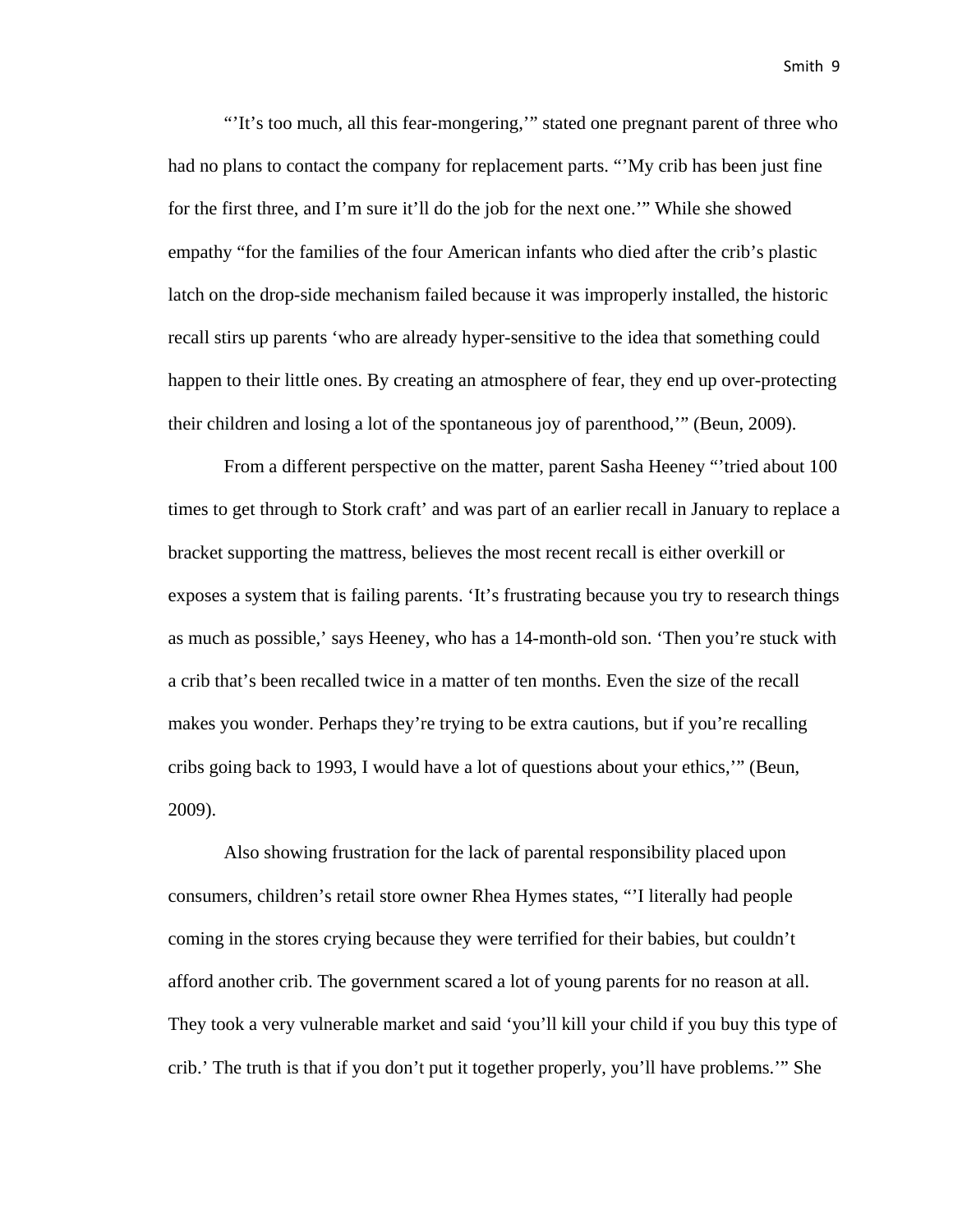"'It's too much, all this fear-mongering,'" stated one pregnant parent of three who had no plans to contact the company for replacement parts. "'My crib has been just fine for the first three, and I'm sure it'll do the job for the next one.'" While she showed empathy "for the families of the four American infants who died after the crib's plastic latch on the drop-side mechanism failed because it was improperly installed, the historic recall stirs up parents 'who are already hyper-sensitive to the idea that something could happen to their little ones. By creating an atmosphere of fear, they end up over-protecting their children and losing a lot of the spontaneous joy of parenthood,'" (Beun, 2009).

From a different perspective on the matter, parent Sasha Heeney "'tried about 100 times to get through to Stork craft' and was part of an earlier recall in January to replace a bracket supporting the mattress, believes the most recent recall is either overkill or exposes a system that is failing parents. 'It's frustrating because you try to research things as much as possible,' says Heeney, who has a 14-month-old son. 'Then you're stuck with a crib that's been recalled twice in a matter of ten months. Even the size of the recall makes you wonder. Perhaps they're trying to be extra cautions, but if you're recalling cribs going back to 1993, I would have a lot of questions about your ethics,'" (Beun, 2009).

Also showing frustration for the lack of parental responsibility placed upon consumers, children's retail store owner Rhea Hymes states, "'I literally had people coming in the stores crying because they were terrified for their babies, but couldn't afford another crib. The government scared a lot of young parents for no reason at all. They took a very vulnerable market and said 'you'll kill your child if you buy this type of crib.' The truth is that if you don't put it together properly, you'll have problems.'" She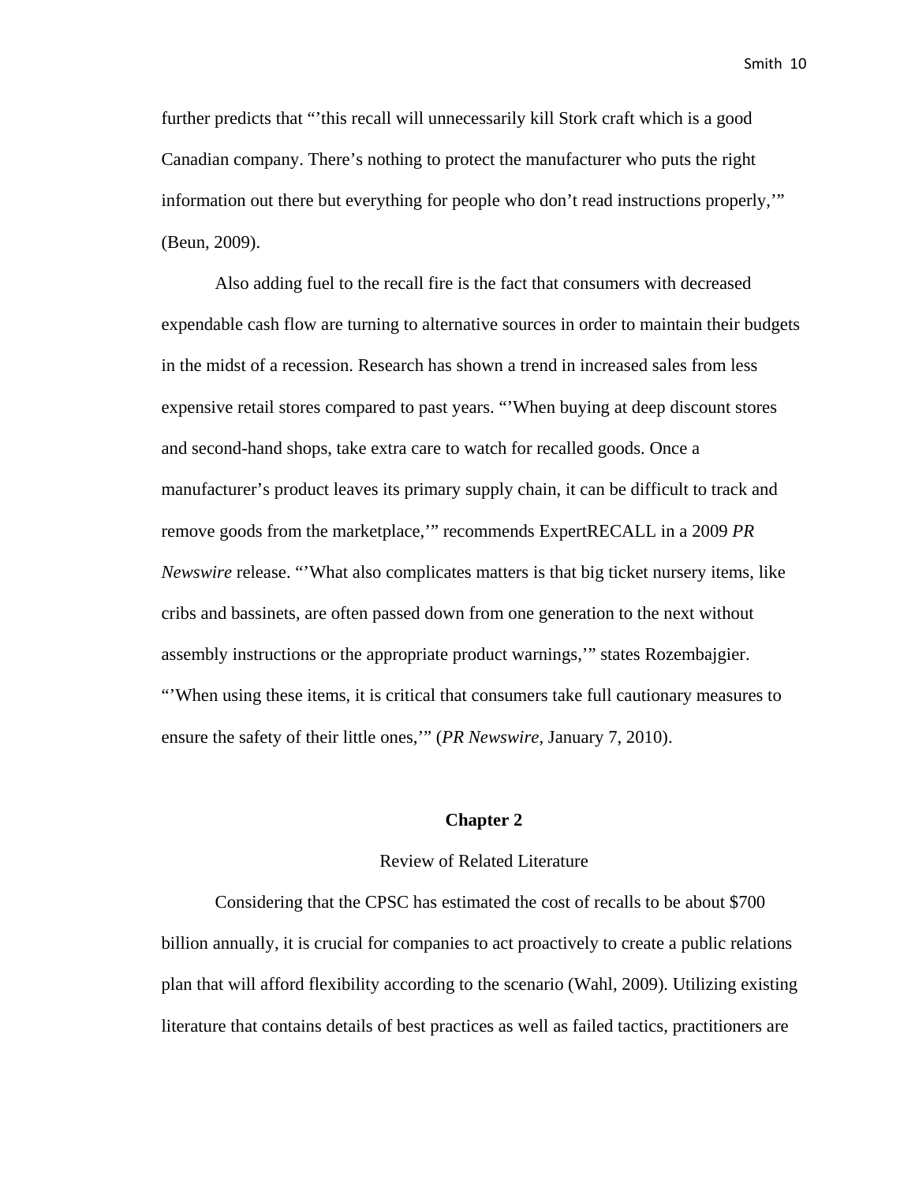further predicts that "'this recall will unnecessarily kill Stork craft which is a good Canadian company. There's nothing to protect the manufacturer who puts the right information out there but everything for people who don't read instructions properly,'" (Beun, 2009).

Also adding fuel to the recall fire is the fact that consumers with decreased expendable cash flow are turning to alternative sources in order to maintain their budgets in the midst of a recession. Research has shown a trend in increased sales from less expensive retail stores compared to past years. "'When buying at deep discount stores and second-hand shops, take extra care to watch for recalled goods. Once a manufacturer's product leaves its primary supply chain, it can be difficult to track and remove goods from the marketplace,'" recommends ExpertRECALL in a 2009 *PR Newswire* release. "'What also complicates matters is that big ticket nursery items, like cribs and bassinets, are often passed down from one generation to the next without assembly instructions or the appropriate product warnings,'" states Rozembajgier. "'When using these items, it is critical that consumers take full cautionary measures to ensure the safety of their little ones,'" (*PR Newswire,* January 7, 2010).

# Chapter 2

## Review of Related Literature

Considering that the CPSC has estimated the cost of recalls to be about $700 billion annually, it is crucial for companies to act proactively to create a public relations plan that will afford flexibility according to the scenario (Wahl, 2009). Utilizing existing literature that contains details of best practices as well as failed tactics, practitioners are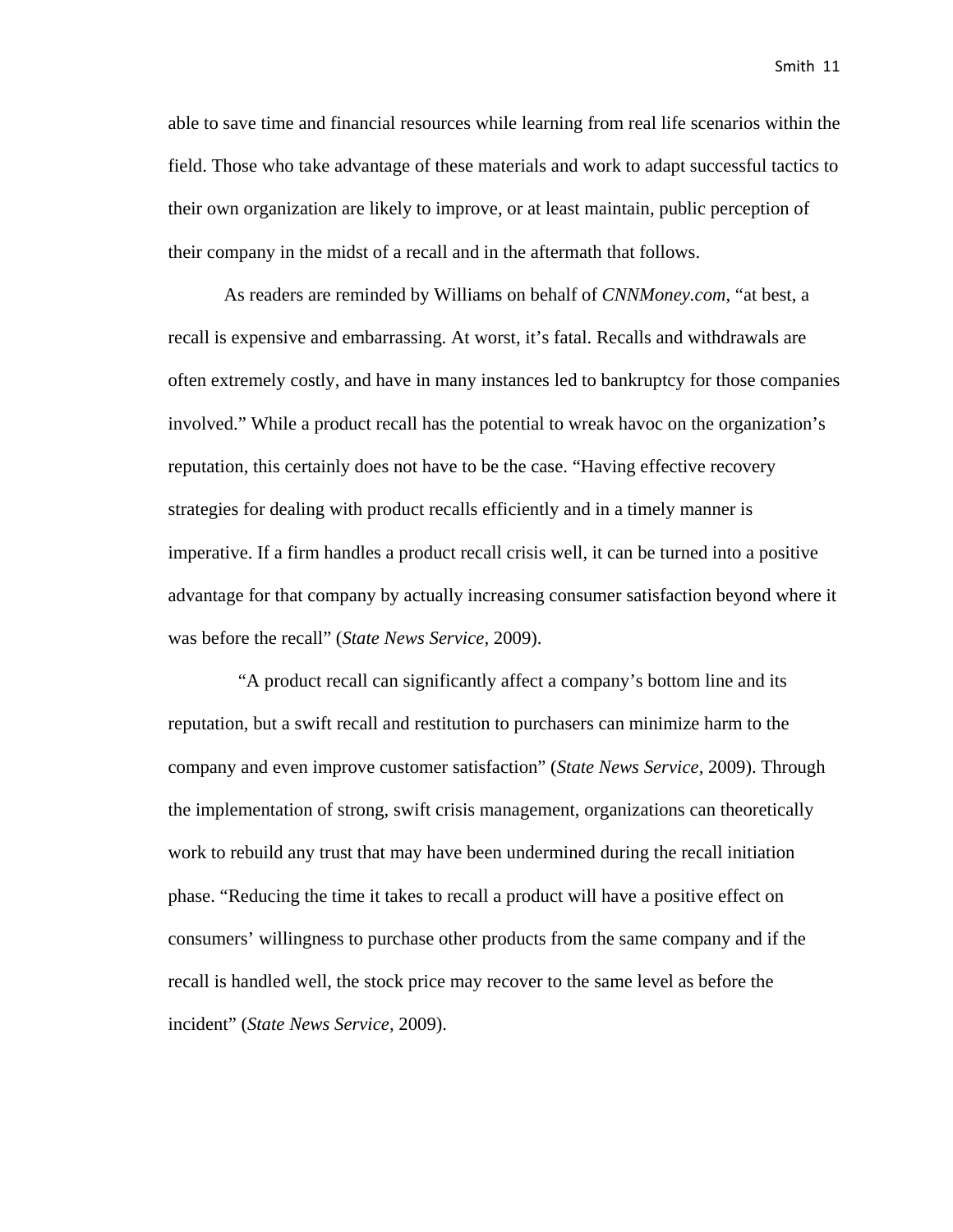able to save time and financial resources while learning from real life scenarios within the field. Those who take advantage of these materials and work to adapt successful tactics to their own organization are likely to improve, or at least maintain, public perception of their company in the midst of a recall and in the aftermath that follows.

As readers are reminded by Williams on behalf of *CNNMoney.com*, "at best, a recall is expensive and embarrassing. At worst, it's fatal. Recalls and withdrawals are often extremely costly, and have in many instances led to bankruptcy for those companies involved." While a product recall has the potential to wreak havoc on the organization's reputation, this certainly does not have to be the case. "Having effective recovery strategies for dealing with product recalls efficiently and in a timely manner is imperative. If a firm handles a product recall crisis well, it can be turned into a positive advantage for that company by actually increasing consumer satisfaction beyond where it was before the recall" (*State News Service*, 2009).

"A product recall can significantly affect a company's bottom line and its reputation, but a swift recall and restitution to purchasers can minimize harm to the company and even improve customer satisfaction" (*State News Service*, 2009). Through the implementation of strong, swift crisis management, organizations can theoretically work to rebuild any trust that may have been undermined during the recall initiation phase. "Reducing the time it takes to recall a product will have a positive effect on consumers' willingness to purchase other products from the same company and if the recall is handled well, the stock price may recover to the same level as before the incident" (*State News Service*, 2009).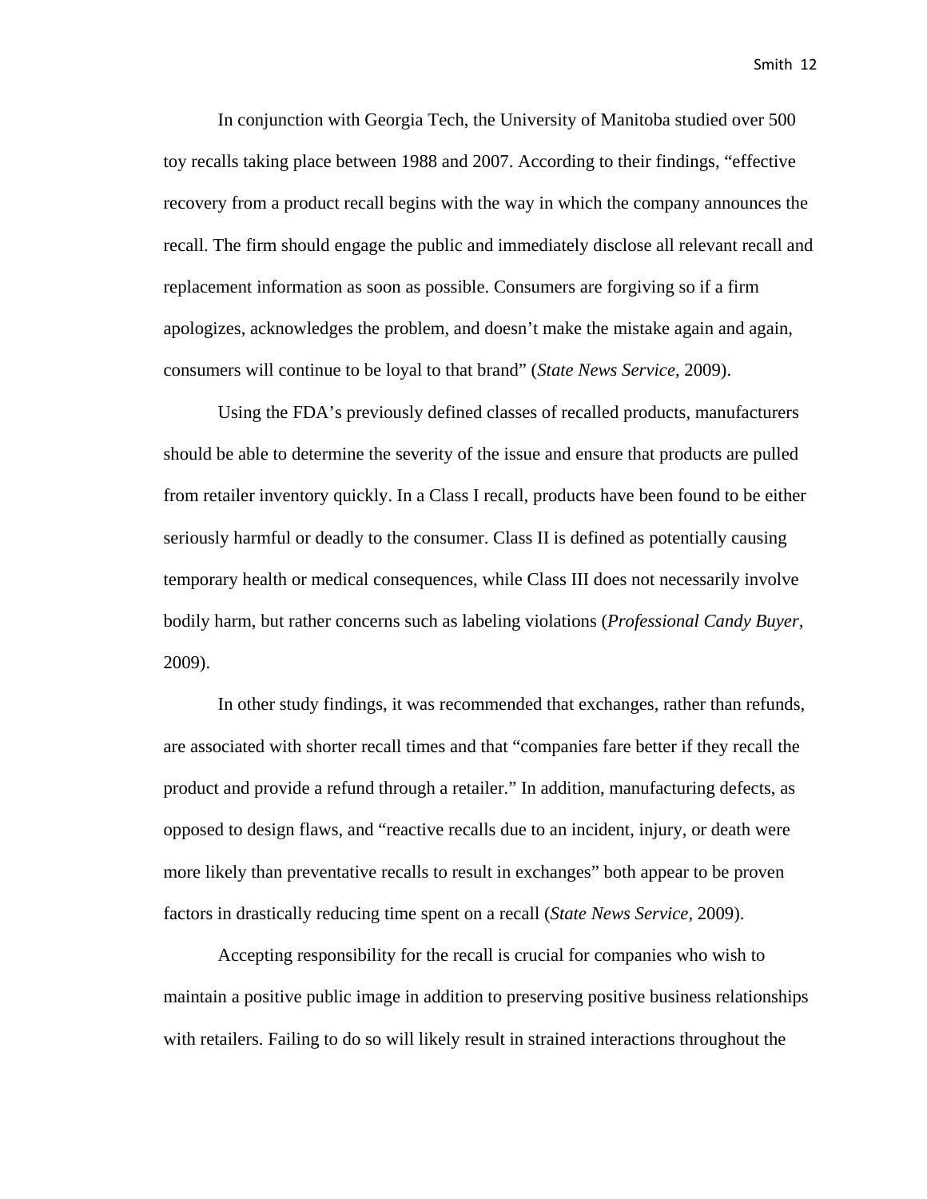In conjunction with Georgia Tech, the University of Manitoba studied over 500 toy recalls taking place between 1988 and 2007. According to their findings, "effective recovery from a product recall begins with the way in which the company announces the recall. The firm should engage the public and immediately disclose all relevant recall and replacement information as soon as possible. Consumers are forgiving so if a firm apologizes, acknowledges the problem, and doesn't make the mistake again and again, consumers will continue to be loyal to that brand" (*State News Service*, 2009).

Using the FDA's previously defined classes of recalled products, manufacturers should be able to determine the severity of the issue and ensure that products are pulled from retailer inventory quickly. In a Class I recall, products have been found to be either seriously harmful or deadly to the consumer. Class II is defined as potentially causing temporary health or medical consequences, while Class III does not necessarily involve bodily harm, but rather concerns such as labeling violations (*Professional Candy Buyer*, 2009).

In other study findings, it was recommended that exchanges, rather than refunds, are associated with shorter recall times and that "companies fare better if they recall the product and provide a refund through a retailer." In addition, manufacturing defects, as opposed to design flaws, and "reactive recalls due to an incident, injury, or death were more likely than preventative recalls to result in exchanges" both appear to be proven factors in drastically reducing time spent on a recall (*State News Service*, 2009).

Accepting responsibility for the recall is crucial for companies who wish to maintain a positive public image in addition to preserving positive business relationships with retailers. Failing to do so will likely result in strained interactions throughout the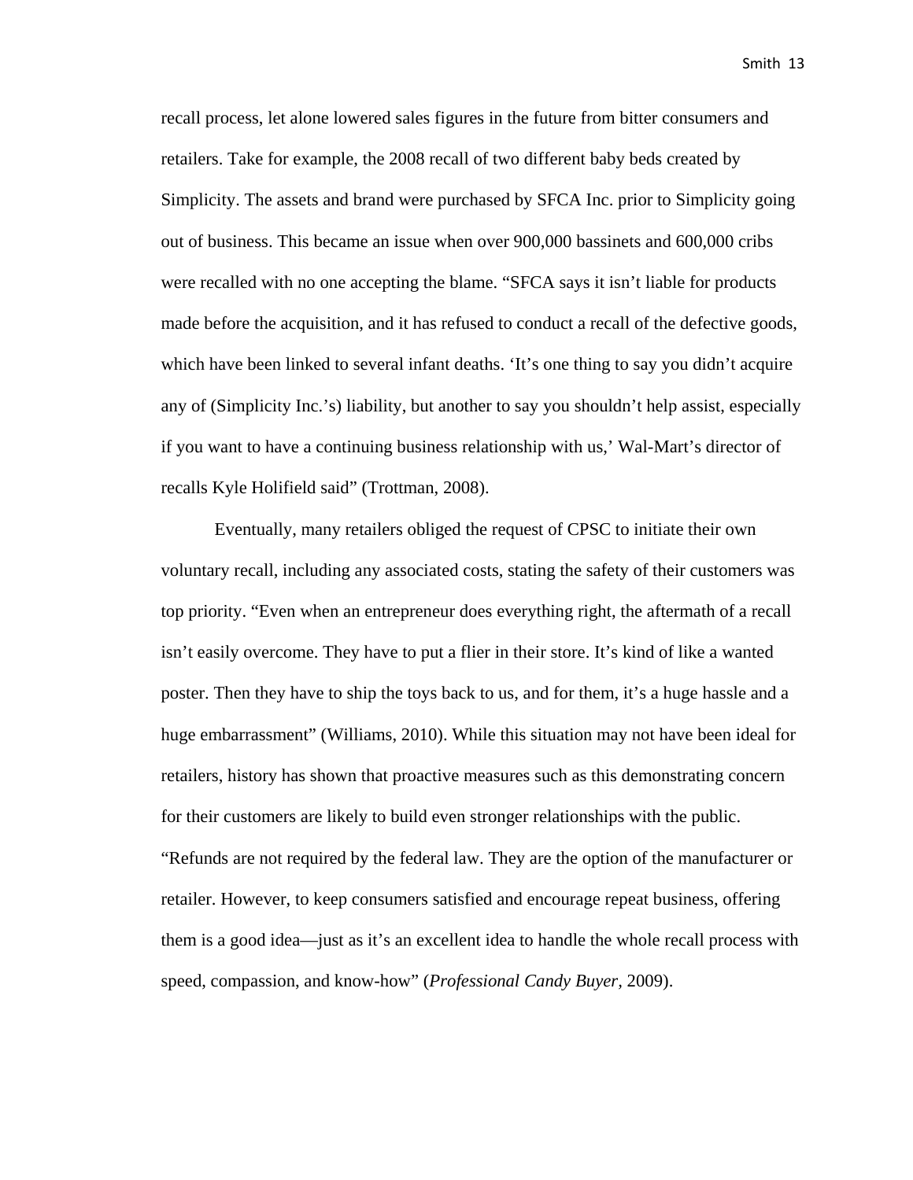recall process, let alone lowered sales figures in the future from bitter consumers and retailers. Take for example, the 2008 recall of two different baby beds created by Simplicity. The assets and brand were purchased by SFCA Inc. prior to Simplicity going out of business. This became an issue when over 900,000 bassinets and 600,000 cribs were recalled with no one accepting the blame. "SFCA says it isn't liable for products made before the acquisition, and it has refused to conduct a recall of the defective goods, which have been linked to several infant deaths. 'It's one thing to say you didn't acquire any of (Simplicity Inc.'s) liability, but another to say you shouldn't help assist, especially if you want to have a continuing business relationship with us,' Wal-Mart's director of recalls Kyle Holifield said" (Trottman, 2008).

Eventually, many retailers obliged the request of CPSC to initiate their own voluntary recall, including any associated costs, stating the safety of their customers was top priority. "Even when an entrepreneur does everything right, the aftermath of a recall isn't easily overcome. They have to put a flier in their store. It's kind of like a wanted poster. Then they have to ship the toys back to us, and for them, it's a huge hassle and a huge embarrassment" (Williams, 2010). While this situation may not have been ideal for retailers, history has shown that proactive measures such as this demonstrating concern for their customers are likely to build even stronger relationships with the public. "Refunds are not required by the federal law. They are the option of the manufacturer or retailer. However, to keep consumers satisfied and encourage repeat business, offering them is a good idea—just as it's an excellent idea to handle the whole recall process with speed, compassion, and know-how" (*Professional Candy Buyer*, 2009).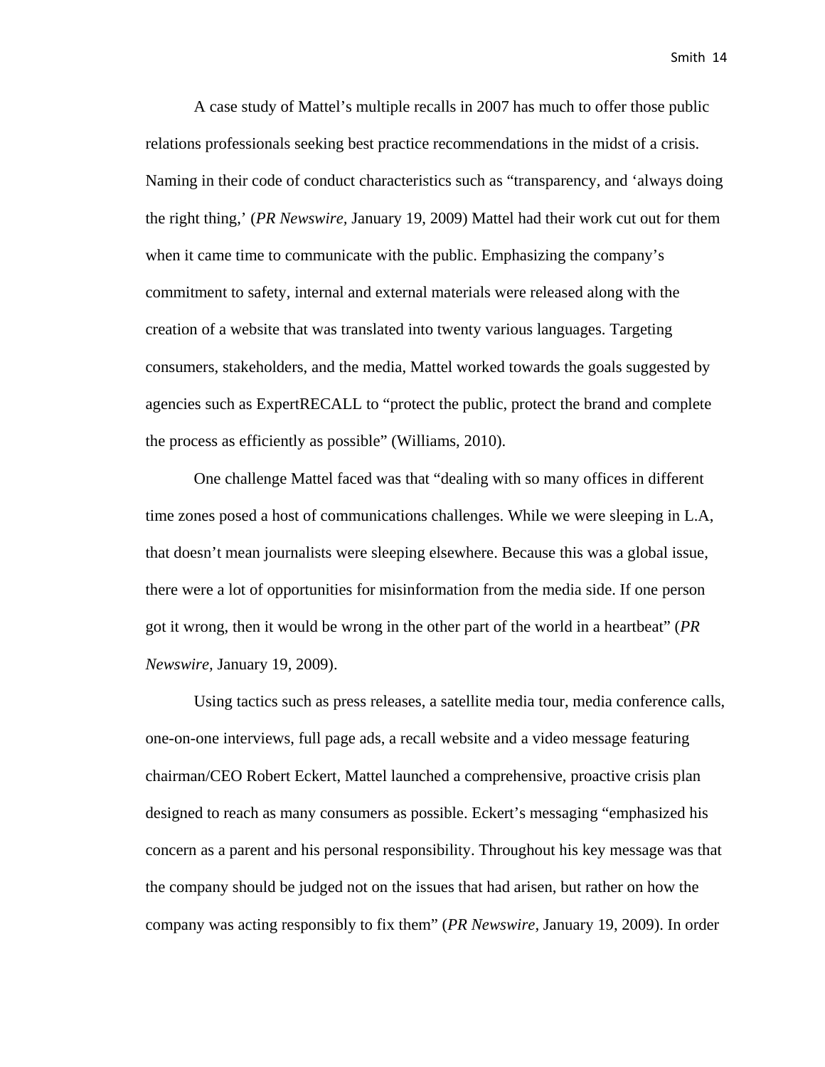A case study of Mattel's multiple recalls in 2007 has much to offer those public relations professionals seeking best practice recommendations in the midst of a crisis. Naming in their code of conduct characteristics such as "transparency, and 'always doing the right thing,' (*PR Newswire,* January 19, 2009) Mattel had their work cut out for them when it came time to communicate with the public. Emphasizing the company's commitment to safety, internal and external materials were released along with the creation of a website that was translated into twenty various languages. Targeting consumers, stakeholders, and the media, Mattel worked towards the goals suggested by agencies such as ExpertRECALL to "protect the public, protect the brand and complete the process as efficiently as possible" (Williams, 2010).

One challenge Mattel faced was that "dealing with so many offices in different time zones posed a host of communications challenges. While we were sleeping in L.A, that doesn't mean journalists were sleeping elsewhere. Because this was a global issue, there were a lot of opportunities for misinformation from the media side. If one person got it wrong, then it would be wrong in the other part of the world in a heartbeat" (*PR Newswire,* January 19, 2009).

Using tactics such as press releases, a satellite media tour, media conference calls, one-on-one interviews, full page ads, a recall website and a video message featuring chairman/CEO Robert Eckert, Mattel launched a comprehensive, proactive crisis plan designed to reach as many consumers as possible. Eckert's messaging "emphasized his concern as a parent and his personal responsibility. Throughout his key message was that the company should be judged not on the issues that had arisen, but rather on how the company was acting responsibly to fix them" (*PR Newswire,* January 19, 2009). In order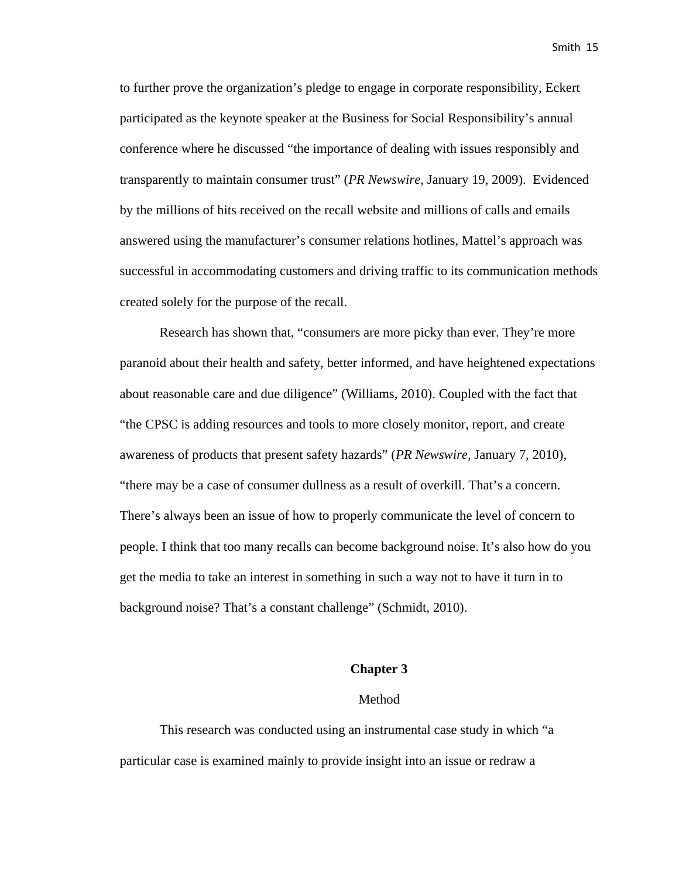to further prove the organization's pledge to engage in corporate responsibility, Eckert participated as the keynote speaker at the Business for Social Responsibility's annual conference where he discussed "the importance of dealing with issues responsibly and transparently to maintain consumer trust" (*PR Newswire,* January 19, 2009). Evidenced by the millions of hits received on the recall website and millions of calls and emails answered using the manufacturer's consumer relations hotlines, Mattel's approach was successful in accommodating customers and driving traffic to its communication methods created solely for the purpose of the recall.

Research has shown that, "consumers are more picky than ever. They're more paranoid about their health and safety, better informed, and have heightened expectations about reasonable care and due diligence" (Williams, 2010). Coupled with the fact that "the CPSC is adding resources and tools to more closely monitor, report, and create awareness of products that present safety hazards" (*PR Newswire,* January 7, 2010), "there may be a case of consumer dullness as a result of overkill. That's a concern. There's always been an issue of how to properly communicate the level of concern to people. I think that too many recalls can become background noise. It's also how do you get the media to take an interest in something in such a way not to have it turn in to background noise? That's a constant challenge" (Schmidt, 2010).

# Chapter 3

## Method

This research was conducted using an instrumental case study in which "a particular case is examined mainly to provide insight into an issue or redraw a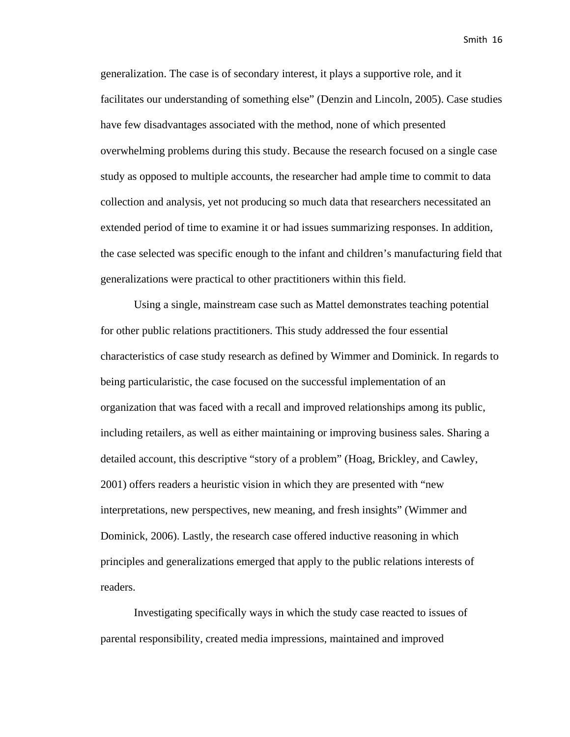generalization. The case is of secondary interest, it plays a supportive role, and it facilitates our understanding of something else" (Denzin and Lincoln, 2005). Case studies have few disadvantages associated with the method, none of which presented overwhelming problems during this study. Because the research focused on a single case study as opposed to multiple accounts, the researcher had ample time to commit to data collection and analysis, yet not producing so much data that researchers necessitated an extended period of time to examine it or had issues summarizing responses. In addition, the case selected was specific enough to the infant and children's manufacturing field that generalizations were practical to other practitioners within this field.

Using a single, mainstream case such as Mattel demonstrates teaching potential for other public relations practitioners. This study addressed the four essential characteristics of case study research as defined by Wimmer and Dominick. In regards to being particularistic, the case focused on the successful implementation of an organization that was faced with a recall and improved relationships among its public, including retailers, as well as either maintaining or improving business sales. Sharing a detailed account, this descriptive "story of a problem" (Hoag, Brickley, and Cawley, 2001) offers readers a heuristic vision in which they are presented with "new interpretations, new perspectives, new meaning, and fresh insights" (Wimmer and Dominick, 2006). Lastly, the research case offered inductive reasoning in which principles and generalizations emerged that apply to the public relations interests of readers.

Investigating specifically ways in which the study case reacted to issues of parental responsibility, created media impressions, maintained and improved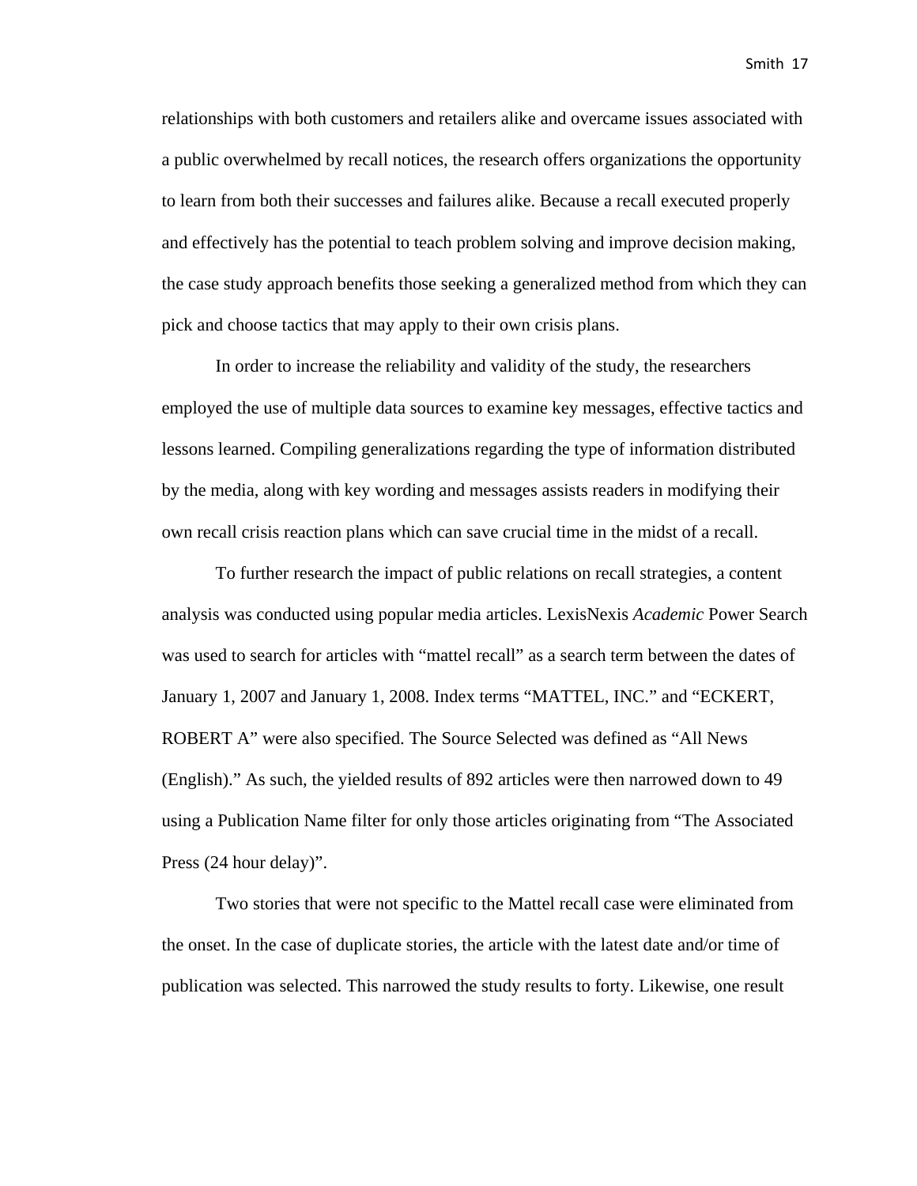relationships with both customers and retailers alike and overcame issues associated with a public overwhelmed by recall notices, the research offers organizations the opportunity to learn from both their successes and failures alike. Because a recall executed properly and effectively has the potential to teach problem solving and improve decision making, the case study approach benefits those seeking a generalized method from which they can pick and choose tactics that may apply to their own crisis plans.

In order to increase the reliability and validity of the study, the researchers employed the use of multiple data sources to examine key messages, effective tactics and lessons learned. Compiling generalizations regarding the type of information distributed by the media, along with key wording and messages assists readers in modifying their own recall crisis reaction plans which can save crucial time in the midst of a recall.

To further research the impact of public relations on recall strategies, a content analysis was conducted using popular media articles. LexisNexis *Academic* Power Search was used to search for articles with "mattel recall" as a search term between the dates of January 1, 2007 and January 1, 2008. Index terms "MATTEL, INC." and "ECKERT, ROBERT A" were also specified. The Source Selected was defined as "All News (English)." As such, the yielded results of 892 articles were then narrowed down to 49 using a Publication Name filter for only those articles originating from "The Associated Press (24 hour delay)".

Two stories that were not specific to the Mattel recall case were eliminated from the onset. In the case of duplicate stories, the article with the latest date and/or time of publication was selected. This narrowed the study results to forty. Likewise, one result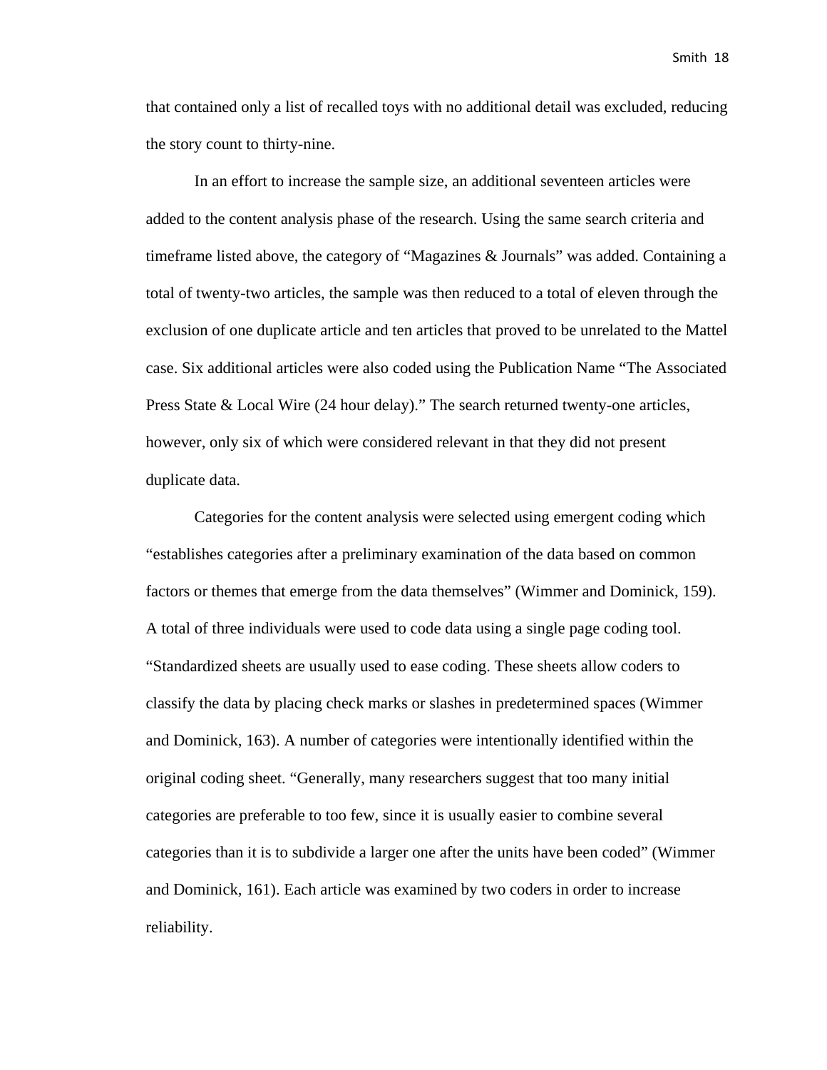that contained only a list of recalled toys with no additional detail was excluded, reducing the story count to thirty-nine.

In an effort to increase the sample size, an additional seventeen articles were added to the content analysis phase of the research. Using the same search criteria and timeframe listed above, the category of “Magazines & Journals” was added. Containing a total of twenty-two articles, the sample was then reduced to a total of eleven through the exclusion of one duplicate article and ten articles that proved to be unrelated to the Mattel case. Six additional articles were also coded using the Publication Name “The Associated Press State & Local Wire (24 hour delay).” The search returned twenty-one articles, however, only six of which were considered relevant in that they did not present duplicate data.

Categories for the content analysis were selected using emergent coding which “establishes categories after a preliminary examination of the data based on common factors or themes that emerge from the data themselves” (Wimmer and Dominick, 159). A total of three individuals were used to code data using a single page coding tool. “Standardized sheets are usually used to ease coding. These sheets allow coders to classify the data by placing check marks or slashes in predetermined spaces (Wimmer and Dominick, 163). A number of categories were intentionally identified within the original coding sheet. “Generally, many researchers suggest that too many initial categories are preferable to too few, since it is usually easier to combine several categories than it is to subdivide a larger one after the units have been coded” (Wimmer and Dominick, 161). Each article was examined by two coders in order to increase reliability.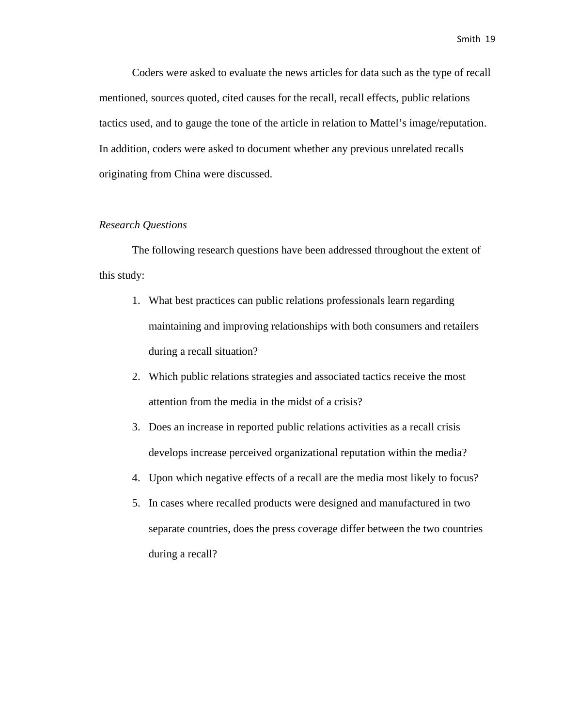Coders were asked to evaluate the news articles for data such as the type of recall mentioned, sources quoted, cited causes for the recall, recall effects, public relations tactics used, and to gauge the tone of the article in relation to Mattel's image/reputation. In addition, coders were asked to document whether any previous unrelated recalls originating from China were discussed.

*Research Questions*

The following research questions have been addressed throughout the extent of this study:

1. What best practices can public relations professionals learn regarding maintaining and improving relationships with both consumers and retailers during a recall situation?
2. Which public relations strategies and associated tactics receive the most attention from the media in the midst of a crisis?
3. Does an increase in reported public relations activities as a recall crisis develops increase perceived organizational reputation within the media?
4. Upon which negative effects of a recall are the media most likely to focus?
5. In cases where recalled products were designed and manufactured in two separate countries, does the press coverage differ between the two countries during a recall?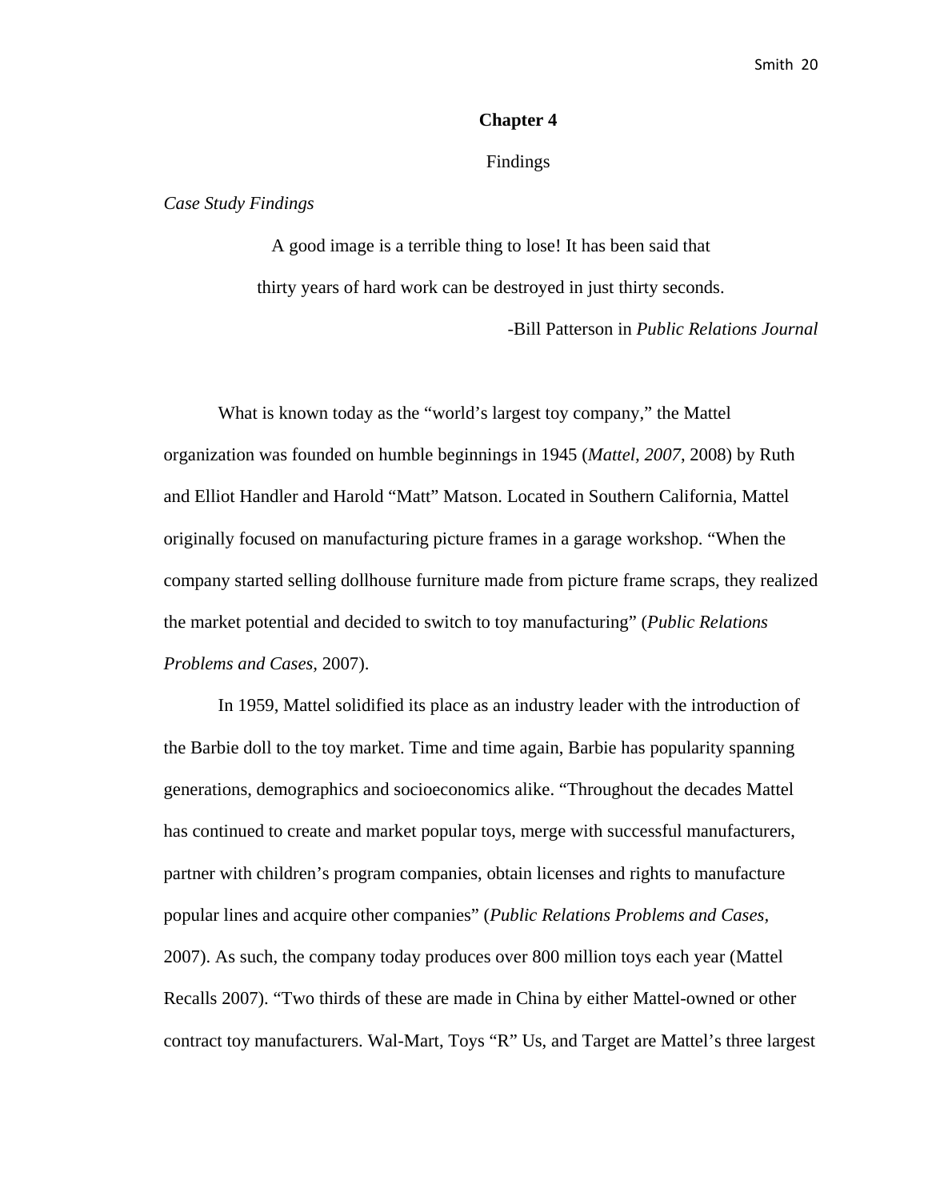# Chapter 4

## Findings

### *Case Study Findings*

> A good image is a terrible thing to lose! It has been said that
> thirty years of hard work can be destroyed in just thirty seconds.
>
> -Bill Patterson in *Public Relations Journal*

What is known today as the "world's largest toy company," the Mattel organization was founded on humble beginnings in 1945 (*Mattel, 2007*, 2008) by Ruth and Elliot Handler and Harold "Matt" Matson. Located in Southern California, Mattel originally focused on manufacturing picture frames in a garage workshop. "When the company started selling dollhouse furniture made from picture frame scraps, they realized the market potential and decided to switch to toy manufacturing" (*Public Relations Problems and Cases*, 2007).

In 1959, Mattel solidified its place as an industry leader with the introduction of the Barbie doll to the toy market. Time and time again, Barbie has popularity spanning generations, demographics and socioeconomics alike. "Throughout the decades Mattel has continued to create and market popular toys, merge with successful manufacturers, partner with children's program companies, obtain licenses and rights to manufacture popular lines and acquire other companies" (*Public Relations Problems and Cases*, 2007). As such, the company today produces over 800 million toys each year (Mattel Recalls 2007). "Two thirds of these are made in China by either Mattel-owned or other contract toy manufacturers. Wal-Mart, Toys "R" Us, and Target are Mattel's three largest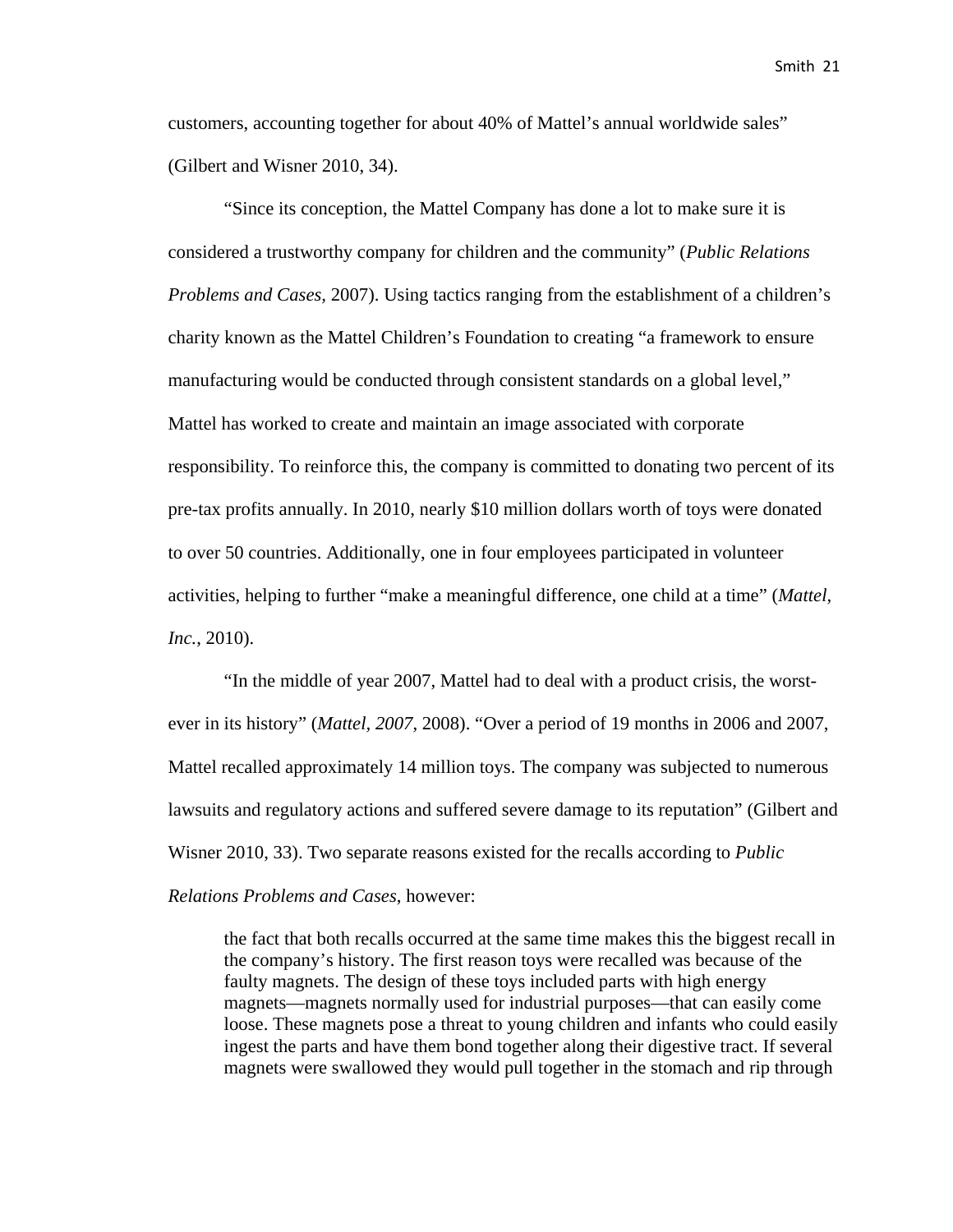customers, accounting together for about 40% of Mattel's annual worldwide sales" (Gilbert and Wisner 2010, 34).

"Since its conception, the Mattel Company has done a lot to make sure it is considered a trustworthy company for children and the community" (*Public Relations Problems and Cases*, 2007). Using tactics ranging from the establishment of a children's charity known as the Mattel Children's Foundation to creating "a framework to ensure manufacturing would be conducted through consistent standards on a global level," Mattel has worked to create and maintain an image associated with corporate responsibility. To reinforce this, the company is committed to donating two percent of its pre-tax profits annually. In 2010, nearly $10 million dollars worth of toys were donated to over 50 countries. Additionally, one in four employees participated in volunteer activities, helping to further "make a meaningful difference, one child at a time" (*Mattel, Inc.*, 2010).

"In the middle of year 2007, Mattel had to deal with a product crisis, the worst-ever in its history" (*Mattel, 2007*, 2008). "Over a period of 19 months in 2006 and 2007, Mattel recalled approximately 14 million toys. The company was subjected to numerous lawsuits and regulatory actions and suffered severe damage to its reputation" (Gilbert and Wisner 2010, 33). Two separate reasons existed for the recalls according to *Public Relations Problems and Cases*, however:

> the fact that both recalls occurred at the same time makes this the biggest recall in the company's history. The first reason toys were recalled was because of the faulty magnets. The design of these toys included parts with high energy magnets—magnets normally used for industrial purposes—that can easily come loose. These magnets pose a threat to young children and infants who could easily ingest the parts and have them bond together along their digestive tract. If several magnets were swallowed they would pull together in the stomach and rip through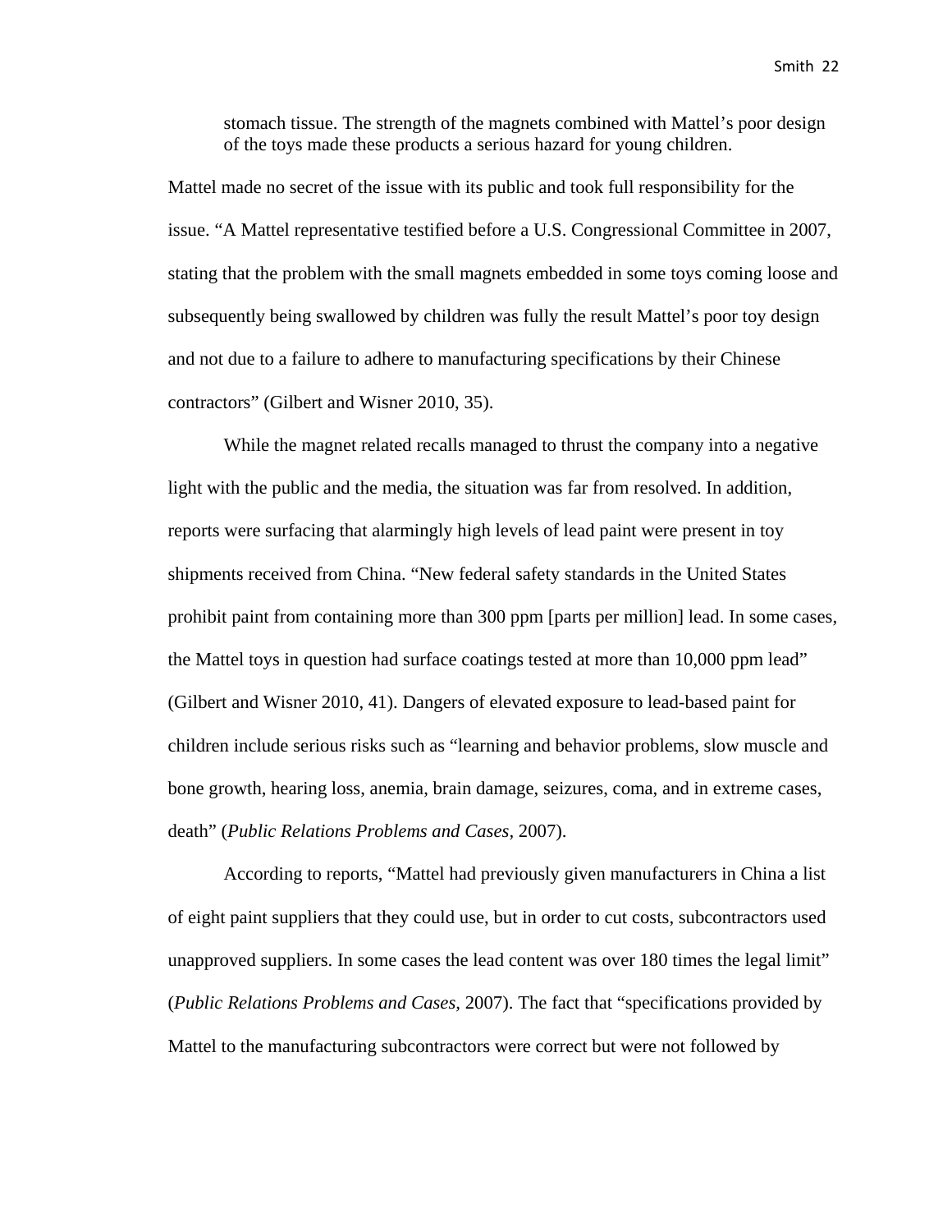> stomach tissue. The strength of the magnets combined with Mattel's poor design of the toys made these products a serious hazard for young children.

Mattel made no secret of the issue with its public and took full responsibility for the issue. "A Mattel representative testified before a U.S. Congressional Committee in 2007, stating that the problem with the small magnets embedded in some toys coming loose and subsequently being swallowed by children was fully the result Mattel's poor toy design and not due to a failure to adhere to manufacturing specifications by their Chinese contractors" (Gilbert and Wisner 2010, 35).

While the magnet related recalls managed to thrust the company into a negative light with the public and the media, the situation was far from resolved. In addition, reports were surfacing that alarmingly high levels of lead paint were present in toy shipments received from China. "New federal safety standards in the United States prohibit paint from containing more than 300 ppm [parts per million] lead. In some cases, the Mattel toys in question had surface coatings tested at more than 10,000 ppm lead" (Gilbert and Wisner 2010, 41). Dangers of elevated exposure to lead-based paint for children include serious risks such as "learning and behavior problems, slow muscle and bone growth, hearing loss, anemia, brain damage, seizures, coma, and in extreme cases, death" (*Public Relations Problems and Cases*, 2007).

According to reports, "Mattel had previously given manufacturers in China a list of eight paint suppliers that they could use, but in order to cut costs, subcontractors used unapproved suppliers. In some cases the lead content was over 180 times the legal limit" (*Public Relations Problems and Cases*, 2007). The fact that "specifications provided by Mattel to the manufacturing subcontractors were correct but were not followed by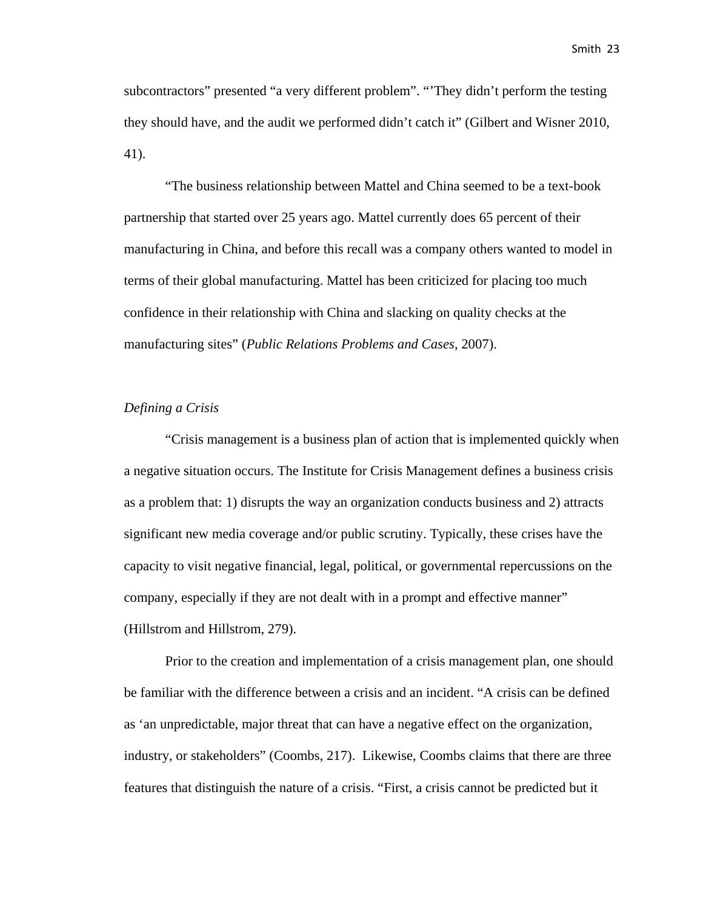subcontractors" presented "a very different problem". "'They didn't perform the testing they should have, and the audit we performed didn't catch it" (Gilbert and Wisner 2010, 41).

"The business relationship between Mattel and China seemed to be a text-book partnership that started over 25 years ago. Mattel currently does 65 percent of their manufacturing in China, and before this recall was a company others wanted to model in terms of their global manufacturing. Mattel has been criticized for placing too much confidence in their relationship with China and slacking on quality checks at the manufacturing sites" (*Public Relations Problems and Cases*, 2007).

*Defining a Crisis*

"Crisis management is a business plan of action that is implemented quickly when a negative situation occurs. The Institute for Crisis Management defines a business crisis as a problem that: 1) disrupts the way an organization conducts business and 2) attracts significant new media coverage and/or public scrutiny. Typically, these crises have the capacity to visit negative financial, legal, political, or governmental repercussions on the company, especially if they are not dealt with in a prompt and effective manner" (Hillstrom and Hillstrom, 279).

Prior to the creation and implementation of a crisis management plan, one should be familiar with the difference between a crisis and an incident. "A crisis can be defined as 'an unpredictable, major threat that can have a negative effect on the organization, industry, or stakeholders" (Coombs, 217). Likewise, Coombs claims that there are three features that distinguish the nature of a crisis. "First, a crisis cannot be predicted but it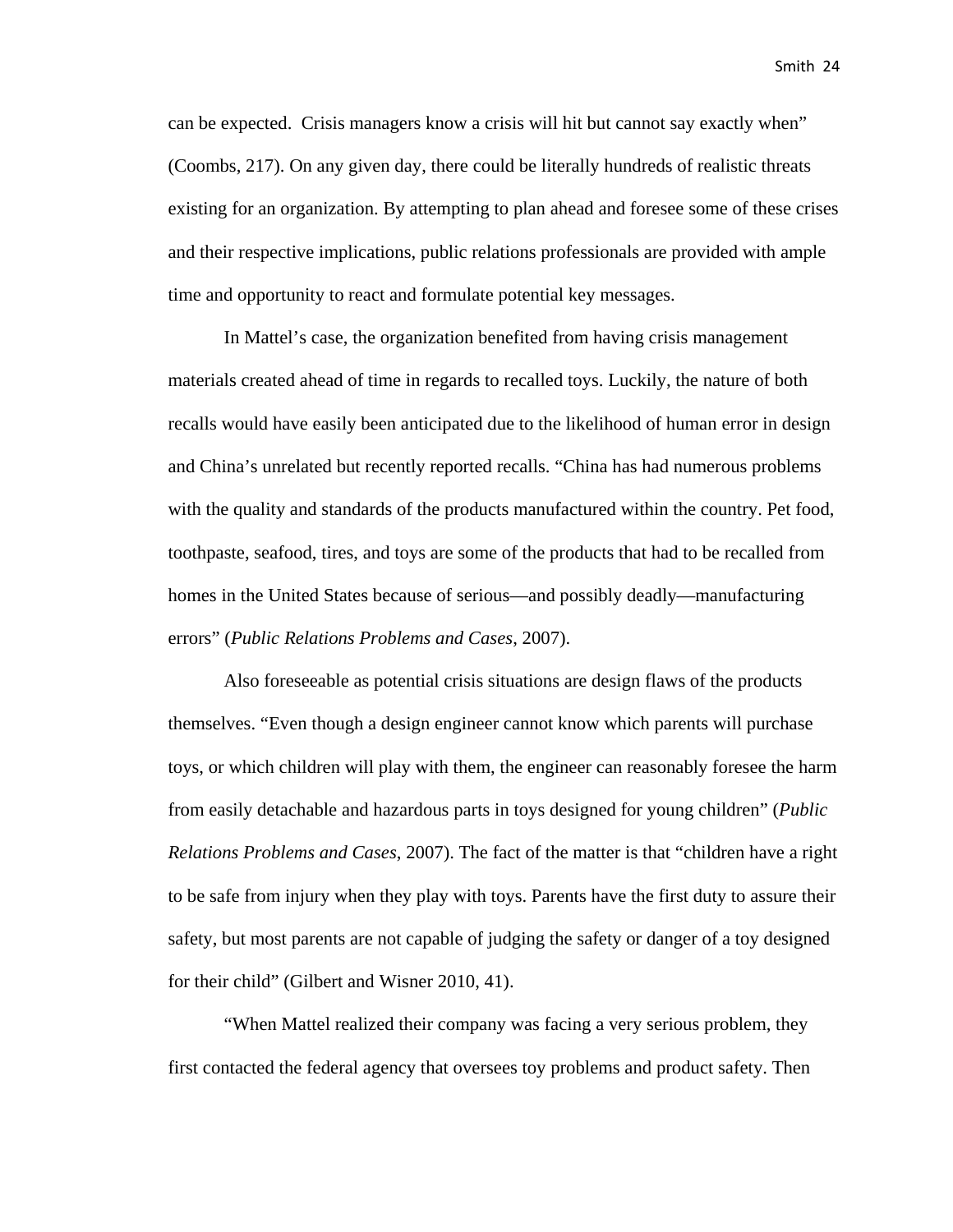can be expected. Crisis managers know a crisis will hit but cannot say exactly when" (Coombs, 217). On any given day, there could be literally hundreds of realistic threats existing for an organization. By attempting to plan ahead and foresee some of these crises and their respective implications, public relations professionals are provided with ample time and opportunity to react and formulate potential key messages.

In Mattel's case, the organization benefited from having crisis management materials created ahead of time in regards to recalled toys. Luckily, the nature of both recalls would have easily been anticipated due to the likelihood of human error in design and China's unrelated but recently reported recalls. "China has had numerous problems with the quality and standards of the products manufactured within the country. Pet food, toothpaste, seafood, tires, and toys are some of the products that had to be recalled from homes in the United States because of serious—and possibly deadly—manufacturing errors" (*Public Relations Problems and Cases*, 2007).

Also foreseeable as potential crisis situations are design flaws of the products themselves. "Even though a design engineer cannot know which parents will purchase toys, or which children will play with them, the engineer can reasonably foresee the harm from easily detachable and hazardous parts in toys designed for young children" (*Public Relations Problems and Cases*, 2007). The fact of the matter is that "children have a right to be safe from injury when they play with toys. Parents have the first duty to assure their safety, but most parents are not capable of judging the safety or danger of a toy designed for their child" (Gilbert and Wisner 2010, 41).

"When Mattel realized their company was facing a very serious problem, they first contacted the federal agency that oversees toy problems and product safety. Then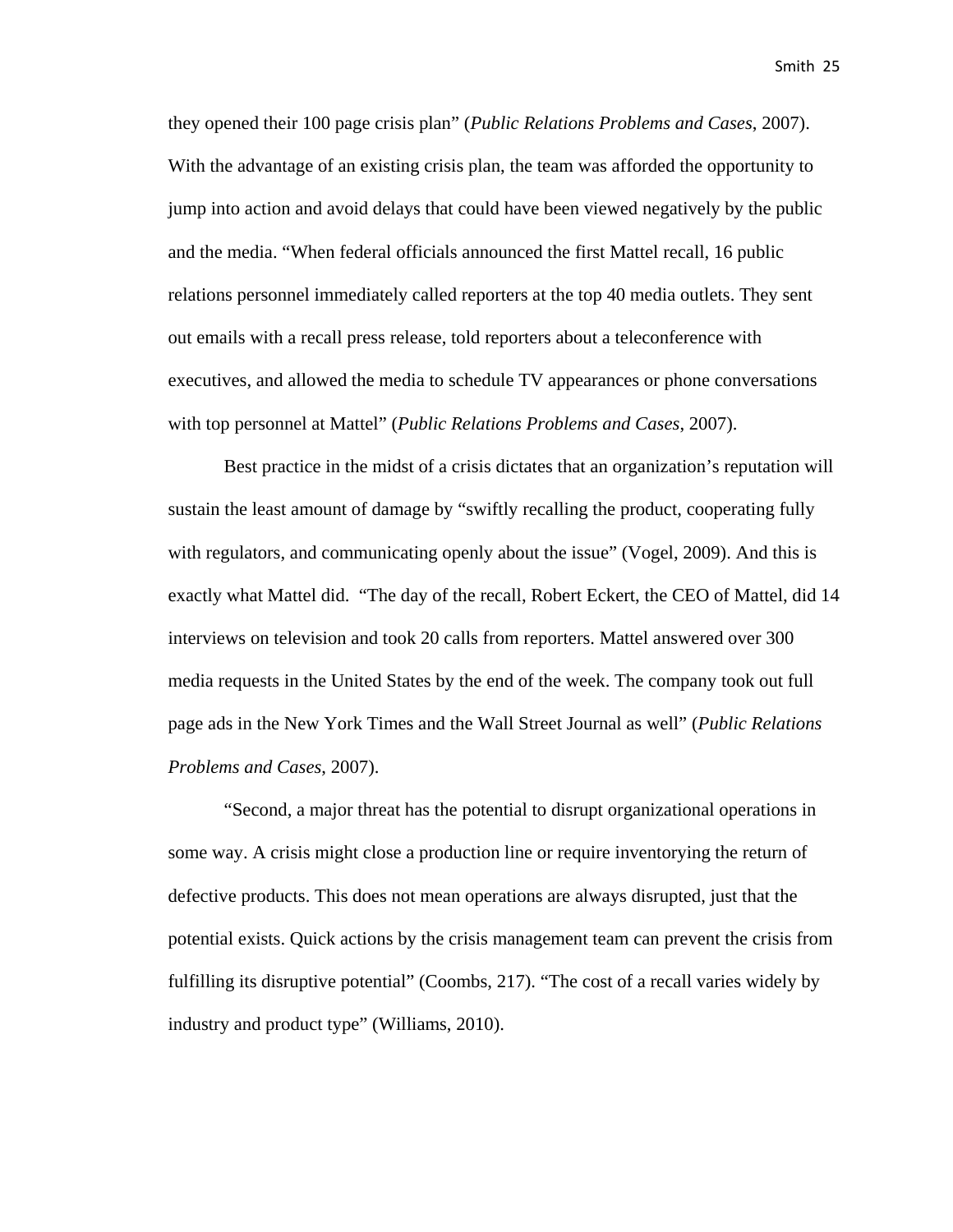they opened their 100 page crisis plan" (*Public Relations Problems and Cases*, 2007). With the advantage of an existing crisis plan, the team was afforded the opportunity to jump into action and avoid delays that could have been viewed negatively by the public and the media. "When federal officials announced the first Mattel recall, 16 public relations personnel immediately called reporters at the top 40 media outlets. They sent out emails with a recall press release, told reporters about a teleconference with executives, and allowed the media to schedule TV appearances or phone conversations with top personnel at Mattel" (*Public Relations Problems and Cases*, 2007).

Best practice in the midst of a crisis dictates that an organization's reputation will sustain the least amount of damage by "swiftly recalling the product, cooperating fully with regulators, and communicating openly about the issue" (Vogel, 2009). And this is exactly what Mattel did. "The day of the recall, Robert Eckert, the CEO of Mattel, did 14 interviews on television and took 20 calls from reporters. Mattel answered over 300 media requests in the United States by the end of the week. The company took out full page ads in the New York Times and the Wall Street Journal as well" (*Public Relations Problems and Cases*, 2007).

"Second, a major threat has the potential to disrupt organizational operations in some way. A crisis might close a production line or require inventorying the return of defective products. This does not mean operations are always disrupted, just that the potential exists. Quick actions by the crisis management team can prevent the crisis from fulfilling its disruptive potential" (Coombs, 217). "The cost of a recall varies widely by industry and product type" (Williams, 2010).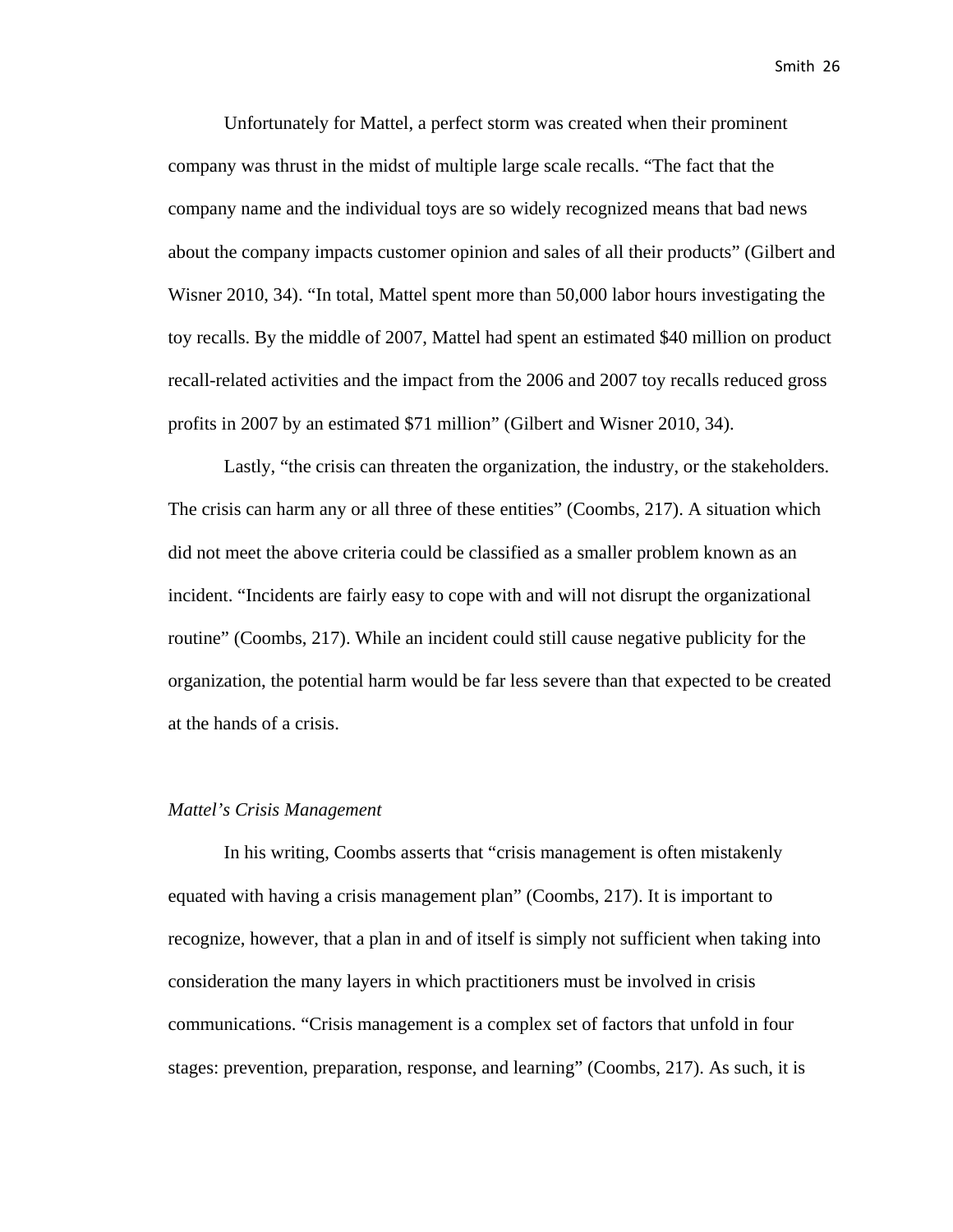Unfortunately for Mattel, a perfect storm was created when their prominent company was thrust in the midst of multiple large scale recalls. “The fact that the company name and the individual toys are so widely recognized means that bad news about the company impacts customer opinion and sales of all their products” (Gilbert and Wisner 2010, 34). “In total, Mattel spent more than 50,000 labor hours investigating the toy recalls. By the middle of 2007, Mattel had spent an estimated $40 million on product recall-related activities and the impact from the 2006 and 2007 toy recalls reduced gross profits in 2007 by an estimated $71 million” (Gilbert and Wisner 2010, 34).

Lastly, “the crisis can threaten the organization, the industry, or the stakeholders. The crisis can harm any or all three of these entities” (Coombs, 217). A situation which did not meet the above criteria could be classified as a smaller problem known as an incident. “Incidents are fairly easy to cope with and will not disrupt the organizational routine” (Coombs, 217). While an incident could still cause negative publicity for the organization, the potential harm would be far less severe than that expected to be created at the hands of a crisis.

*Mattel’s Crisis Management*

In his writing, Coombs asserts that “crisis management is often mistakenly equated with having a crisis management plan” (Coombs, 217). It is important to recognize, however, that a plan in and of itself is simply not sufficient when taking into consideration the many layers in which practitioners must be involved in crisis communications. “Crisis management is a complex set of factors that unfold in four stages: prevention, preparation, response, and learning” (Coombs, 217). As such, it is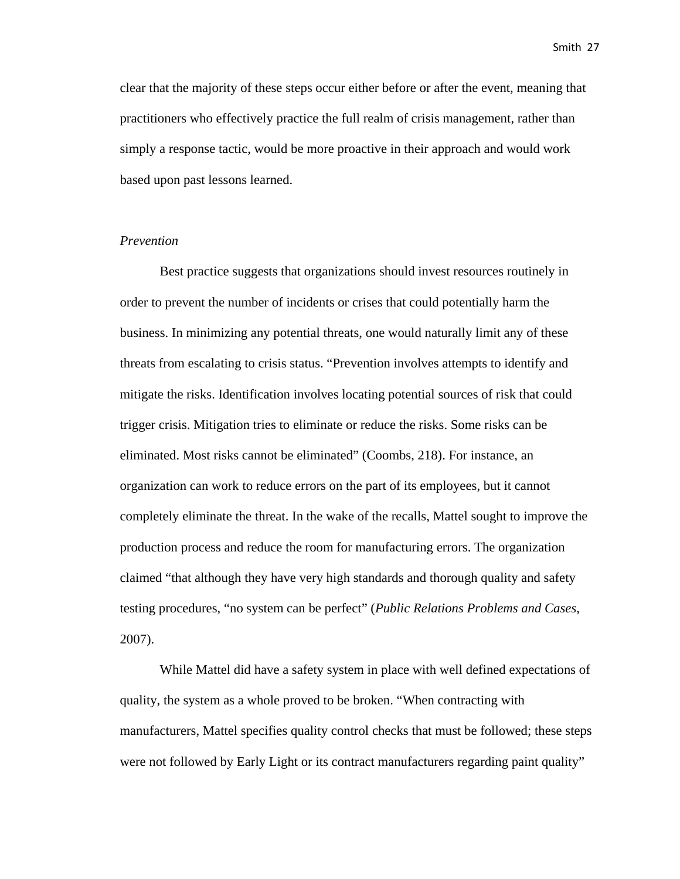clear that the majority of these steps occur either before or after the event, meaning that practitioners who effectively practice the full realm of crisis management, rather than simply a response tactic, would be more proactive in their approach and would work based upon past lessons learned.

### *Prevention*

Best practice suggests that organizations should invest resources routinely in order to prevent the number of incidents or crises that could potentially harm the business. In minimizing any potential threats, one would naturally limit any of these threats from escalating to crisis status. “Prevention involves attempts to identify and mitigate the risks. Identification involves locating potential sources of risk that could trigger crisis. Mitigation tries to eliminate or reduce the risks. Some risks can be eliminated. Most risks cannot be eliminated” (Coombs, 218). For instance, an organization can work to reduce errors on the part of its employees, but it cannot completely eliminate the threat. In the wake of the recalls, Mattel sought to improve the production process and reduce the room for manufacturing errors. The organization claimed “that although they have very high standards and thorough quality and safety testing procedures, “no system can be perfect” (*Public Relations Problems and Cases*, 2007).

While Mattel did have a safety system in place with well defined expectations of quality, the system as a whole proved to be broken. “When contracting with manufacturers, Mattel specifies quality control checks that must be followed; these steps were not followed by Early Light or its contract manufacturers regarding paint quality”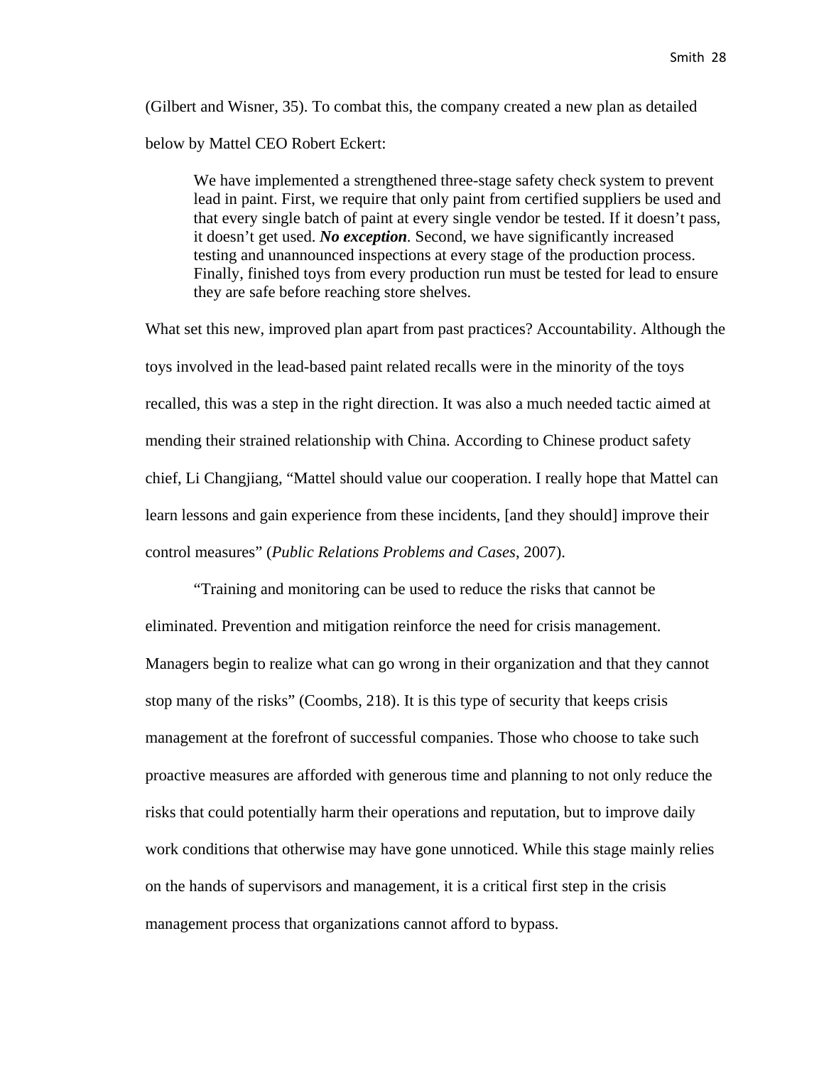(Gilbert and Wisner, 35). To combat this, the company created a new plan as detailed below by Mattel CEO Robert Eckert:

> We have implemented a strengthened three-stage safety check system to prevent lead in paint. First, we require that only paint from certified suppliers be used and that every single batch of paint at every single vendor be tested. If it doesn't pass, it doesn't get used. ***No exception***. Second, we have significantly increased testing and unannounced inspections at every stage of the production process. Finally, finished toys from every production run must be tested for lead to ensure they are safe before reaching store shelves.

What set this new, improved plan apart from past practices? Accountability. Although the toys involved in the lead-based paint related recalls were in the minority of the toys recalled, this was a step in the right direction. It was also a much needed tactic aimed at mending their strained relationship with China. According to Chinese product safety chief, Li Changjiang, "Mattel should value our cooperation. I really hope that Mattel can learn lessons and gain experience from these incidents, [and they should] improve their control measures" (*Public Relations Problems and Cases*, 2007).

"Training and monitoring can be used to reduce the risks that cannot be eliminated. Prevention and mitigation reinforce the need for crisis management. Managers begin to realize what can go wrong in their organization and that they cannot stop many of the risks" (Coombs, 218). It is this type of security that keeps crisis management at the forefront of successful companies. Those who choose to take such proactive measures are afforded with generous time and planning to not only reduce the risks that could potentially harm their operations and reputation, but to improve daily work conditions that otherwise may have gone unnoticed. While this stage mainly relies on the hands of supervisors and management, it is a critical first step in the crisis management process that organizations cannot afford to bypass.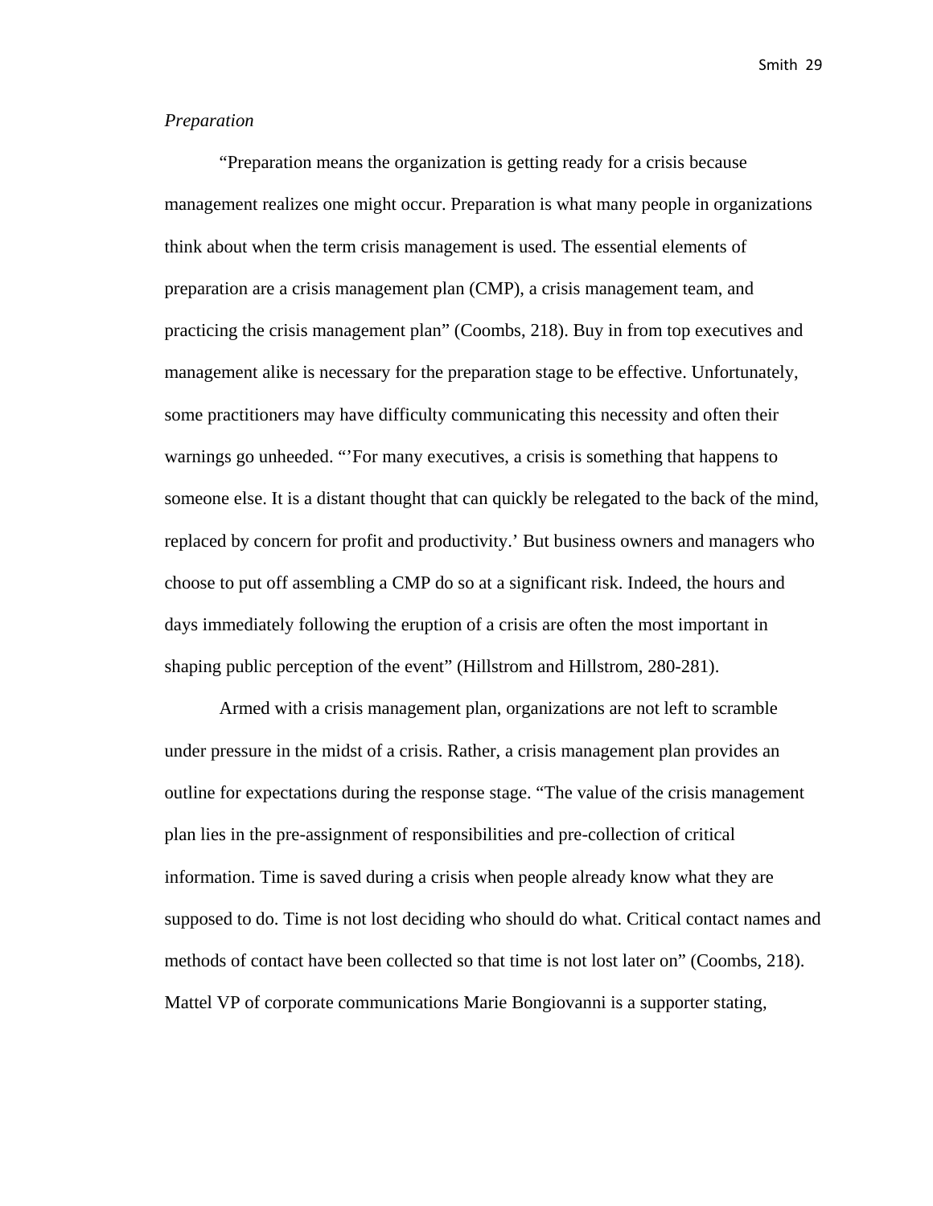*Preparation*

"Preparation means the organization is getting ready for a crisis because management realizes one might occur. Preparation is what many people in organizations think about when the term crisis management is used. The essential elements of preparation are a crisis management plan (CMP), a crisis management team, and practicing the crisis management plan" (Coombs, 218). Buy in from top executives and management alike is necessary for the preparation stage to be effective. Unfortunately, some practitioners may have difficulty communicating this necessity and often their warnings go unheeded. "'For many executives, a crisis is something that happens to someone else. It is a distant thought that can quickly be relegated to the back of the mind, replaced by concern for profit and productivity.' But business owners and managers who choose to put off assembling a CMP do so at a significant risk. Indeed, the hours and days immediately following the eruption of a crisis are often the most important in shaping public perception of the event" (Hillstrom and Hillstrom, 280-281).

Armed with a crisis management plan, organizations are not left to scramble under pressure in the midst of a crisis. Rather, a crisis management plan provides an outline for expectations during the response stage. "The value of the crisis management plan lies in the pre-assignment of responsibilities and pre-collection of critical information. Time is saved during a crisis when people already know what they are supposed to do. Time is not lost deciding who should do what. Critical contact names and methods of contact have been collected so that time is not lost later on" (Coombs, 218). Mattel VP of corporate communications Marie Bongiovanni is a supporter stating,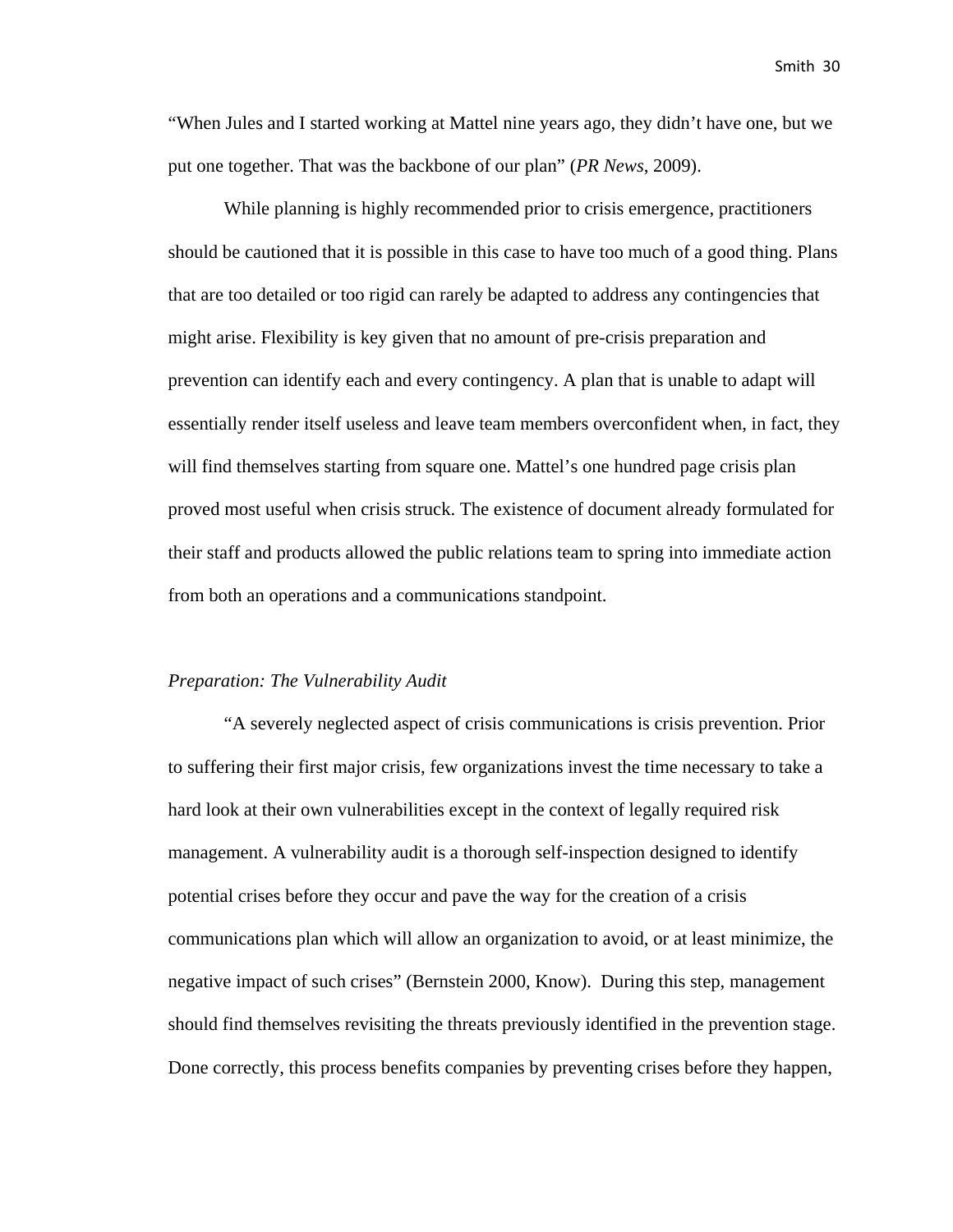"When Jules and I started working at Mattel nine years ago, they didn't have one, but we put one together. That was the backbone of our plan" (*PR News*, 2009).

While planning is highly recommended prior to crisis emergence, practitioners should be cautioned that it is possible in this case to have too much of a good thing. Plans that are too detailed or too rigid can rarely be adapted to address any contingencies that might arise. Flexibility is key given that no amount of pre-crisis preparation and prevention can identify each and every contingency. A plan that is unable to adapt will essentially render itself useless and leave team members overconfident when, in fact, they will find themselves starting from square one. Mattel's one hundred page crisis plan proved most useful when crisis struck. The existence of document already formulated for their staff and products allowed the public relations team to spring into immediate action from both an operations and a communications standpoint.

*Preparation: The Vulnerability Audit*

"A severely neglected aspect of crisis communications is crisis prevention. Prior to suffering their first major crisis, few organizations invest the time necessary to take a hard look at their own vulnerabilities except in the context of legally required risk management. A vulnerability audit is a thorough self-inspection designed to identify potential crises before they occur and pave the way for the creation of a crisis communications plan which will allow an organization to avoid, or at least minimize, the negative impact of such crises" (Bernstein 2000, Know). During this step, management should find themselves revisiting the threats previously identified in the prevention stage. Done correctly, this process benefits companies by preventing crises before they happen,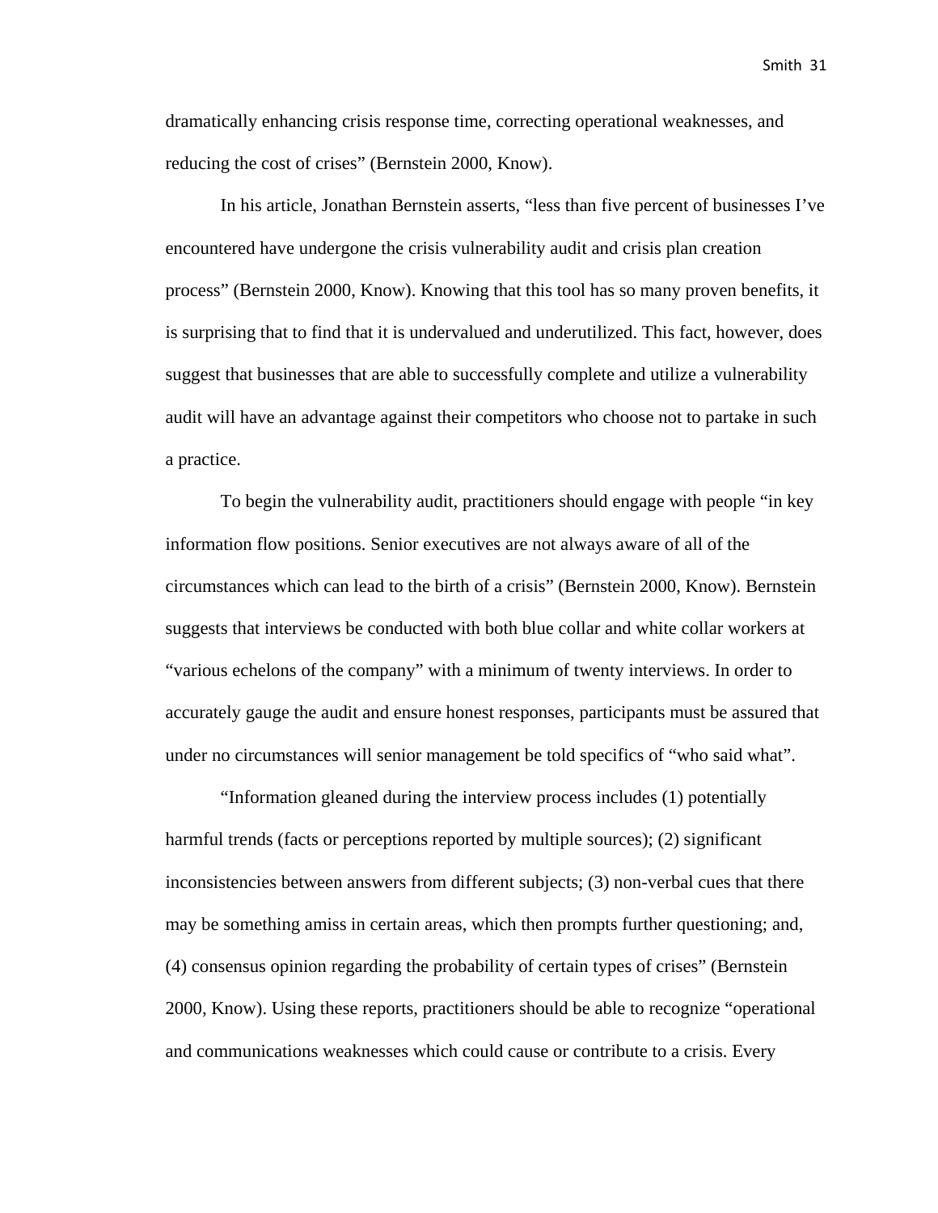dramatically enhancing crisis response time, correcting operational weaknesses, and reducing the cost of crises" (Bernstein 2000, Know).

In his article, Jonathan Bernstein asserts, "less than five percent of businesses I've encountered have undergone the crisis vulnerability audit and crisis plan creation process" (Bernstein 2000, Know). Knowing that this tool has so many proven benefits, it is surprising that to find that it is undervalued and underutilized. This fact, however, does suggest that businesses that are able to successfully complete and utilize a vulnerability audit will have an advantage against their competitors who choose not to partake in such a practice.

To begin the vulnerability audit, practitioners should engage with people "in key information flow positions. Senior executives are not always aware of all of the circumstances which can lead to the birth of a crisis" (Bernstein 2000, Know). Bernstein suggests that interviews be conducted with both blue collar and white collar workers at "various echelons of the company" with a minimum of twenty interviews. In order to accurately gauge the audit and ensure honest responses, participants must be assured that under no circumstances will senior management be told specifics of "who said what".

"Information gleaned during the interview process includes (1) potentially harmful trends (facts or perceptions reported by multiple sources); (2) significant inconsistencies between answers from different subjects; (3) non-verbal cues that there may be something amiss in certain areas, which then prompts further questioning; and, (4) consensus opinion regarding the probability of certain types of crises" (Bernstein 2000, Know). Using these reports, practitioners should be able to recognize "operational and communications weaknesses which could cause or contribute to a crisis. Every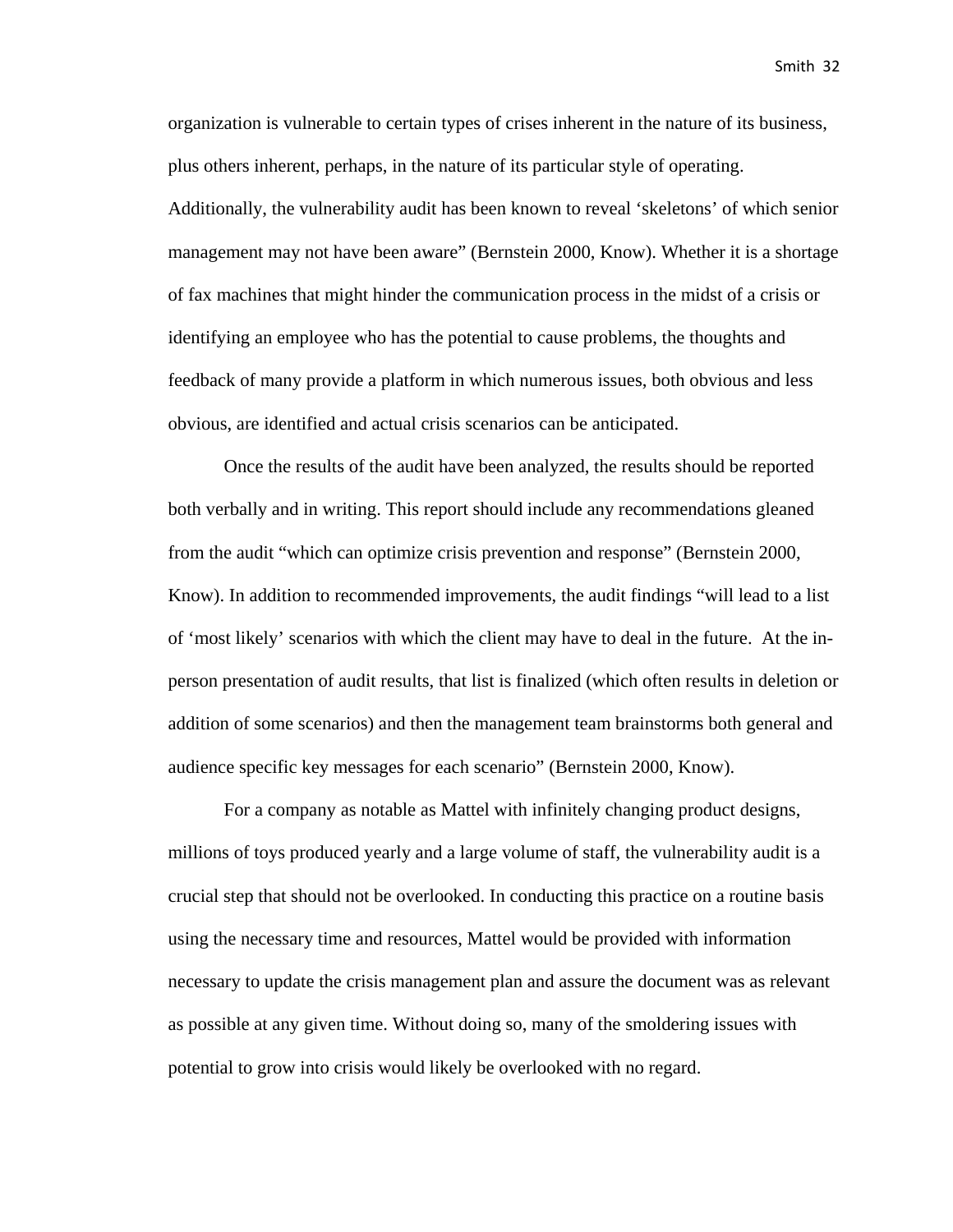organization is vulnerable to certain types of crises inherent in the nature of its business, plus others inherent, perhaps, in the nature of its particular style of operating. Additionally, the vulnerability audit has been known to reveal 'skeletons' of which senior management may not have been aware" (Bernstein 2000, Know). Whether it is a shortage of fax machines that might hinder the communication process in the midst of a crisis or identifying an employee who has the potential to cause problems, the thoughts and feedback of many provide a platform in which numerous issues, both obvious and less obvious, are identified and actual crisis scenarios can be anticipated.

Once the results of the audit have been analyzed, the results should be reported both verbally and in writing. This report should include any recommendations gleaned from the audit "which can optimize crisis prevention and response" (Bernstein 2000, Know). In addition to recommended improvements, the audit findings "will lead to a list of 'most likely' scenarios with which the client may have to deal in the future. At the in-person presentation of audit results, that list is finalized (which often results in deletion or addition of some scenarios) and then the management team brainstorms both general and audience specific key messages for each scenario" (Bernstein 2000, Know).

For a company as notable as Mattel with infinitely changing product designs, millions of toys produced yearly and a large volume of staff, the vulnerability audit is a crucial step that should not be overlooked. In conducting this practice on a routine basis using the necessary time and resources, Mattel would be provided with information necessary to update the crisis management plan and assure the document was as relevant as possible at any given time. Without doing so, many of the smoldering issues with potential to grow into crisis would likely be overlooked with no regard.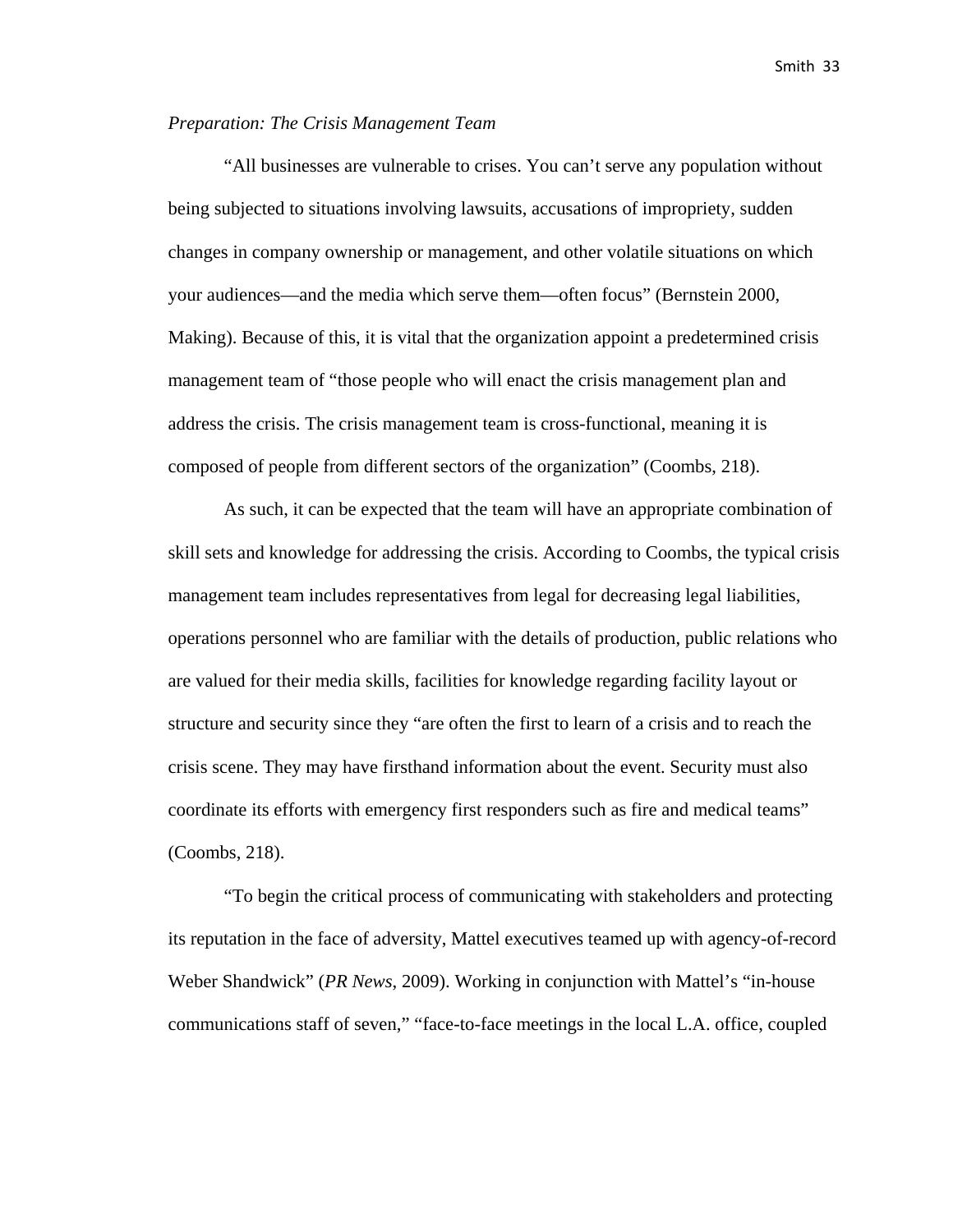*Preparation: The Crisis Management Team*

"All businesses are vulnerable to crises. You can't serve any population without being subjected to situations involving lawsuits, accusations of impropriety, sudden changes in company ownership or management, and other volatile situations on which your audiences—and the media which serve them—often focus" (Bernstein 2000, Making). Because of this, it is vital that the organization appoint a predetermined crisis management team of "those people who will enact the crisis management plan and address the crisis. The crisis management team is cross-functional, meaning it is composed of people from different sectors of the organization" (Coombs, 218).

As such, it can be expected that the team will have an appropriate combination of skill sets and knowledge for addressing the crisis. According to Coombs, the typical crisis management team includes representatives from legal for decreasing legal liabilities, operations personnel who are familiar with the details of production, public relations who are valued for their media skills, facilities for knowledge regarding facility layout or structure and security since they "are often the first to learn of a crisis and to reach the crisis scene. They may have firsthand information about the event. Security must also coordinate its efforts with emergency first responders such as fire and medical teams" (Coombs, 218).

"To begin the critical process of communicating with stakeholders and protecting its reputation in the face of adversity, Mattel executives teamed up with agency-of-record Weber Shandwick" (*PR News*, 2009). Working in conjunction with Mattel's "in-house communications staff of seven," "face-to-face meetings in the local L.A. office, coupled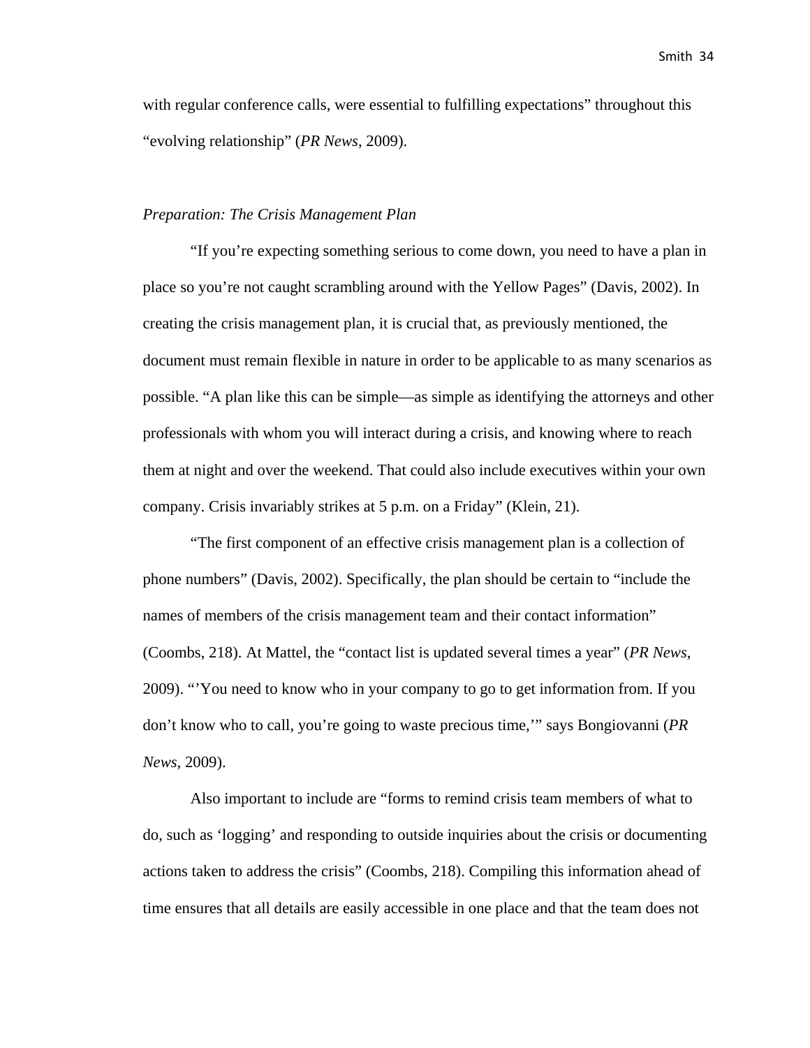with regular conference calls, were essential to fulfilling expectations" throughout this "evolving relationship" (*PR News*, 2009).

*Preparation: The Crisis Management Plan*

"If you're expecting something serious to come down, you need to have a plan in place so you're not caught scrambling around with the Yellow Pages" (Davis, 2002). In creating the crisis management plan, it is crucial that, as previously mentioned, the document must remain flexible in nature in order to be applicable to as many scenarios as possible. "A plan like this can be simple—as simple as identifying the attorneys and other professionals with whom you will interact during a crisis, and knowing where to reach them at night and over the weekend. That could also include executives within your own company. Crisis invariably strikes at 5 p.m. on a Friday" (Klein, 21).

"The first component of an effective crisis management plan is a collection of phone numbers" (Davis, 2002). Specifically, the plan should be certain to "include the names of members of the crisis management team and their contact information" (Coombs, 218). At Mattel, the "contact list is updated several times a year" (*PR News*, 2009). "'You need to know who in your company to go to get information from. If you don't know who to call, you're going to waste precious time,'" says Bongiovanni (*PR News*, 2009).

Also important to include are "forms to remind crisis team members of what to do, such as 'logging' and responding to outside inquiries about the crisis or documenting actions taken to address the crisis" (Coombs, 218). Compiling this information ahead of time ensures that all details are easily accessible in one place and that the team does not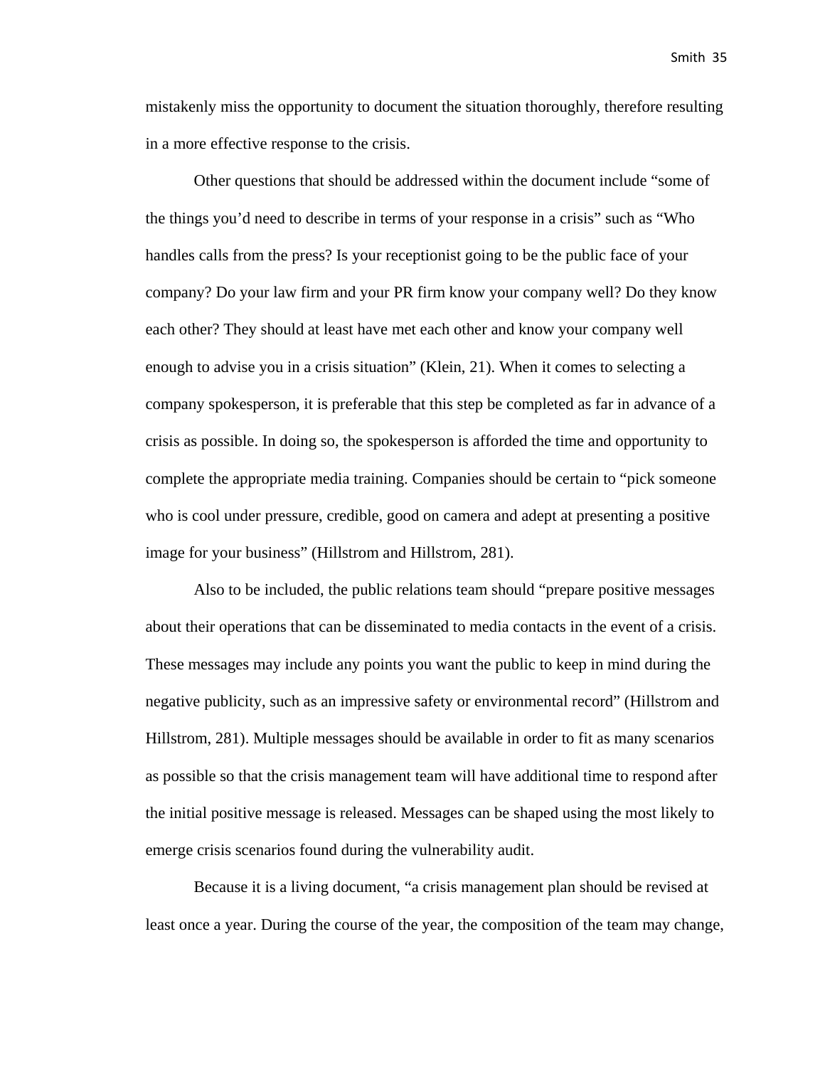mistakenly miss the opportunity to document the situation thoroughly, therefore resulting in a more effective response to the crisis.

Other questions that should be addressed within the document include “some of the things you’d need to describe in terms of your response in a crisis” such as “Who handles calls from the press? Is your receptionist going to be the public face of your company? Do your law firm and your PR firm know your company well? Do they know each other? They should at least have met each other and know your company well enough to advise you in a crisis situation” (Klein, 21). When it comes to selecting a company spokesperson, it is preferable that this step be completed as far in advance of a crisis as possible. In doing so, the spokesperson is afforded the time and opportunity to complete the appropriate media training. Companies should be certain to “pick someone who is cool under pressure, credible, good on camera and adept at presenting a positive image for your business” (Hillstrom and Hillstrom, 281).

Also to be included, the public relations team should “prepare positive messages about their operations that can be disseminated to media contacts in the event of a crisis. These messages may include any points you want the public to keep in mind during the negative publicity, such as an impressive safety or environmental record” (Hillstrom and Hillstrom, 281). Multiple messages should be available in order to fit as many scenarios as possible so that the crisis management team will have additional time to respond after the initial positive message is released. Messages can be shaped using the most likely to emerge crisis scenarios found during the vulnerability audit.

Because it is a living document, “a crisis management plan should be revised at least once a year. During the course of the year, the composition of the team may change,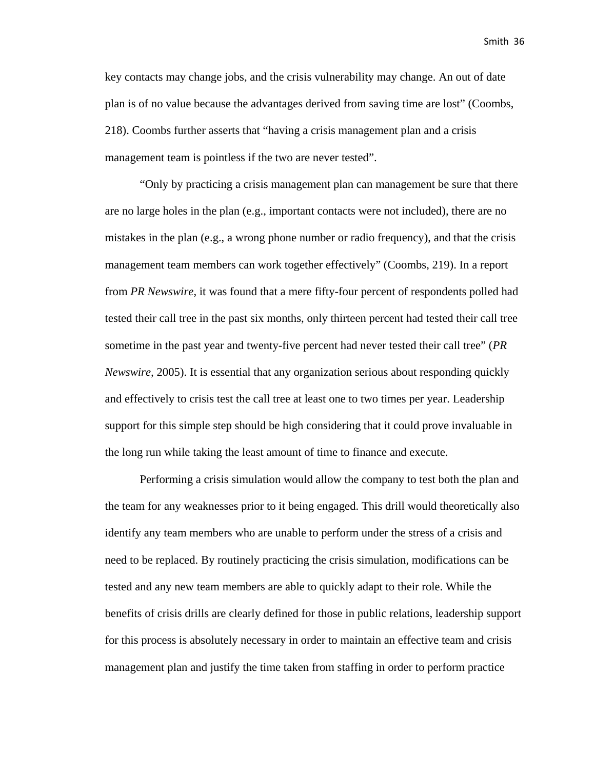key contacts may change jobs, and the crisis vulnerability may change. An out of date plan is of no value because the advantages derived from saving time are lost" (Coombs, 218). Coombs further asserts that "having a crisis management plan and a crisis management team is pointless if the two are never tested".

"Only by practicing a crisis management plan can management be sure that there are no large holes in the plan (e.g., important contacts were not included), there are no mistakes in the plan (e.g., a wrong phone number or radio frequency), and that the crisis management team members can work together effectively" (Coombs, 219). In a report from *PR Newswire*, it was found that a mere fifty-four percent of respondents polled had tested their call tree in the past six months, only thirteen percent had tested their call tree sometime in the past year and twenty-five percent had never tested their call tree" (*PR Newswire*, 2005). It is essential that any organization serious about responding quickly and effectively to crisis test the call tree at least one to two times per year. Leadership support for this simple step should be high considering that it could prove invaluable in the long run while taking the least amount of time to finance and execute.

Performing a crisis simulation would allow the company to test both the plan and the team for any weaknesses prior to it being engaged. This drill would theoretically also identify any team members who are unable to perform under the stress of a crisis and need to be replaced. By routinely practicing the crisis simulation, modifications can be tested and any new team members are able to quickly adapt to their role. While the benefits of crisis drills are clearly defined for those in public relations, leadership support for this process is absolutely necessary in order to maintain an effective team and crisis management plan and justify the time taken from staffing in order to perform practice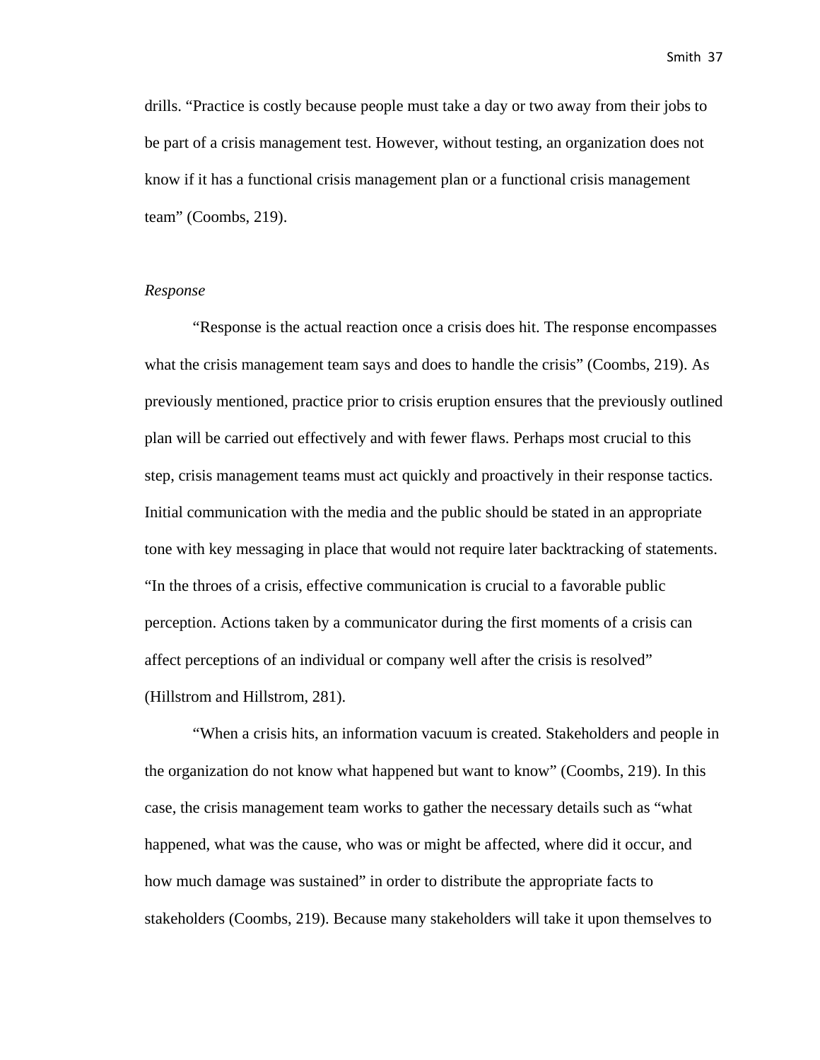drills. "Practice is costly because people must take a day or two away from their jobs to be part of a crisis management test. However, without testing, an organization does not know if it has a functional crisis management plan or a functional crisis management team" (Coombs, 219).

*Response*

"Response is the actual reaction once a crisis does hit. The response encompasses what the crisis management team says and does to handle the crisis" (Coombs, 219). As previously mentioned, practice prior to crisis eruption ensures that the previously outlined plan will be carried out effectively and with fewer flaws. Perhaps most crucial to this step, crisis management teams must act quickly and proactively in their response tactics. Initial communication with the media and the public should be stated in an appropriate tone with key messaging in place that would not require later backtracking of statements. "In the throes of a crisis, effective communication is crucial to a favorable public perception. Actions taken by a communicator during the first moments of a crisis can affect perceptions of an individual or company well after the crisis is resolved" (Hillstrom and Hillstrom, 281).

"When a crisis hits, an information vacuum is created. Stakeholders and people in the organization do not know what happened but want to know" (Coombs, 219). In this case, the crisis management team works to gather the necessary details such as "what happened, what was the cause, who was or might be affected, where did it occur, and how much damage was sustained" in order to distribute the appropriate facts to stakeholders (Coombs, 219). Because many stakeholders will take it upon themselves to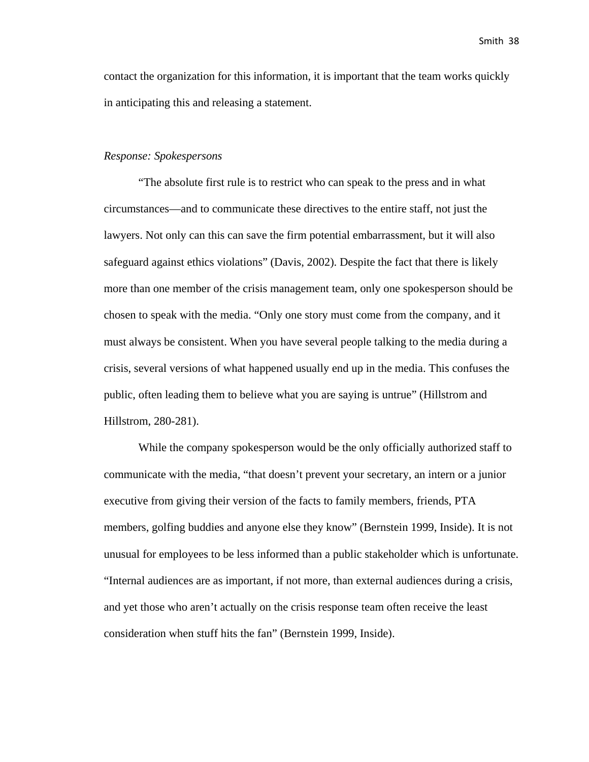contact the organization for this information, it is important that the team works quickly in anticipating this and releasing a statement.

*Response: Spokespersons*

“The absolute first rule is to restrict who can speak to the press and in what circumstances—and to communicate these directives to the entire staff, not just the lawyers. Not only can this can save the firm potential embarrassment, but it will also safeguard against ethics violations” (Davis, 2002). Despite the fact that there is likely more than one member of the crisis management team, only one spokesperson should be chosen to speak with the media. “Only one story must come from the company, and it must always be consistent. When you have several people talking to the media during a crisis, several versions of what happened usually end up in the media. This confuses the public, often leading them to believe what you are saying is untrue” (Hillstrom and Hillstrom, 280-281).

While the company spokesperson would be the only officially authorized staff to communicate with the media, “that doesn’t prevent your secretary, an intern or a junior executive from giving their version of the facts to family members, friends, PTA members, golfing buddies and anyone else they know” (Bernstein 1999, Inside). It is not unusual for employees to be less informed than a public stakeholder which is unfortunate. “Internal audiences are as important, if not more, than external audiences during a crisis, and yet those who aren’t actually on the crisis response team often receive the least consideration when stuff hits the fan” (Bernstein 1999, Inside).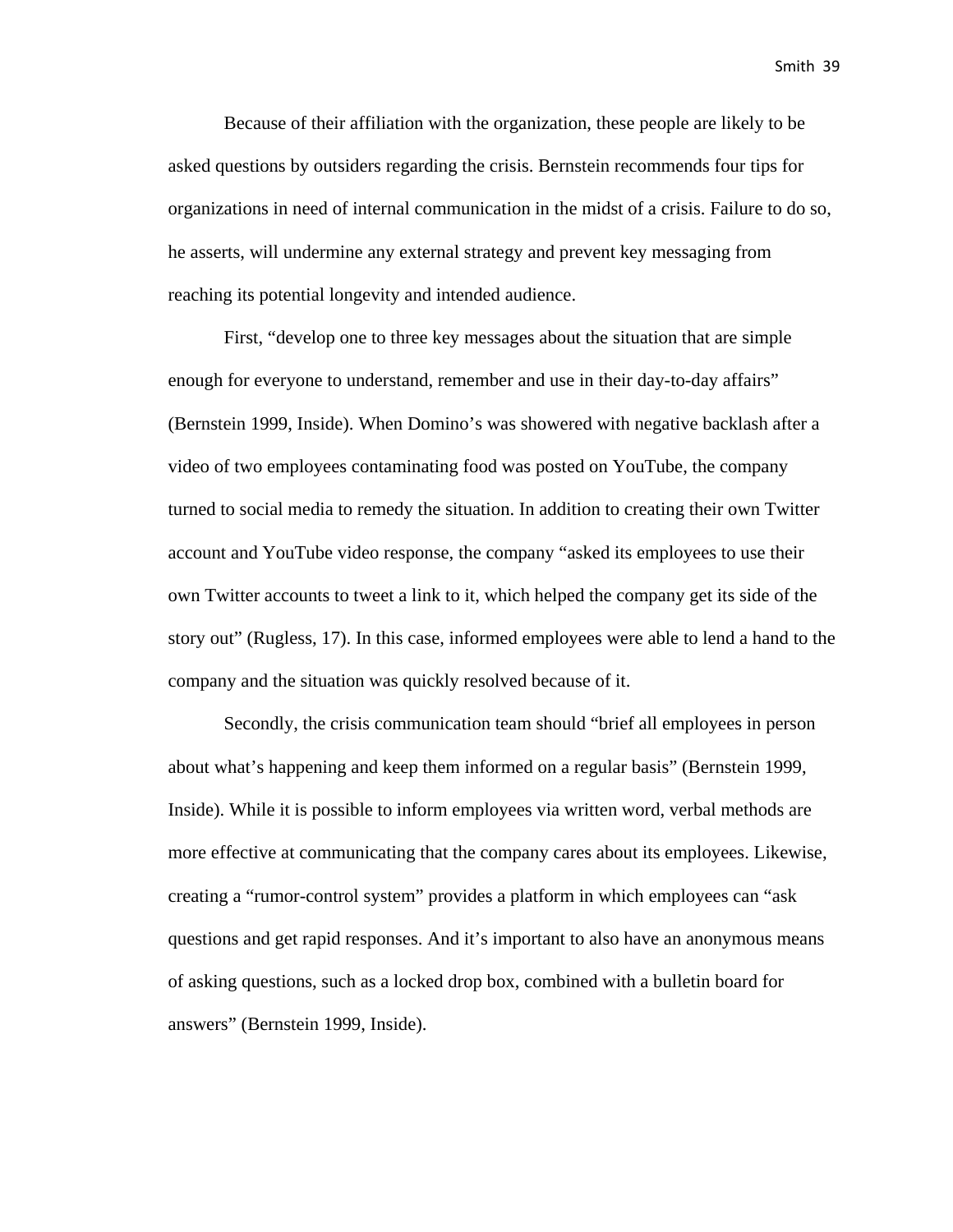Because of their affiliation with the organization, these people are likely to be asked questions by outsiders regarding the crisis. Bernstein recommends four tips for organizations in need of internal communication in the midst of a crisis. Failure to do so, he asserts, will undermine any external strategy and prevent key messaging from reaching its potential longevity and intended audience.

First, “develop one to three key messages about the situation that are simple enough for everyone to understand, remember and use in their day-to-day affairs” (Bernstein 1999, Inside). When Domino’s was showered with negative backlash after a video of two employees contaminating food was posted on YouTube, the company turned to social media to remedy the situation. In addition to creating their own Twitter account and YouTube video response, the company “asked its employees to use their own Twitter accounts to tweet a link to it, which helped the company get its side of the story out” (Rugless, 17). In this case, informed employees were able to lend a hand to the company and the situation was quickly resolved because of it.

Secondly, the crisis communication team should “brief all employees in person about what’s happening and keep them informed on a regular basis” (Bernstein 1999, Inside). While it is possible to inform employees via written word, verbal methods are more effective at communicating that the company cares about its employees. Likewise, creating a “rumor-control system” provides a platform in which employees can “ask questions and get rapid responses. And it’s important to also have an anonymous means of asking questions, such as a locked drop box, combined with a bulletin board for answers” (Bernstein 1999, Inside).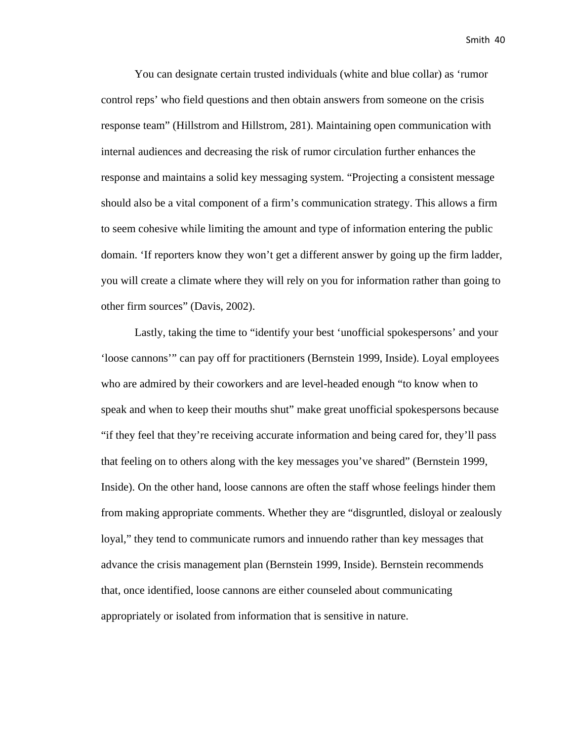You can designate certain trusted individuals (white and blue collar) as 'rumor control reps' who field questions and then obtain answers from someone on the crisis response team" (Hillstrom and Hillstrom, 281). Maintaining open communication with internal audiences and decreasing the risk of rumor circulation further enhances the response and maintains a solid key messaging system. "Projecting a consistent message should also be a vital component of a firm's communication strategy. This allows a firm to seem cohesive while limiting the amount and type of information entering the public domain. 'If reporters know they won't get a different answer by going up the firm ladder, you will create a climate where they will rely on you for information rather than going to other firm sources" (Davis, 2002).

Lastly, taking the time to "identify your best 'unofficial spokespersons' and your 'loose cannons'" can pay off for practitioners (Bernstein 1999, Inside). Loyal employees who are admired by their coworkers and are level-headed enough "to know when to speak and when to keep their mouths shut" make great unofficial spokespersons because "if they feel that they're receiving accurate information and being cared for, they'll pass that feeling on to others along with the key messages you've shared" (Bernstein 1999, Inside). On the other hand, loose cannons are often the staff whose feelings hinder them from making appropriate comments. Whether they are "disgruntled, disloyal or zealously loyal," they tend to communicate rumors and innuendo rather than key messages that advance the crisis management plan (Bernstein 1999, Inside). Bernstein recommends that, once identified, loose cannons are either counseled about communicating appropriately or isolated from information that is sensitive in nature.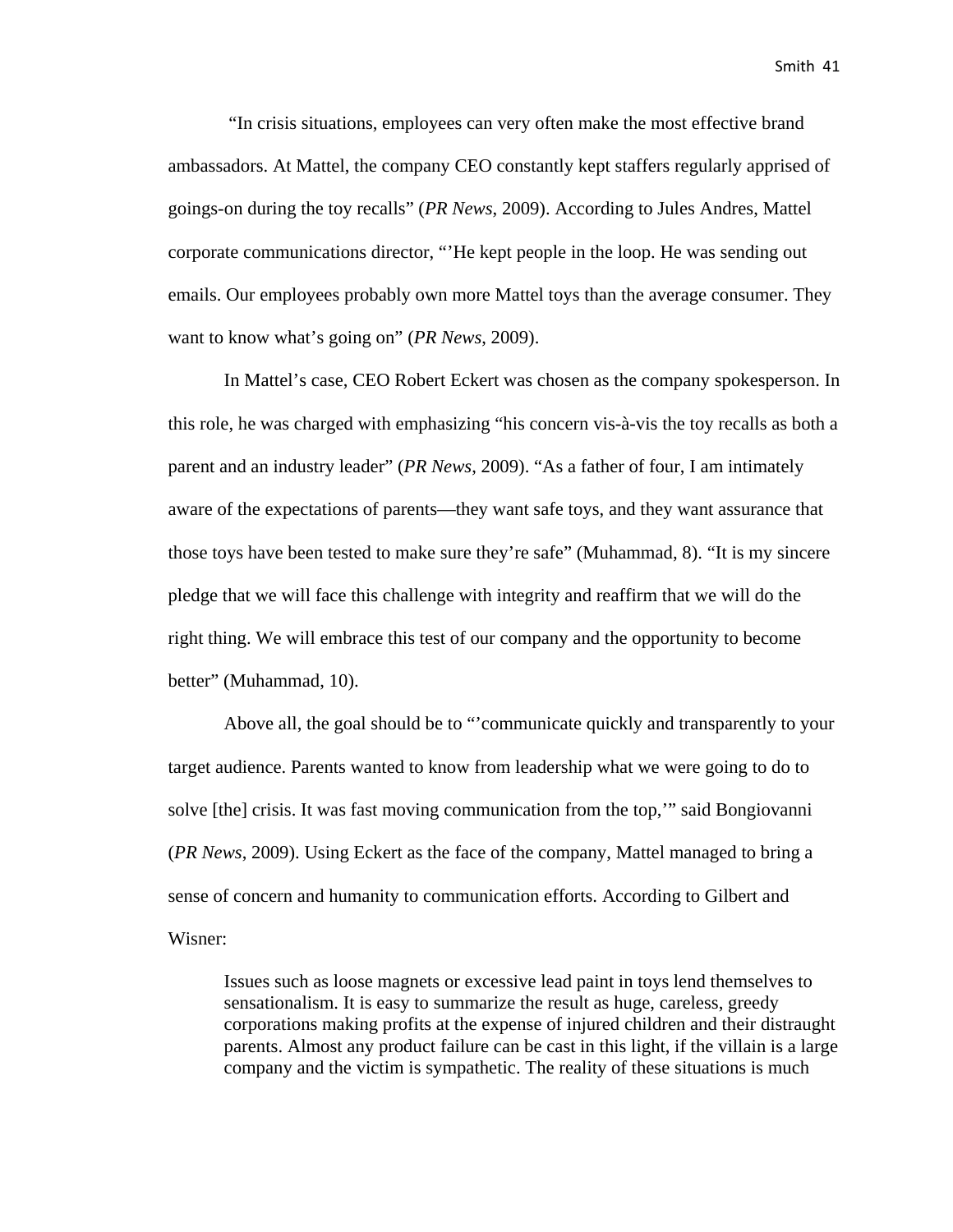"In crisis situations, employees can very often make the most effective brand ambassadors. At Mattel, the company CEO constantly kept staffers regularly apprised of goings-on during the toy recalls" (*PR News*, 2009). According to Jules Andres, Mattel corporate communications director, "'He kept people in the loop. He was sending out emails. Our employees probably own more Mattel toys than the average consumer. They want to know what's going on" (*PR News*, 2009).

In Mattel's case, CEO Robert Eckert was chosen as the company spokesperson. In this role, he was charged with emphasizing "his concern vis-à-vis the toy recalls as both a parent and an industry leader" (*PR News*, 2009). "As a father of four, I am intimately aware of the expectations of parents—they want safe toys, and they want assurance that those toys have been tested to make sure they're safe" (Muhammad, 8). "It is my sincere pledge that we will face this challenge with integrity and reaffirm that we will do the right thing. We will embrace this test of our company and the opportunity to become better" (Muhammad, 10).

Above all, the goal should be to "'communicate quickly and transparently to your target audience. Parents wanted to know from leadership what we were going to do to solve [the] crisis. It was fast moving communication from the top,'" said Bongiovanni (*PR News*, 2009). Using Eckert as the face of the company, Mattel managed to bring a sense of concern and humanity to communication efforts. According to Gilbert and Wisner:

> Issues such as loose magnets or excessive lead paint in toys lend themselves to sensationalism. It is easy to summarize the result as huge, careless, greedy corporations making profits at the expense of injured children and their distraught parents. Almost any product failure can be cast in this light, if the villain is a large company and the victim is sympathetic. The reality of these situations is much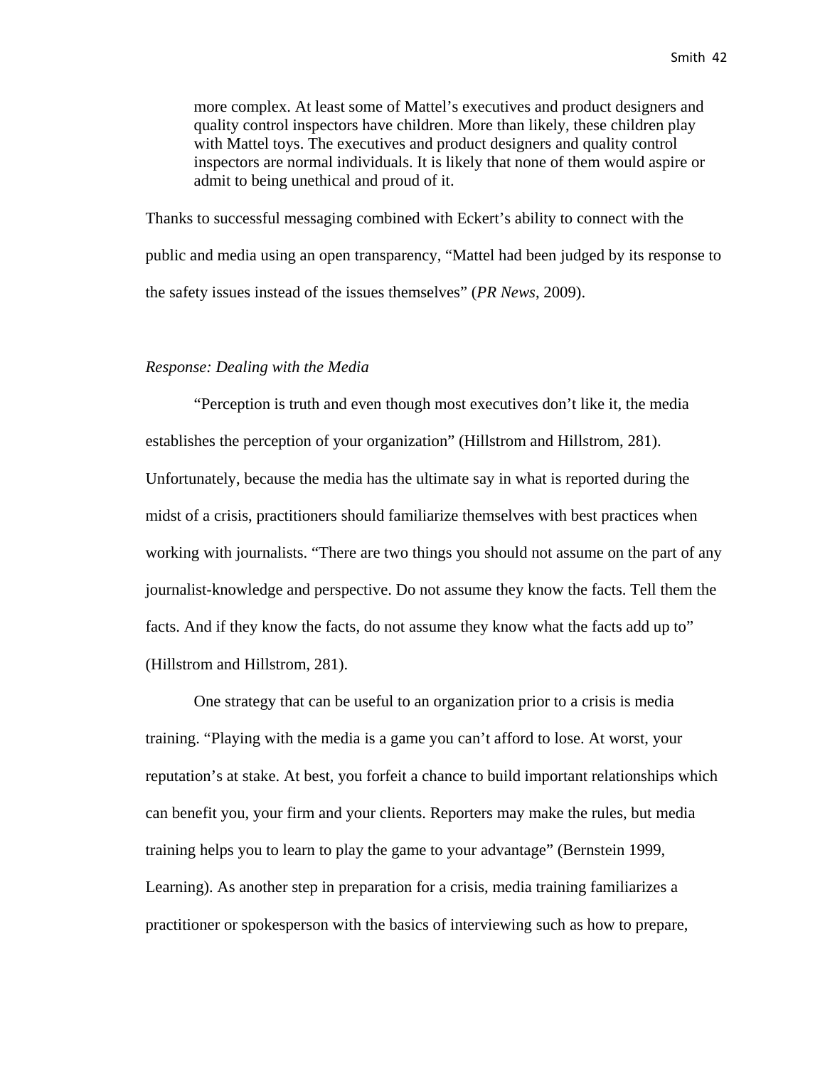> more complex. At least some of Mattel's executives and product designers and quality control inspectors have children. More than likely, these children play with Mattel toys. The executives and product designers and quality control inspectors are normal individuals. It is likely that none of them would aspire or admit to being unethical and proud of it.

Thanks to successful messaging combined with Eckert's ability to connect with the public and media using an open transparency, "Mattel had been judged by its response to the safety issues instead of the issues themselves" (*PR News*, 2009).

*Response: Dealing with the Media*

"Perception is truth and even though most executives don't like it, the media establishes the perception of your organization" (Hillstrom and Hillstrom, 281). Unfortunately, because the media has the ultimate say in what is reported during the midst of a crisis, practitioners should familiarize themselves with best practices when working with journalists. "There are two things you should not assume on the part of any journalist-knowledge and perspective. Do not assume they know the facts. Tell them the facts. And if they know the facts, do not assume they know what the facts add up to" (Hillstrom and Hillstrom, 281).

One strategy that can be useful to an organization prior to a crisis is media training. "Playing with the media is a game you can't afford to lose. At worst, your reputation's at stake. At best, you forfeit a chance to build important relationships which can benefit you, your firm and your clients. Reporters may make the rules, but media training helps you to learn to play the game to your advantage" (Bernstein 1999, Learning). As another step in preparation for a crisis, media training familiarizes a practitioner or spokesperson with the basics of interviewing such as how to prepare,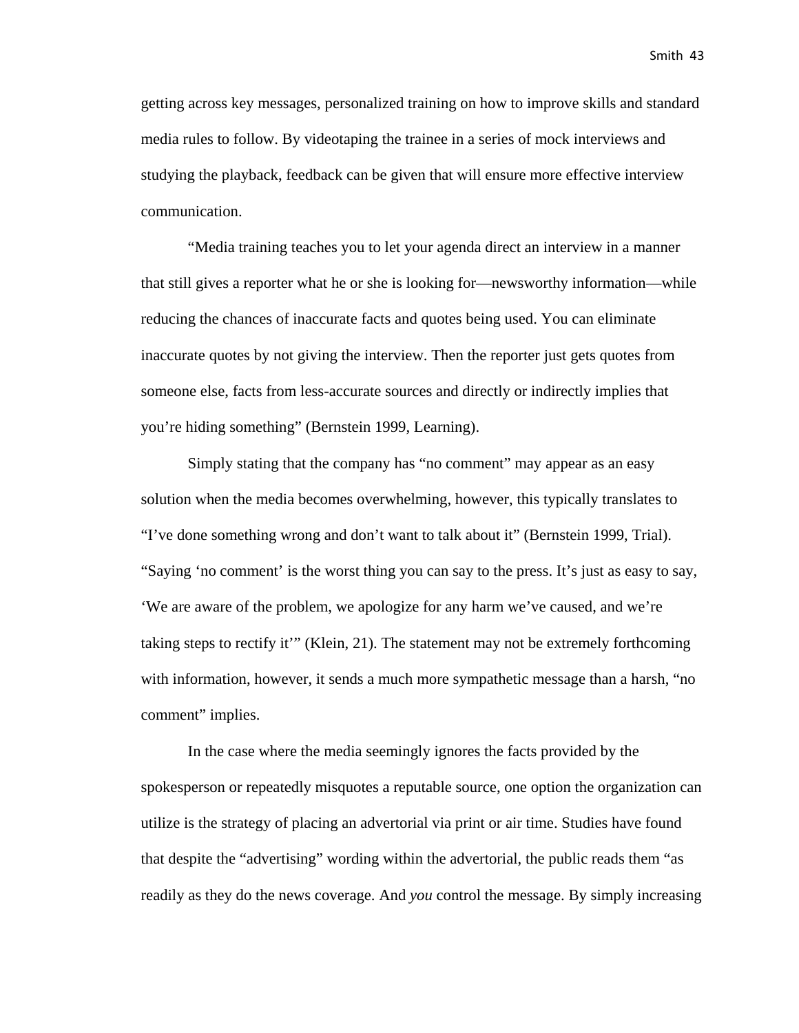getting across key messages, personalized training on how to improve skills and standard media rules to follow. By videotaping the trainee in a series of mock interviews and studying the playback, feedback can be given that will ensure more effective interview communication.

"Media training teaches you to let your agenda direct an interview in a manner that still gives a reporter what he or she is looking for—newsworthy information—while reducing the chances of inaccurate facts and quotes being used. You can eliminate inaccurate quotes by not giving the interview. Then the reporter just gets quotes from someone else, facts from less-accurate sources and directly or indirectly implies that you're hiding something" (Bernstein 1999, Learning).

Simply stating that the company has "no comment" may appear as an easy solution when the media becomes overwhelming, however, this typically translates to "I've done something wrong and don't want to talk about it" (Bernstein 1999, Trial). "Saying 'no comment' is the worst thing you can say to the press. It's just as easy to say, 'We are aware of the problem, we apologize for any harm we've caused, and we're taking steps to rectify it'" (Klein, 21). The statement may not be extremely forthcoming with information, however, it sends a much more sympathetic message than a harsh, "no comment" implies.

In the case where the media seemingly ignores the facts provided by the spokesperson or repeatedly misquotes a reputable source, one option the organization can utilize is the strategy of placing an advertorial via print or air time. Studies have found that despite the "advertising" wording within the advertorial, the public reads them "as readily as they do the news coverage. And *you* control the message. By simply increasing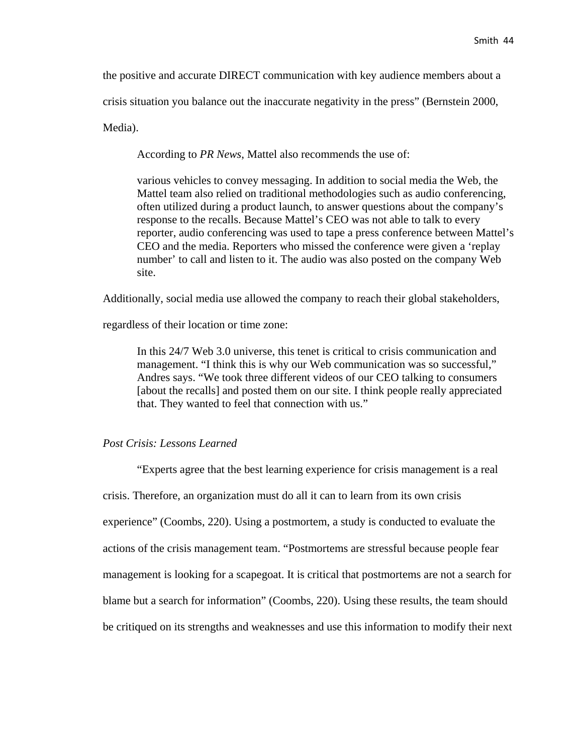the positive and accurate DIRECT communication with key audience members about a crisis situation you balance out the inaccurate negativity in the press" (Bernstein 2000, Media).

According to *PR News*, Mattel also recommends the use of:

> various vehicles to convey messaging. In addition to social media the Web, the Mattel team also relied on traditional methodologies such as audio conferencing, often utilized during a product launch, to answer questions about the company's response to the recalls. Because Mattel's CEO was not able to talk to every reporter, audio conferencing was used to tape a press conference between Mattel's CEO and the media. Reporters who missed the conference were given a 'replay number' to call and listen to it. The audio was also posted on the company Web site.

Additionally, social media use allowed the company to reach their global stakeholders, regardless of their location or time zone:

> In this 24/7 Web 3.0 universe, this tenet is critical to crisis communication and management. "I think this is why our Web communication was so successful," Andres says. "We took three different videos of our CEO talking to consumers [about the recalls] and posted them on our site. I think people really appreciated that. They wanted to feel that connection with us."

*Post Crisis: Lessons Learned*

"Experts agree that the best learning experience for crisis management is a real crisis. Therefore, an organization must do all it can to learn from its own crisis experience" (Coombs, 220). Using a postmortem, a study is conducted to evaluate the actions of the crisis management team. "Postmortems are stressful because people fear management is looking for a scapegoat. It is critical that postmortems are not a search for blame but a search for information" (Coombs, 220). Using these results, the team should be critiqued on its strengths and weaknesses and use this information to modify their next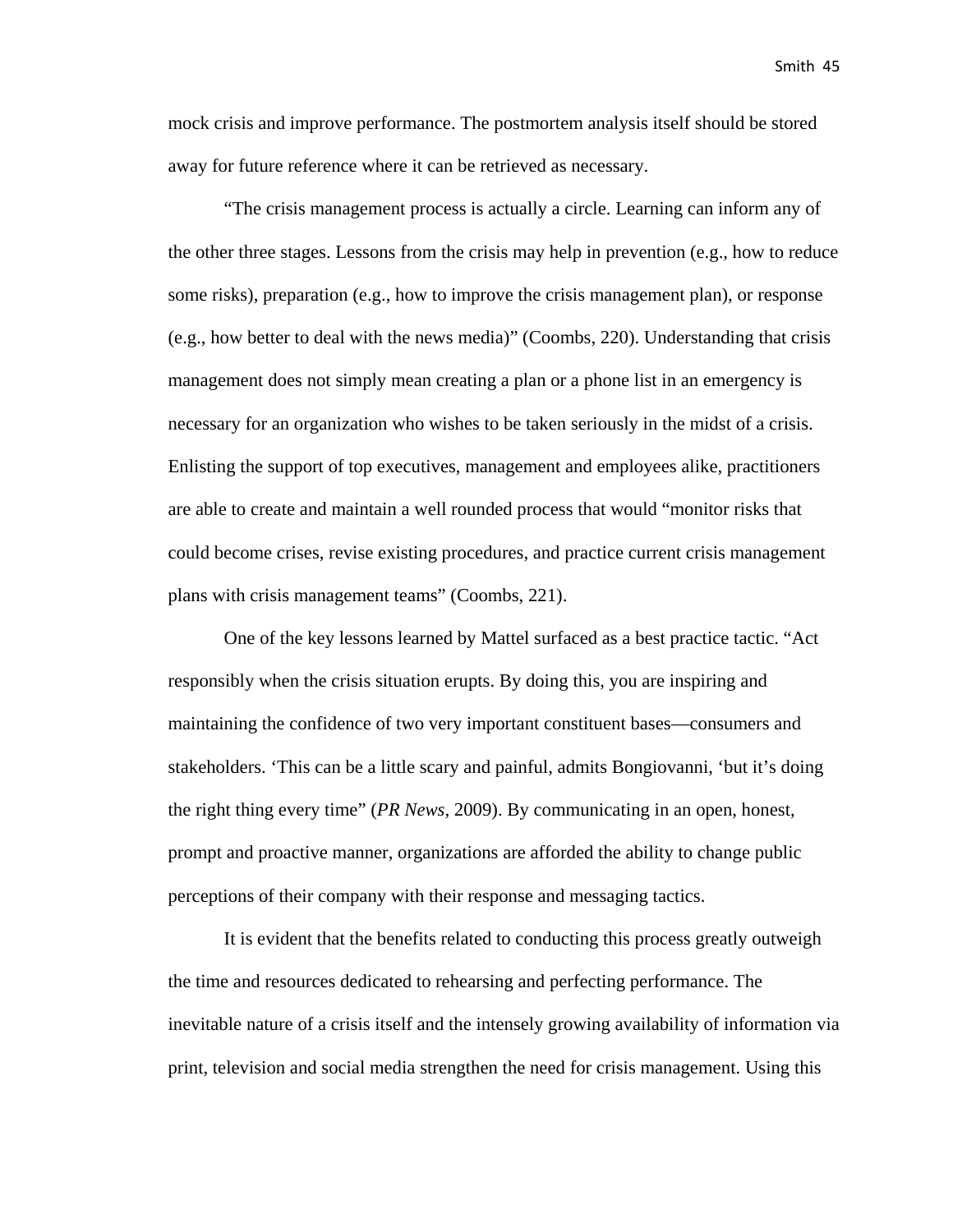mock crisis and improve performance. The postmortem analysis itself should be stored away for future reference where it can be retrieved as necessary.

"The crisis management process is actually a circle. Learning can inform any of the other three stages. Lessons from the crisis may help in prevention (e.g., how to reduce some risks), preparation (e.g., how to improve the crisis management plan), or response (e.g., how better to deal with the news media)" (Coombs, 220). Understanding that crisis management does not simply mean creating a plan or a phone list in an emergency is necessary for an organization who wishes to be taken seriously in the midst of a crisis. Enlisting the support of top executives, management and employees alike, practitioners are able to create and maintain a well rounded process that would "monitor risks that could become crises, revise existing procedures, and practice current crisis management plans with crisis management teams" (Coombs, 221).

One of the key lessons learned by Mattel surfaced as a best practice tactic. "Act responsibly when the crisis situation erupts. By doing this, you are inspiring and maintaining the confidence of two very important constituent bases—consumers and stakeholders. 'This can be a little scary and painful, admits Bongiovanni, 'but it's doing the right thing every time" (*PR News*, 2009). By communicating in an open, honest, prompt and proactive manner, organizations are afforded the ability to change public perceptions of their company with their response and messaging tactics.

It is evident that the benefits related to conducting this process greatly outweigh the time and resources dedicated to rehearsing and perfecting performance. The inevitable nature of a crisis itself and the intensely growing availability of information via print, television and social media strengthen the need for crisis management. Using this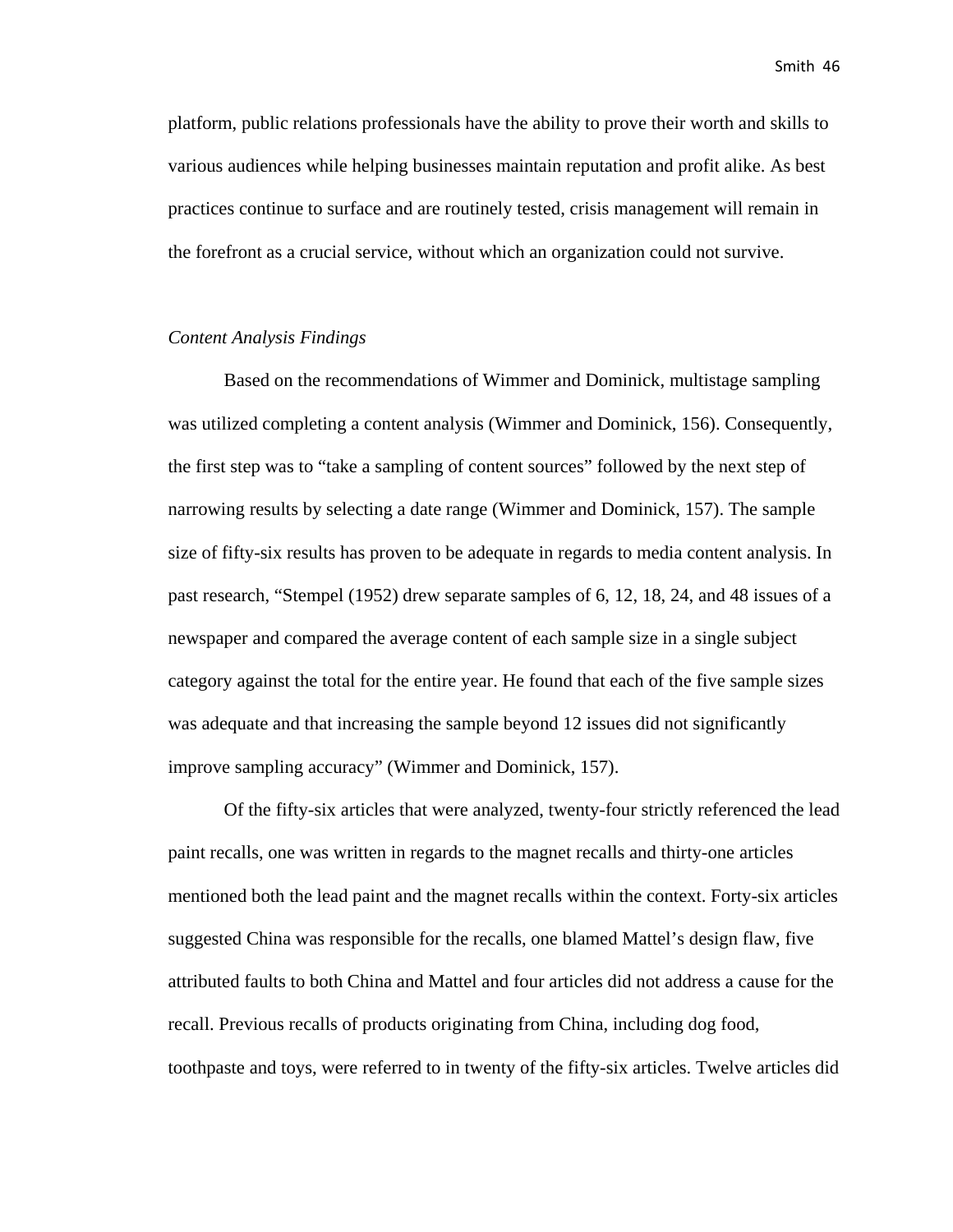platform, public relations professionals have the ability to prove their worth and skills to various audiences while helping businesses maintain reputation and profit alike. As best practices continue to surface and are routinely tested, crisis management will remain in the forefront as a crucial service, without which an organization could not survive.

*Content Analysis Findings*

Based on the recommendations of Wimmer and Dominick, multistage sampling was utilized completing a content analysis (Wimmer and Dominick, 156). Consequently, the first step was to "take a sampling of content sources" followed by the next step of narrowing results by selecting a date range (Wimmer and Dominick, 157). The sample size of fifty-six results has proven to be adequate in regards to media content analysis. In past research, "Stempel (1952) drew separate samples of 6, 12, 18, 24, and 48 issues of a newspaper and compared the average content of each sample size in a single subject category against the total for the entire year. He found that each of the five sample sizes was adequate and that increasing the sample beyond 12 issues did not significantly improve sampling accuracy" (Wimmer and Dominick, 157).

Of the fifty-six articles that were analyzed, twenty-four strictly referenced the lead paint recalls, one was written in regards to the magnet recalls and thirty-one articles mentioned both the lead paint and the magnet recalls within the context. Forty-six articles suggested China was responsible for the recalls, one blamed Mattel's design flaw, five attributed faults to both China and Mattel and four articles did not address a cause for the recall. Previous recalls of products originating from China, including dog food, toothpaste and toys, were referred to in twenty of the fifty-six articles. Twelve articles did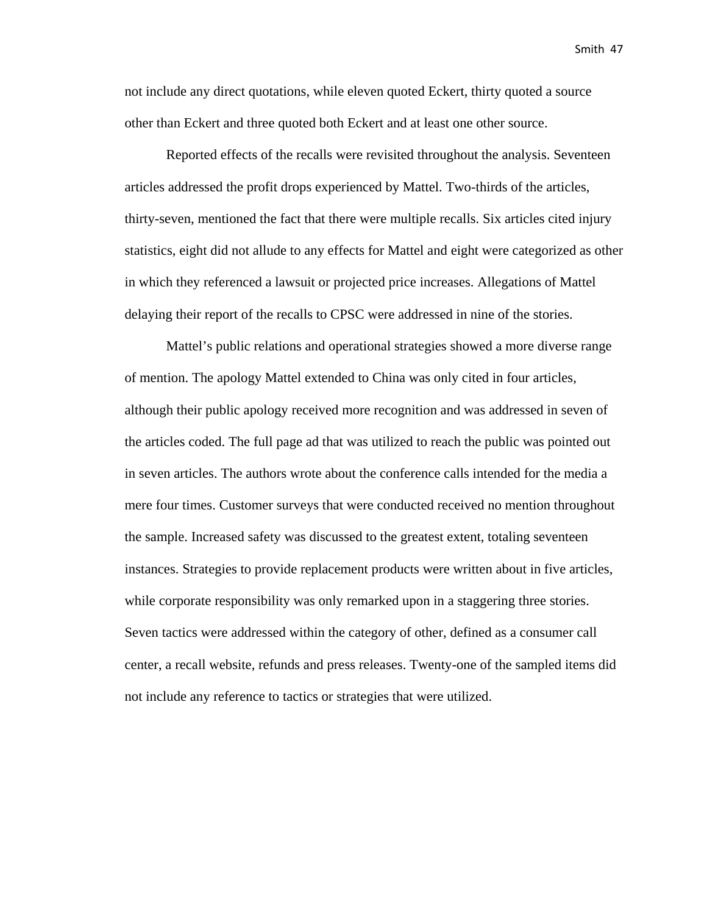not include any direct quotations, while eleven quoted Eckert, thirty quoted a source other than Eckert and three quoted both Eckert and at least one other source.

Reported effects of the recalls were revisited throughout the analysis. Seventeen articles addressed the profit drops experienced by Mattel. Two-thirds of the articles, thirty-seven, mentioned the fact that there were multiple recalls. Six articles cited injury statistics, eight did not allude to any effects for Mattel and eight were categorized as other in which they referenced a lawsuit or projected price increases. Allegations of Mattel delaying their report of the recalls to CPSC were addressed in nine of the stories.

Mattel's public relations and operational strategies showed a more diverse range of mention. The apology Mattel extended to China was only cited in four articles, although their public apology received more recognition and was addressed in seven of the articles coded. The full page ad that was utilized to reach the public was pointed out in seven articles. The authors wrote about the conference calls intended for the media a mere four times. Customer surveys that were conducted received no mention throughout the sample. Increased safety was discussed to the greatest extent, totaling seventeen instances. Strategies to provide replacement products were written about in five articles, while corporate responsibility was only remarked upon in a staggering three stories. Seven tactics were addressed within the category of other, defined as a consumer call center, a recall website, refunds and press releases. Twenty-one of the sampled items did not include any reference to tactics or strategies that were utilized.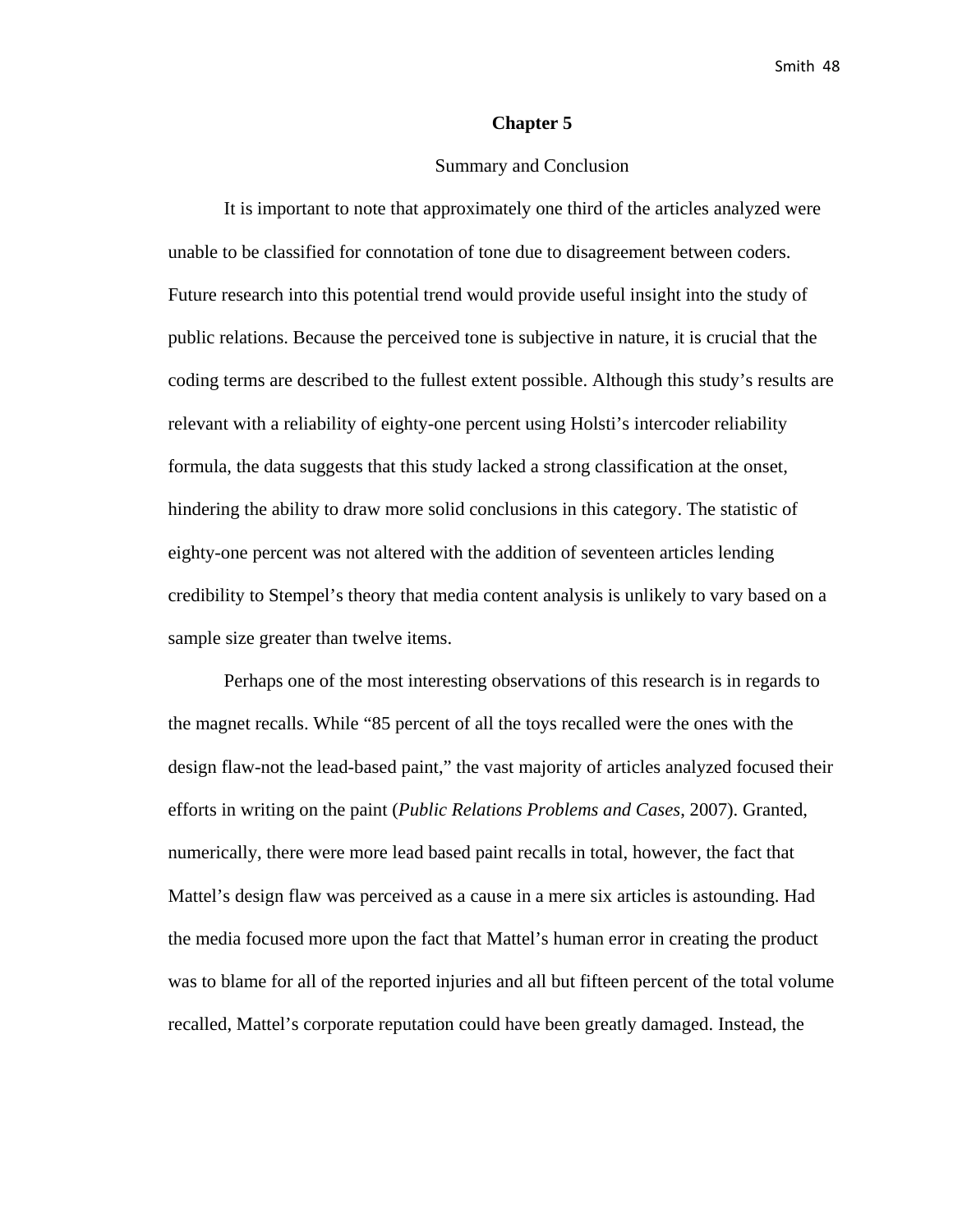# Chapter 5

## Summary and Conclusion

It is important to note that approximately one third of the articles analyzed were unable to be classified for connotation of tone due to disagreement between coders. Future research into this potential trend would provide useful insight into the study of public relations. Because the perceived tone is subjective in nature, it is crucial that the coding terms are described to the fullest extent possible. Although this study's results are relevant with a reliability of eighty-one percent using Holsti's intercoder reliability formula, the data suggests that this study lacked a strong classification at the onset, hindering the ability to draw more solid conclusions in this category. The statistic of eighty-one percent was not altered with the addition of seventeen articles lending credibility to Stempel's theory that media content analysis is unlikely to vary based on a sample size greater than twelve items.

Perhaps one of the most interesting observations of this research is in regards to the magnet recalls. While "85 percent of all the toys recalled were the ones with the design flaw-not the lead-based paint," the vast majority of articles analyzed focused their efforts in writing on the paint (*Public Relations Problems and Cases*, 2007). Granted, numerically, there were more lead based paint recalls in total, however, the fact that Mattel's design flaw was perceived as a cause in a mere six articles is astounding. Had the media focused more upon the fact that Mattel's human error in creating the product was to blame for all of the reported injuries and all but fifteen percent of the total volume recalled, Mattel's corporate reputation could have been greatly damaged. Instead, the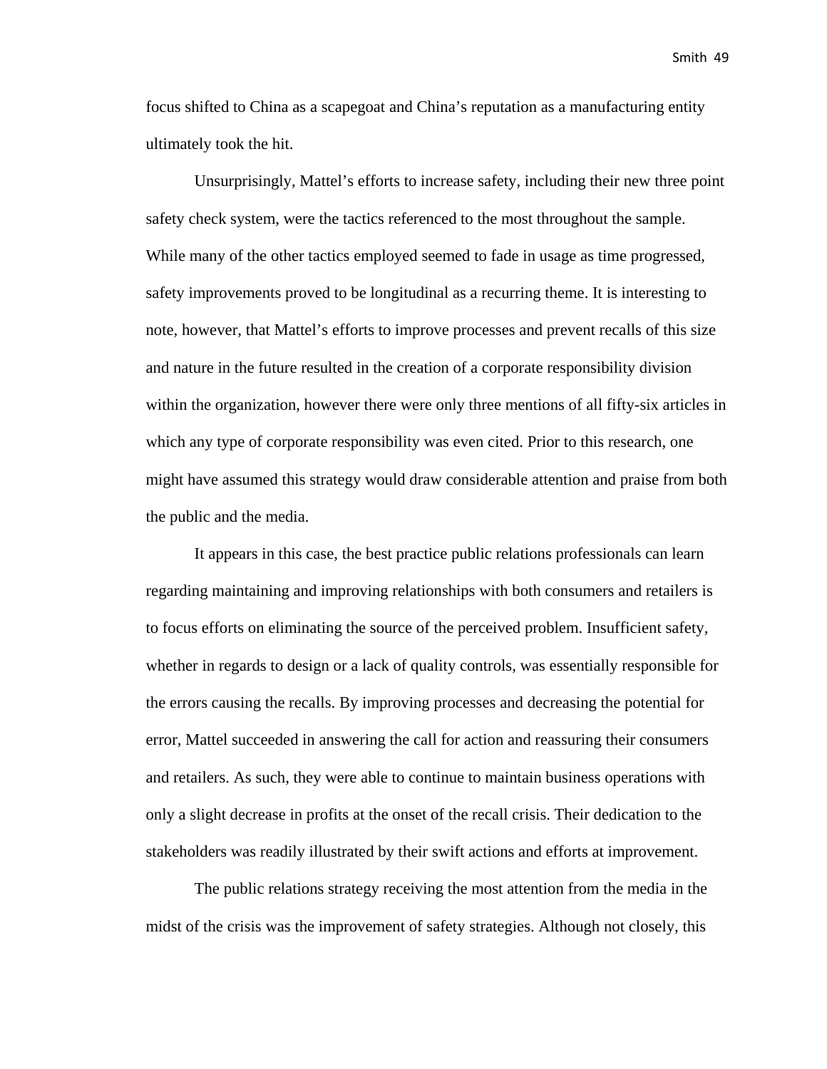focus shifted to China as a scapegoat and China's reputation as a manufacturing entity ultimately took the hit.

Unsurprisingly, Mattel's efforts to increase safety, including their new three point safety check system, were the tactics referenced to the most throughout the sample. While many of the other tactics employed seemed to fade in usage as time progressed, safety improvements proved to be longitudinal as a recurring theme. It is interesting to note, however, that Mattel's efforts to improve processes and prevent recalls of this size and nature in the future resulted in the creation of a corporate responsibility division within the organization, however there were only three mentions of all fifty-six articles in which any type of corporate responsibility was even cited. Prior to this research, one might have assumed this strategy would draw considerable attention and praise from both the public and the media.

It appears in this case, the best practice public relations professionals can learn regarding maintaining and improving relationships with both consumers and retailers is to focus efforts on eliminating the source of the perceived problem. Insufficient safety, whether in regards to design or a lack of quality controls, was essentially responsible for the errors causing the recalls. By improving processes and decreasing the potential for error, Mattel succeeded in answering the call for action and reassuring their consumers and retailers. As such, they were able to continue to maintain business operations with only a slight decrease in profits at the onset of the recall crisis. Their dedication to the stakeholders was readily illustrated by their swift actions and efforts at improvement.

The public relations strategy receiving the most attention from the media in the midst of the crisis was the improvement of safety strategies. Although not closely, this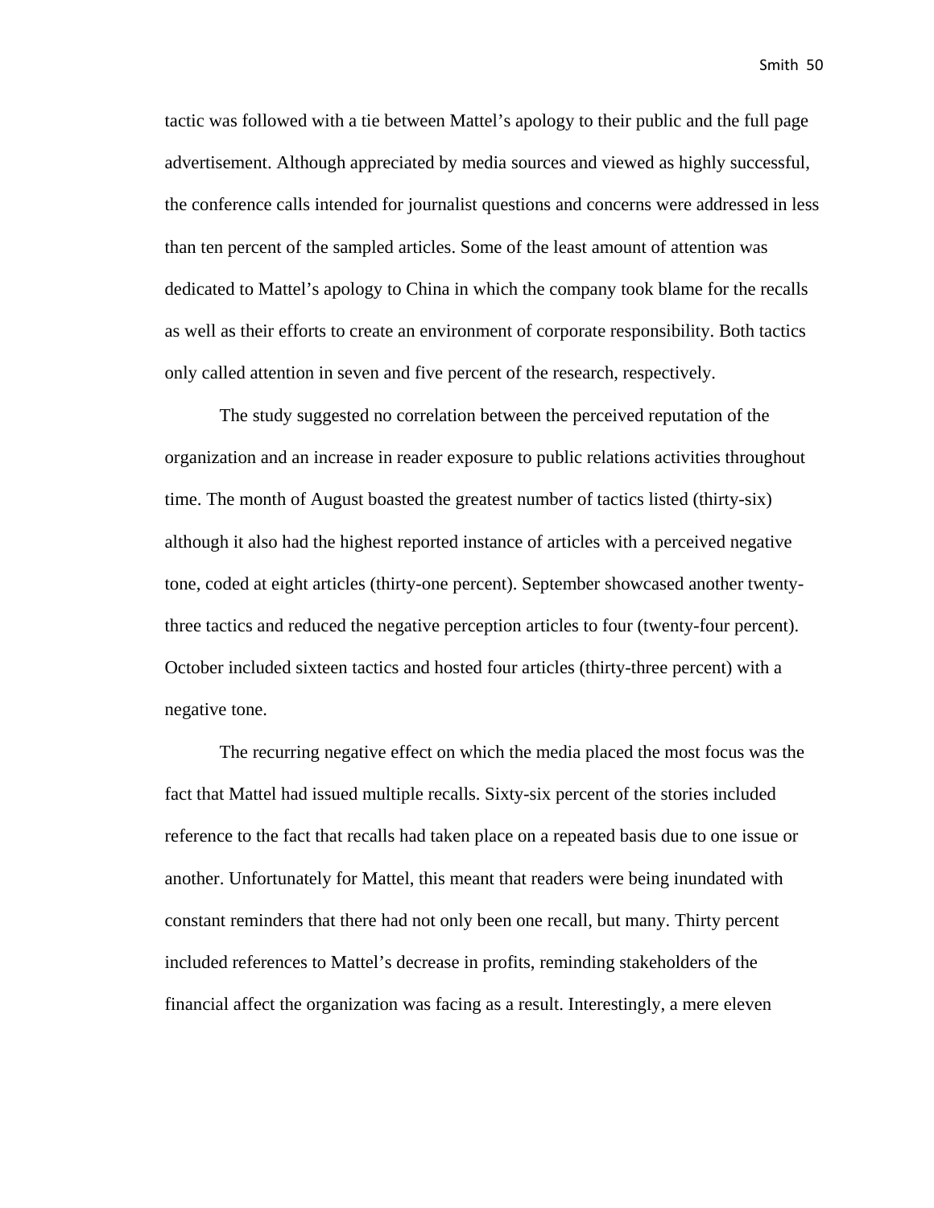tactic was followed with a tie between Mattel's apology to their public and the full page advertisement. Although appreciated by media sources and viewed as highly successful, the conference calls intended for journalist questions and concerns were addressed in less than ten percent of the sampled articles. Some of the least amount of attention was dedicated to Mattel's apology to China in which the company took blame for the recalls as well as their efforts to create an environment of corporate responsibility. Both tactics only called attention in seven and five percent of the research, respectively.

The study suggested no correlation between the perceived reputation of the organization and an increase in reader exposure to public relations activities throughout time. The month of August boasted the greatest number of tactics listed (thirty-six) although it also had the highest reported instance of articles with a perceived negative tone, coded at eight articles (thirty-one percent). September showcased another twenty-three tactics and reduced the negative perception articles to four (twenty-four percent). October included sixteen tactics and hosted four articles (thirty-three percent) with a negative tone.

The recurring negative effect on which the media placed the most focus was the fact that Mattel had issued multiple recalls. Sixty-six percent of the stories included reference to the fact that recalls had taken place on a repeated basis due to one issue or another. Unfortunately for Mattel, this meant that readers were being inundated with constant reminders that there had not only been one recall, but many. Thirty percent included references to Mattel's decrease in profits, reminding stakeholders of the financial affect the organization was facing as a result. Interestingly, a mere eleven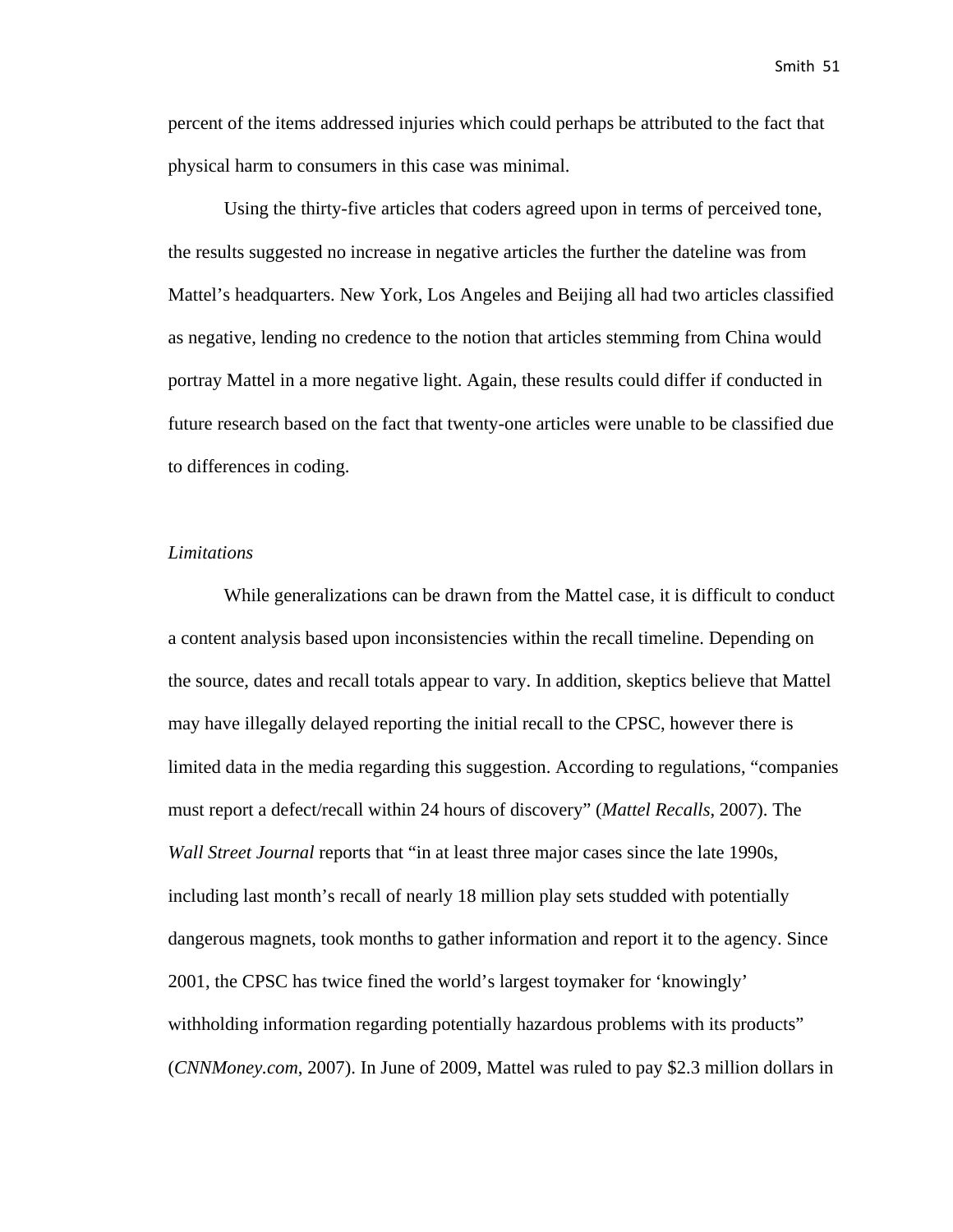percent of the items addressed injuries which could perhaps be attributed to the fact that physical harm to consumers in this case was minimal.

Using the thirty-five articles that coders agreed upon in terms of perceived tone, the results suggested no increase in negative articles the further the dateline was from Mattel's headquarters. New York, Los Angeles and Beijing all had two articles classified as negative, lending no credence to the notion that articles stemming from China would portray Mattel in a more negative light. Again, these results could differ if conducted in future research based on the fact that twenty-one articles were unable to be classified due to differences in coding.

*Limitations*

While generalizations can be drawn from the Mattel case, it is difficult to conduct a content analysis based upon inconsistencies within the recall timeline. Depending on the source, dates and recall totals appear to vary. In addition, skeptics believe that Mattel may have illegally delayed reporting the initial recall to the CPSC, however there is limited data in the media regarding this suggestion. According to regulations, "companies must report a defect/recall within 24 hours of discovery" (*Mattel Recalls*, 2007). The *Wall Street Journal* reports that "in at least three major cases since the late 1990s, including last month's recall of nearly 18 million play sets studded with potentially dangerous magnets, took months to gather information and report it to the agency. Since 2001, the CPSC has twice fined the world's largest toymaker for 'knowingly' withholding information regarding potentially hazardous problems with its products" (*CNNMoney.com*, 2007). In June of 2009, Mattel was ruled to pay $2.3 million dollars in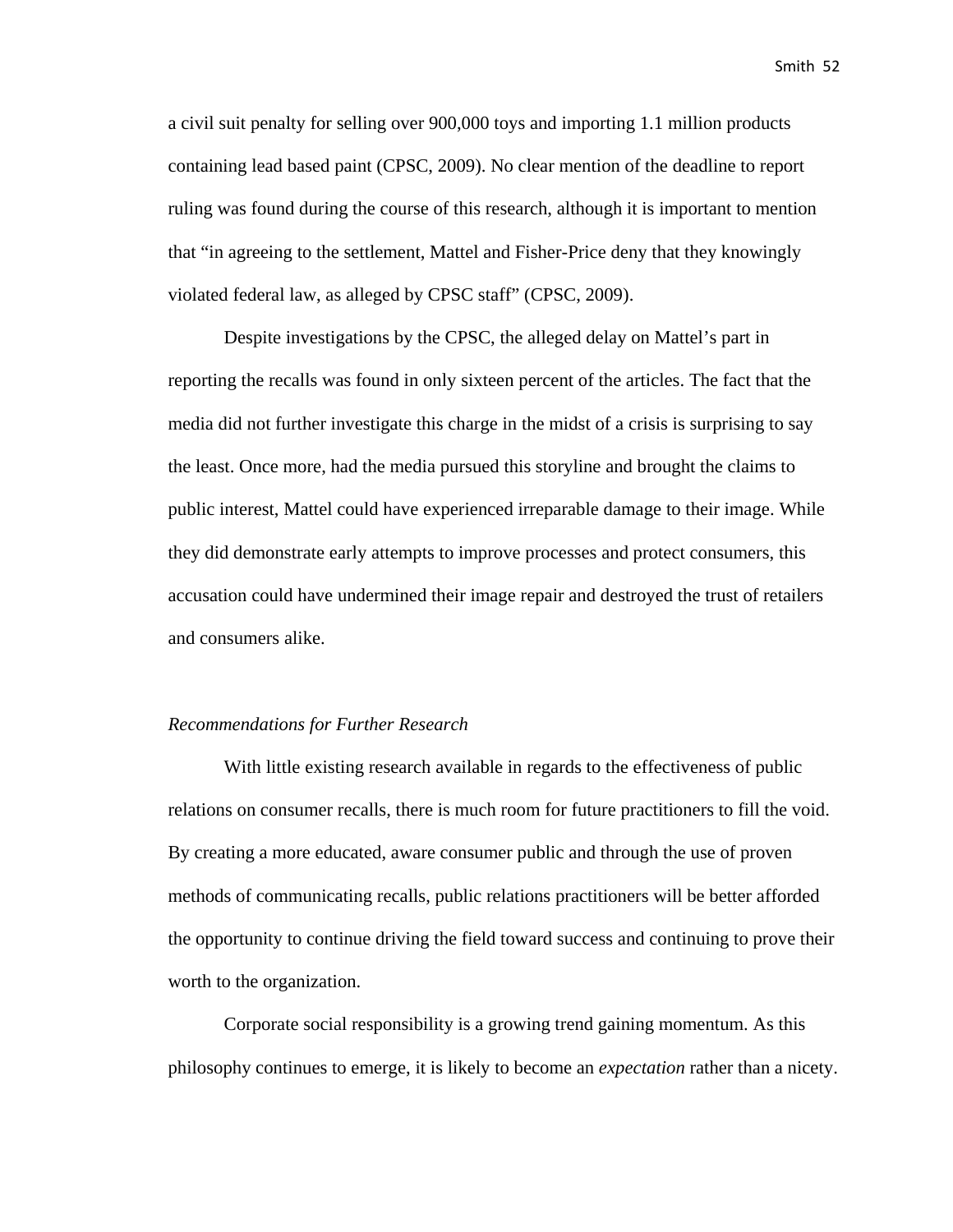a civil suit penalty for selling over 900,000 toys and importing 1.1 million products containing lead based paint (CPSC, 2009). No clear mention of the deadline to report ruling was found during the course of this research, although it is important to mention that "in agreeing to the settlement, Mattel and Fisher-Price deny that they knowingly violated federal law, as alleged by CPSC staff" (CPSC, 2009).

Despite investigations by the CPSC, the alleged delay on Mattel's part in reporting the recalls was found in only sixteen percent of the articles. The fact that the media did not further investigate this charge in the midst of a crisis is surprising to say the least. Once more, had the media pursued this storyline and brought the claims to public interest, Mattel could have experienced irreparable damage to their image. While they did demonstrate early attempts to improve processes and protect consumers, this accusation could have undermined their image repair and destroyed the trust of retailers and consumers alike.

*Recommendations for Further Research*

With little existing research available in regards to the effectiveness of public relations on consumer recalls, there is much room for future practitioners to fill the void. By creating a more educated, aware consumer public and through the use of proven methods of communicating recalls, public relations practitioners will be better afforded the opportunity to continue driving the field toward success and continuing to prove their worth to the organization.

Corporate social responsibility is a growing trend gaining momentum. As this philosophy continues to emerge, it is likely to become an *expectation* rather than a nicety.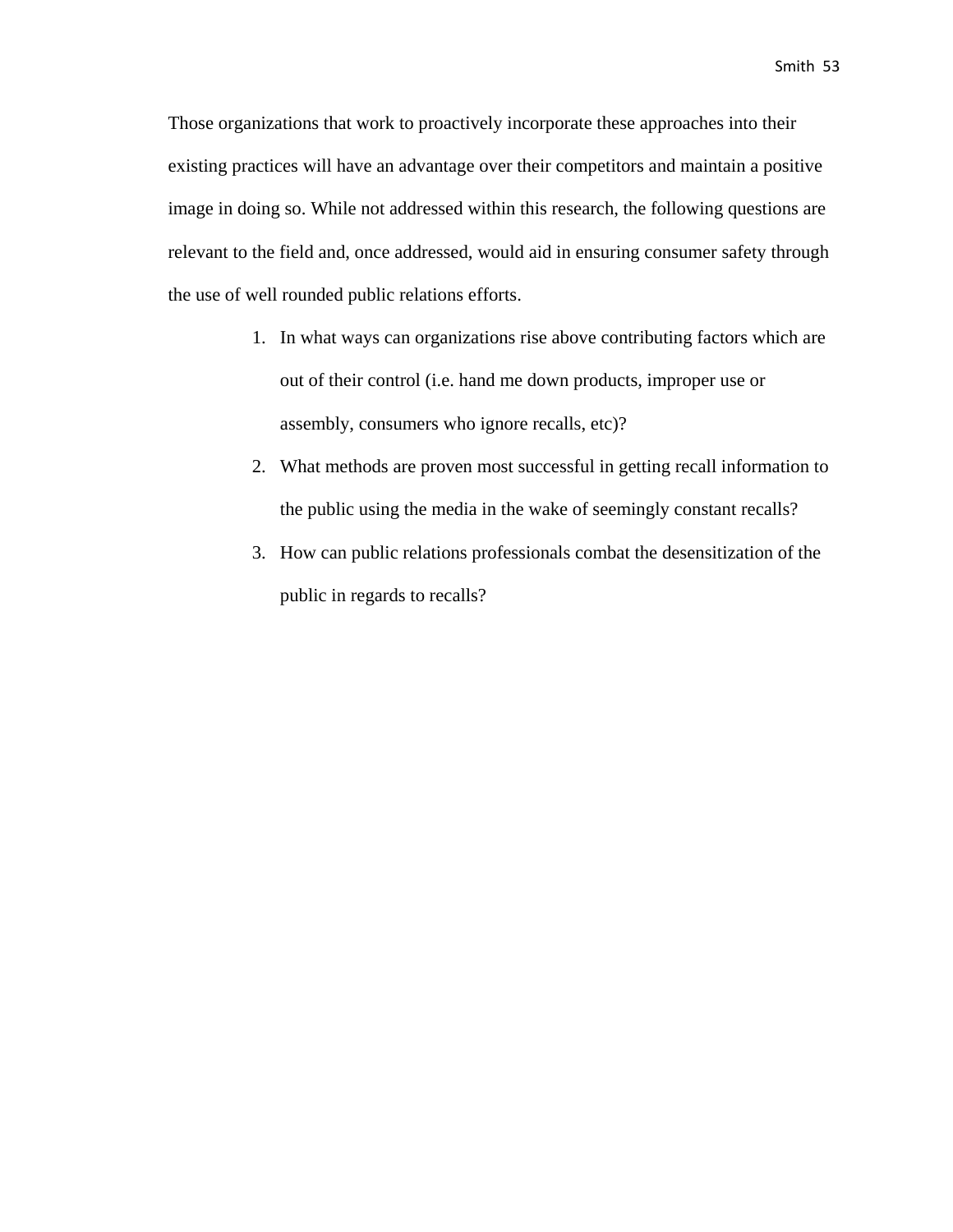Those organizations that work to proactively incorporate these approaches into their existing practices will have an advantage over their competitors and maintain a positive image in doing so. While not addressed within this research, the following questions are relevant to the field and, once addressed, would aid in ensuring consumer safety through the use of well rounded public relations efforts.

1. In what ways can organizations rise above contributing factors which are out of their control (i.e. hand me down products, improper use or assembly, consumers who ignore recalls, etc)?
2. What methods are proven most successful in getting recall information to the public using the media in the wake of seemingly constant recalls?
3. How can public relations professionals combat the desensitization of the public in regards to recalls?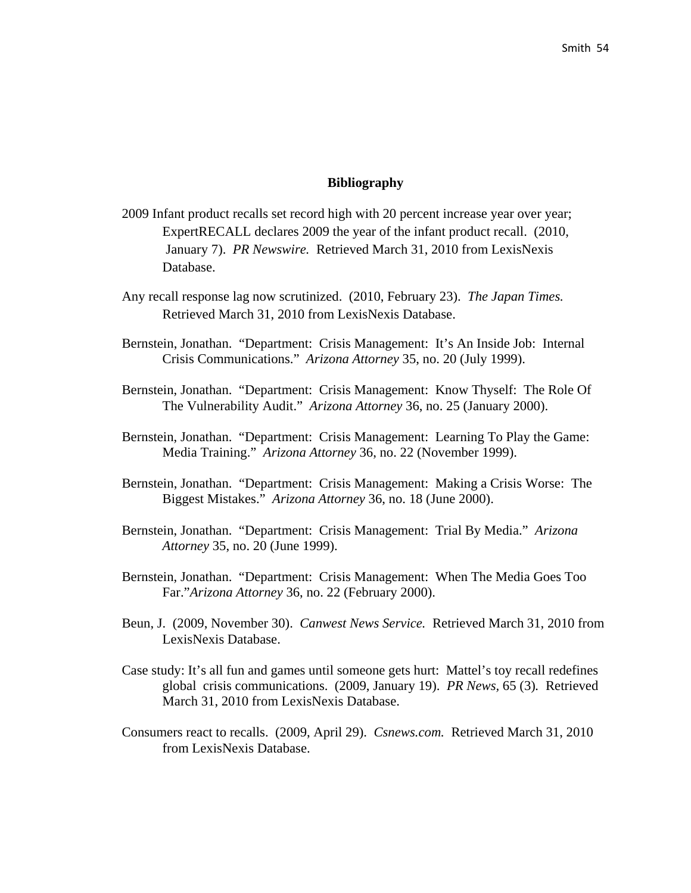## Bibliography

2009 Infant product recalls set record high with 20 percent increase year over year; ExpertRECALL declares 2009 the year of the infant product recall. (2010, January 7). *PR Newswire.* Retrieved March 31, 2010 from LexisNexis Database.

Any recall response lag now scrutinized. (2010, February 23). *The Japan Times.* Retrieved March 31, 2010 from LexisNexis Database.

Bernstein, Jonathan. "Department: Crisis Management: It's An Inside Job: Internal Crisis Communications." *Arizona Attorney* 35, no. 20 (July 1999).

Bernstein, Jonathan. "Department: Crisis Management: Know Thyself: The Role Of The Vulnerability Audit." *Arizona Attorney* 36, no. 25 (January 2000).

Bernstein, Jonathan. "Department: Crisis Management: Learning To Play the Game: Media Training." *Arizona Attorney* 36, no. 22 (November 1999).

Bernstein, Jonathan. "Department: Crisis Management: Making a Crisis Worse: The Biggest Mistakes." *Arizona Attorney* 36, no. 18 (June 2000).

Bernstein, Jonathan. "Department: Crisis Management: Trial By Media." *Arizona Attorney* 35, no. 20 (June 1999).

Bernstein, Jonathan. "Department: Crisis Management: When The Media Goes Too Far."*Arizona Attorney* 36, no. 22 (February 2000).

Beun, J. (2009, November 30). *Canwest News Service.* Retrieved March 31, 2010 from LexisNexis Database.

Case study: It's all fun and games until someone gets hurt: Mattel's toy recall redefines global crisis communications. (2009, January 19). *PR News,* 65 (3). Retrieved March 31, 2010 from LexisNexis Database.

Consumers react to recalls. (2009, April 29). *Csnews.com.* Retrieved March 31, 2010 from LexisNexis Database.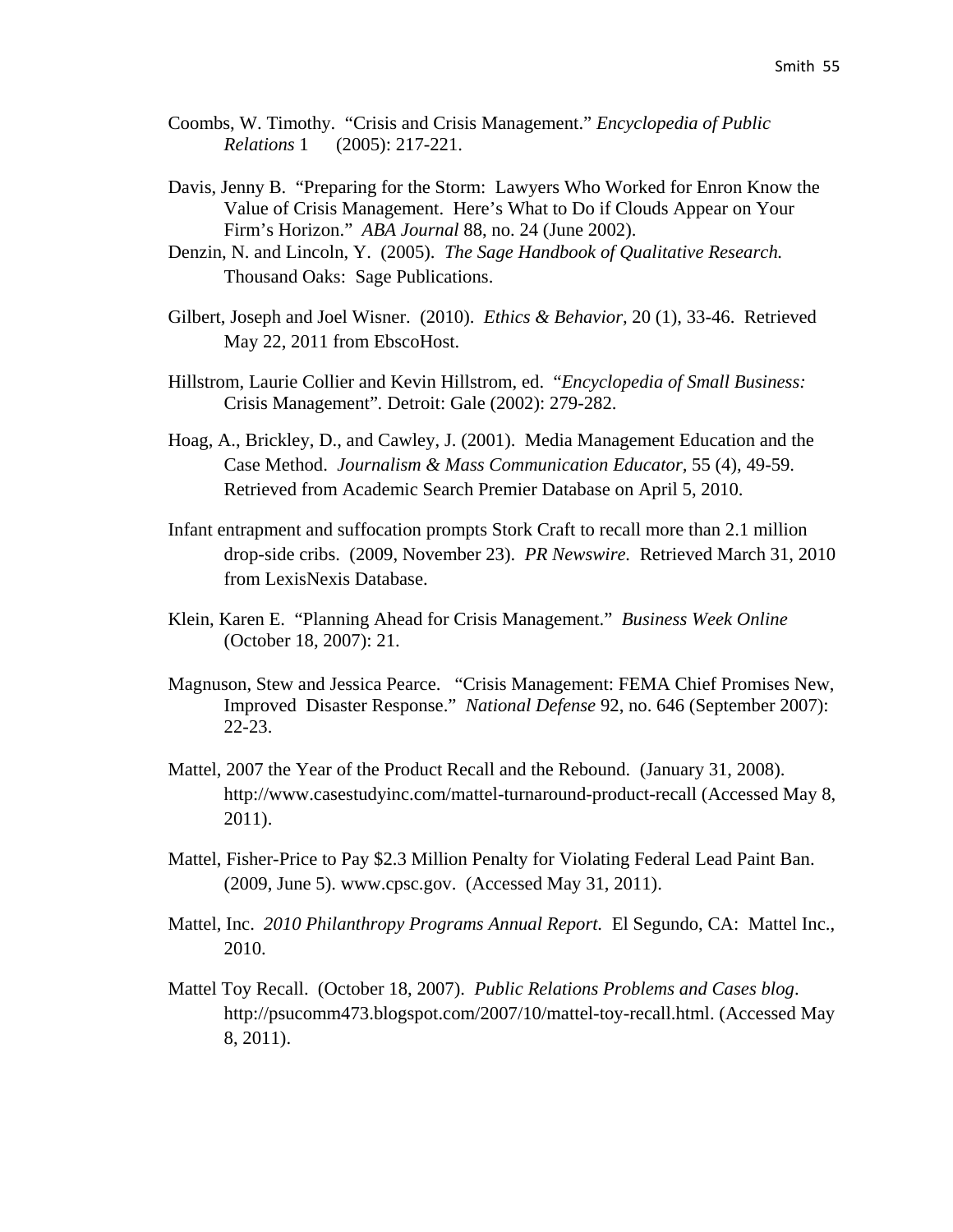Coombs, W. Timothy. "Crisis and Crisis Management." *Encyclopedia of Public Relations* 1 (2005): 217-221.

Davis, Jenny B. "Preparing for the Storm: Lawyers Who Worked for Enron Know the Value of Crisis Management. Here's What to Do if Clouds Appear on Your Firm's Horizon." *ABA Journal* 88, no. 24 (June 2002).

Denzin, N. and Lincoln, Y. (2005). *The Sage Handbook of Qualitative Research.* Thousand Oaks: Sage Publications.

Gilbert, Joseph and Joel Wisner. (2010). *Ethics & Behavior,* 20 (1), 33-46. Retrieved May 22, 2011 from EbscoHost.

Hillstrom, Laurie Collier and Kevin Hillstrom, ed. "*Encyclopedia of Small Business:* Crisis Management". Detroit: Gale (2002): 279-282.

Hoag, A., Brickley, D., and Cawley, J. (2001). Media Management Education and the Case Method. *Journalism & Mass Communication Educator,* 55 (4), 49-59. Retrieved from Academic Search Premier Database on April 5, 2010.

Infant entrapment and suffocation prompts Stork Craft to recall more than 2.1 million drop-side cribs. (2009, November 23). *PR Newswire.* Retrieved March 31, 2010 from LexisNexis Database.

Klein, Karen E. "Planning Ahead for Crisis Management." *Business Week Online* (October 18, 2007): 21.

Magnuson, Stew and Jessica Pearce. "Crisis Management: FEMA Chief Promises New, Improved Disaster Response." *National Defense* 92, no. 646 (September 2007): 22-23.

Mattel, 2007 the Year of the Product Recall and the Rebound. (January 31, 2008). http://www.casestudyinc.com/mattel-turnaround-product-recall (Accessed May 8, 2011).

Mattel, Fisher-Price to Pay $2.3 Million Penalty for Violating Federal Lead Paint Ban. (2009, June 5). www.cpsc.gov. (Accessed May 31, 2011).

Mattel, Inc. *2010 Philanthropy Programs Annual Report.* El Segundo, CA: Mattel Inc., 2010.

Mattel Toy Recall. (October 18, 2007). *Public Relations Problems and Cases blog*. http://psucomm473.blogspot.com/2007/10/mattel-toy-recall.html. (Accessed May 8, 2011).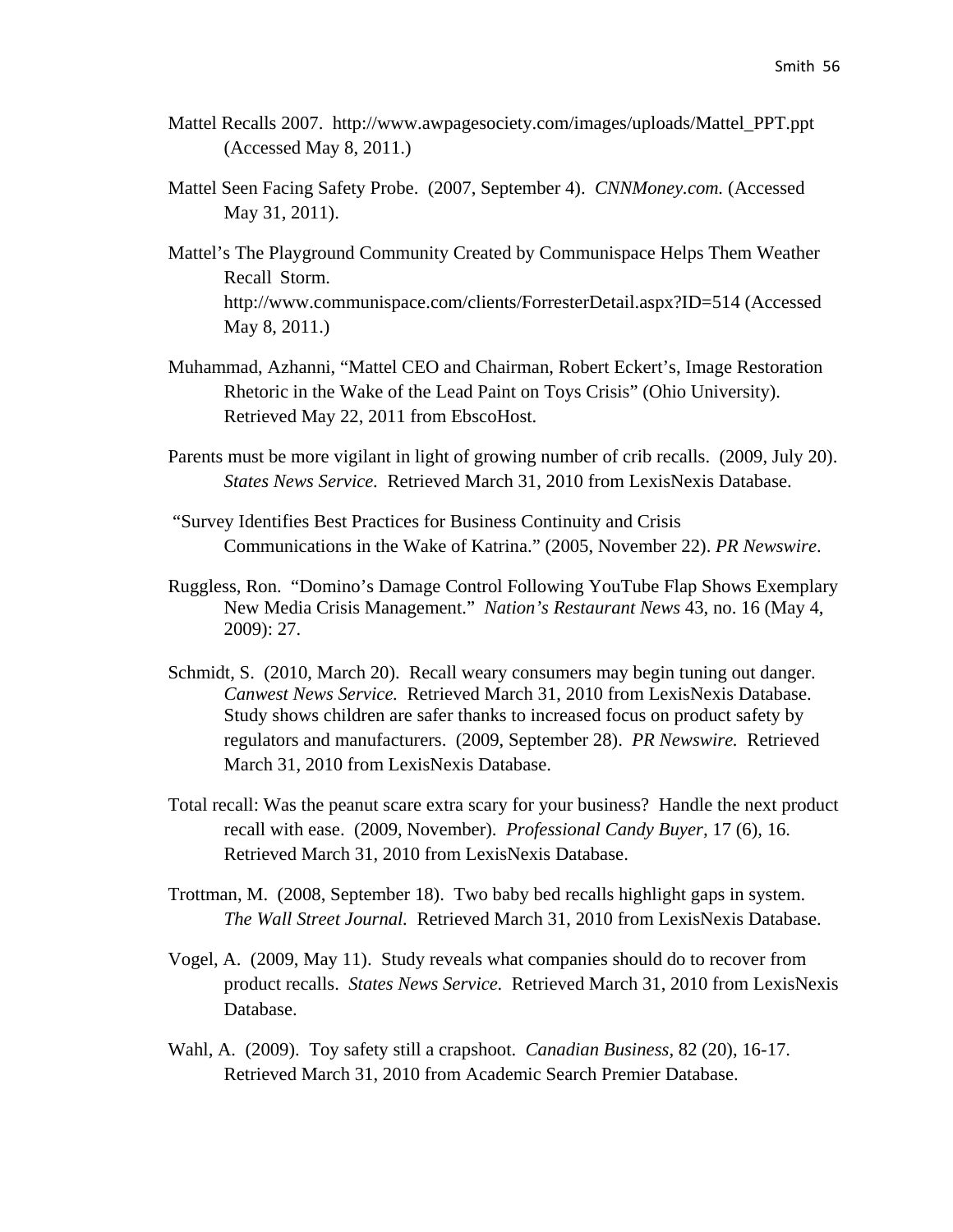Mattel Recalls 2007. http://www.awpagesociety.com/images/uploads/Mattel_PPT.ppt (Accessed May 8, 2011.)

Mattel Seen Facing Safety Probe. (2007, September 4). *CNNMoney.com.* (Accessed May 31, 2011).

Mattel's The Playground Community Created by Communispace Helps Them Weather Recall Storm. http://www.communispace.com/clients/ForresterDetail.aspx?ID=514 (Accessed May 8, 2011.)

Muhammad, Azhanni, "Mattel CEO and Chairman, Robert Eckert's, Image Restoration Rhetoric in the Wake of the Lead Paint on Toys Crisis" (Ohio University). Retrieved May 22, 2011 from EbscoHost.

Parents must be more vigilant in light of growing number of crib recalls. (2009, July 20). *States News Service.* Retrieved March 31, 2010 from LexisNexis Database.

"Survey Identifies Best Practices for Business Continuity and Crisis Communications in the Wake of Katrina." (2005, November 22). *PR Newswire*.

Ruggless, Ron. "Domino's Damage Control Following YouTube Flap Shows Exemplary New Media Crisis Management." *Nation's Restaurant News* 43, no. 16 (May 4, 2009): 27.

Schmidt, S. (2010, March 20). Recall weary consumers may begin tuning out danger. *Canwest News Service.* Retrieved March 31, 2010 from LexisNexis Database. Study shows children are safer thanks to increased focus on product safety by regulators and manufacturers. (2009, September 28). *PR Newswire.* Retrieved March 31, 2010 from LexisNexis Database.

Total recall: Was the peanut scare extra scary for your business? Handle the next product recall with ease. (2009, November). *Professional Candy Buyer*, 17 (6), 16. Retrieved March 31, 2010 from LexisNexis Database.

Trottman, M. (2008, September 18). Two baby bed recalls highlight gaps in system. *The Wall Street Journal.* Retrieved March 31, 2010 from LexisNexis Database.

Vogel, A. (2009, May 11). Study reveals what companies should do to recover from product recalls. *States News Service.* Retrieved March 31, 2010 from LexisNexis Database.

Wahl, A. (2009). Toy safety still a crapshoot. *Canadian Business*, 82 (20), 16-17. Retrieved March 31, 2010 from Academic Search Premier Database.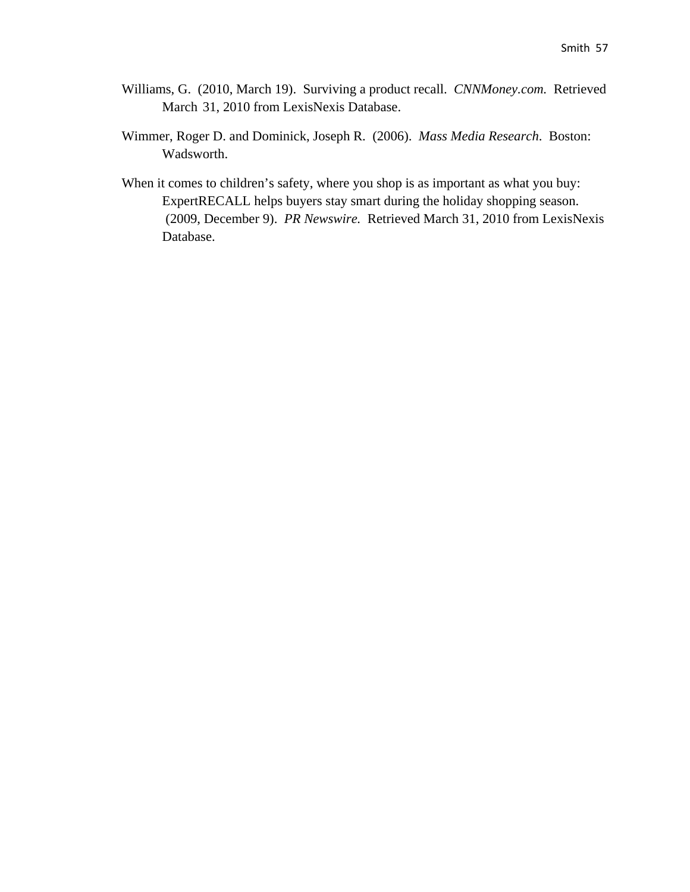Williams, G. (2010, March 19). Surviving a product recall. *CNNMoney.com.* Retrieved March 31, 2010 from LexisNexis Database.

Wimmer, Roger D. and Dominick, Joseph R. (2006). *Mass Media Research*. Boston: Wadsworth.

When it comes to children's safety, where you shop is as important as what you buy: ExpertRECALL helps buyers stay smart during the holiday shopping season. (2009, December 9). *PR Newswire.* Retrieved March 31, 2010 from LexisNexis Database.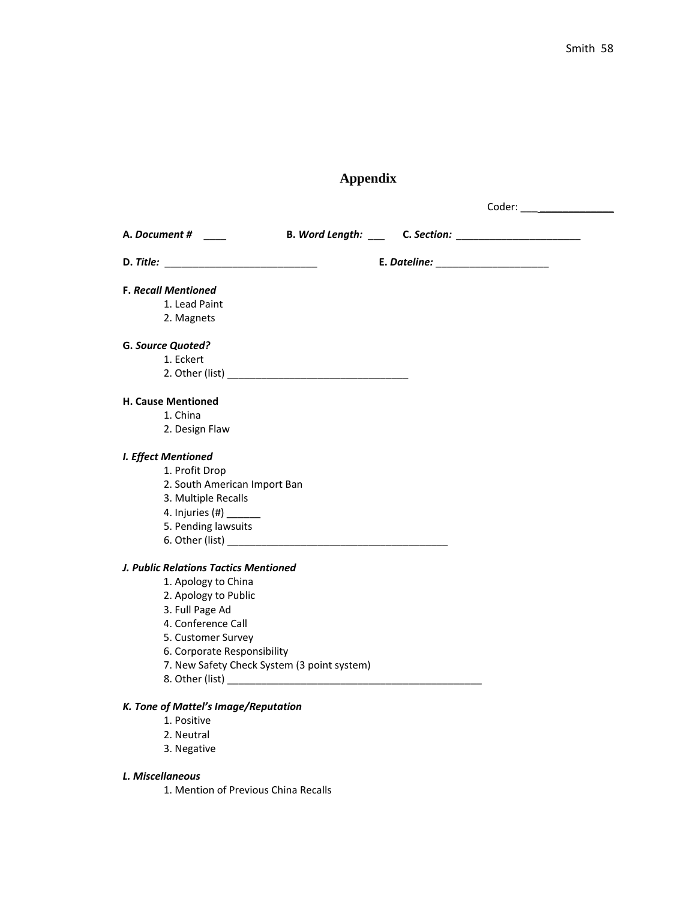# Appendix

Coder: ___________

**A.** ***Document #*** ____ **B.** ***Word Length:*** ___ **C.** ***Section:*** ______________________

**D.** ***Title:*** ___________________________ **E.** ***Dateline:*** ____________________

**F.** ***Recall Mentioned***

1. Lead Paint
2. Magnets

**G.** ***Source Quoted?***

1. Eckert
2. Other (list) _________________________________

**H. Cause Mentioned**

1. China
2. Design Flaw

***I. Effect Mentioned***

1. Profit Drop
2. South American Import Ban
3. Multiple Recalls
4. Injuries (#) ______
5. Pending lawsuits
6. Other (list) _______________________________________

***J. Public Relations Tactics Mentioned***

1. Apology to China
2. Apology to Public
3. Full Page Ad
4. Conference Call
5. Customer Survey
6. Corporate Responsibility
7. New Safety Check System (3 point system)
8. Other (list) ______________________________________________

***K. Tone of Mattel's Image/Reputation***

1. Positive
2. Neutral
3. Negative

***L. Miscellaneous***

1. Mention of Previous China Recalls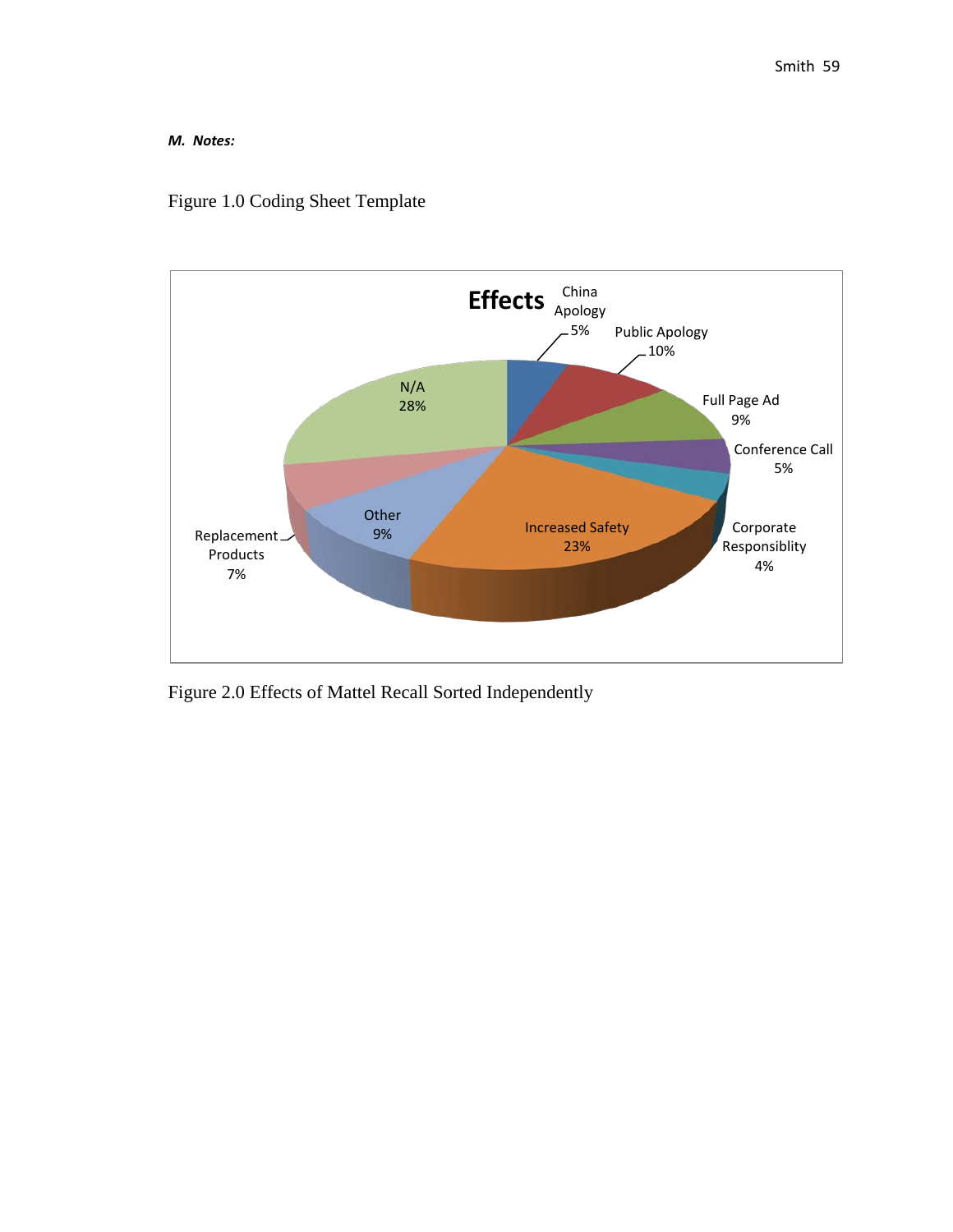***M. Notes:***

Figure 1.0 Coding Sheet Template

**Effects**

| Category | Percentage |
|---|---|
| China Apology | 5% |
| Public Apology | 10% |
| Full Page Ad | 9% |
| Conference Call | 5% |
| Corporate Responsiblity | 4% |
| Increased Safety | 23% |
| Other | 9% |
| Replacement Products | 7% |
| N/A | 28% |

Figure 2.0 Effects of Mattel Recall Sorted Independently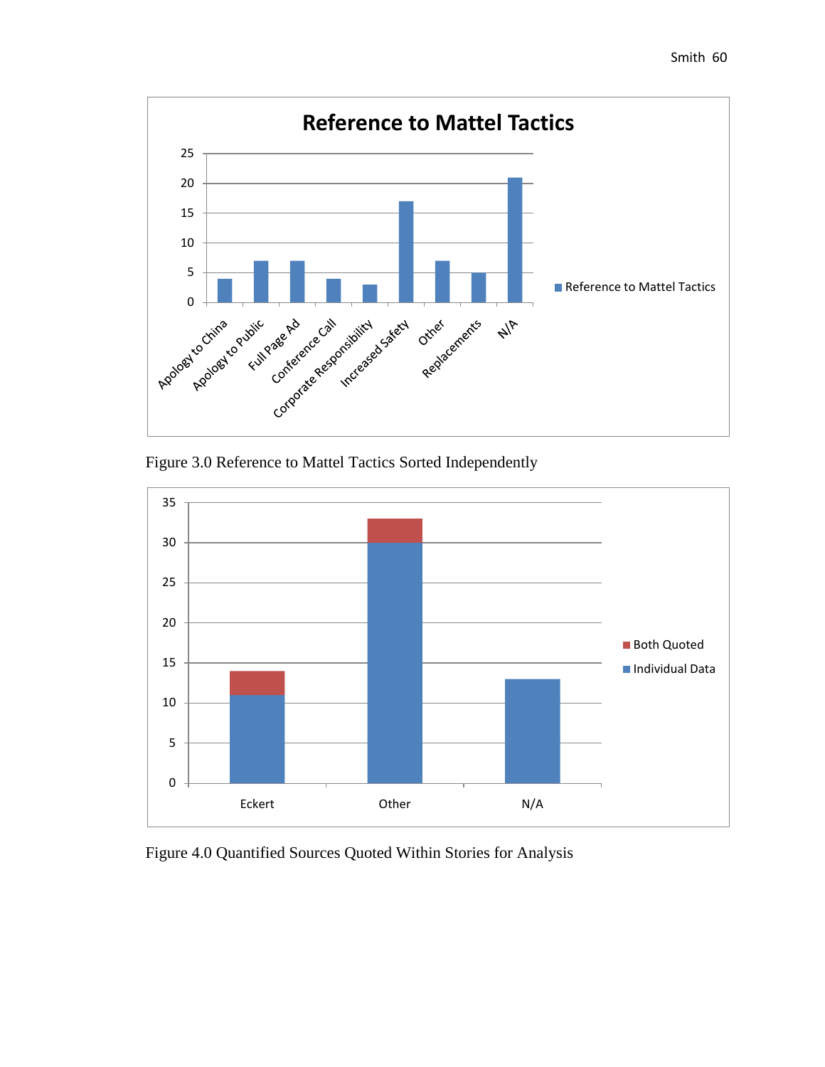Figure 3.0 Reference to Mattel Tactics Sorted Independently

Figure 4.0 Quantified Sources Quoted Within Stories for Analysis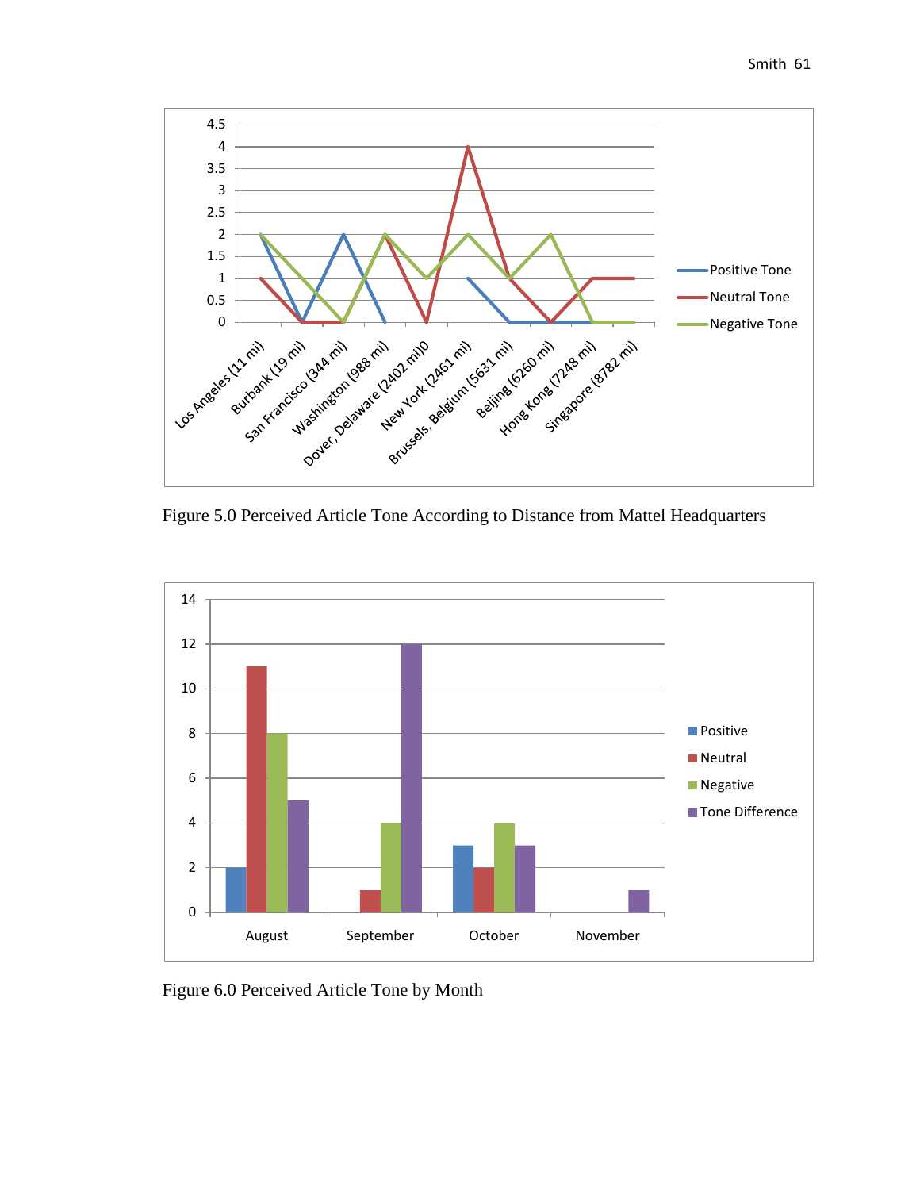Figure 5.0 Perceived Article Tone According to Distance from Mattel Headquarters

Figure 6.0 Perceived Article Tone by Month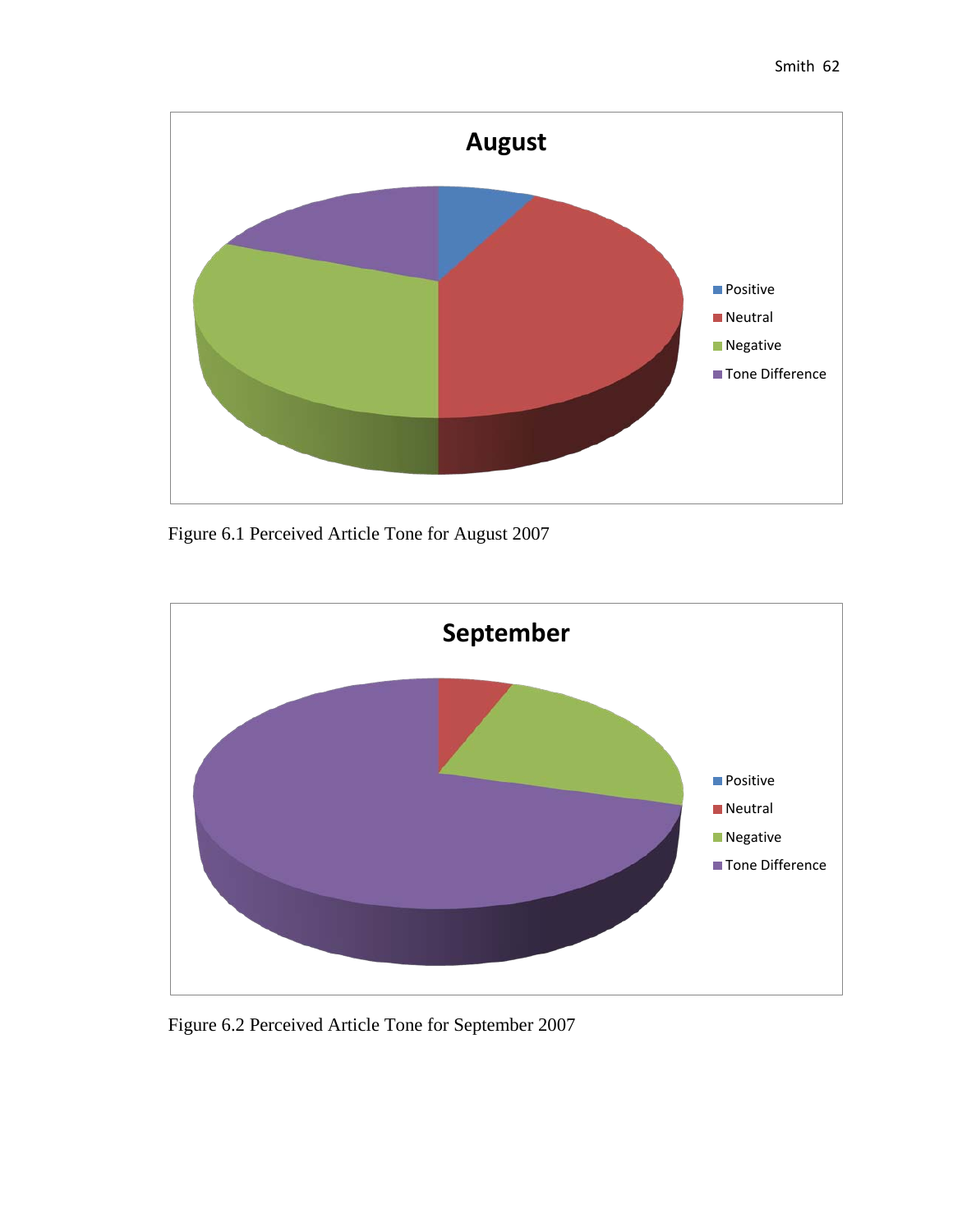## August

- Positive
- Neutral
- Negative
- Tone Difference

Figure 6.1 Perceived Article Tone for August 2007

## September

- Positive
- Neutral
- Negative
- Tone Difference

Figure 6.2 Perceived Article Tone for September 2007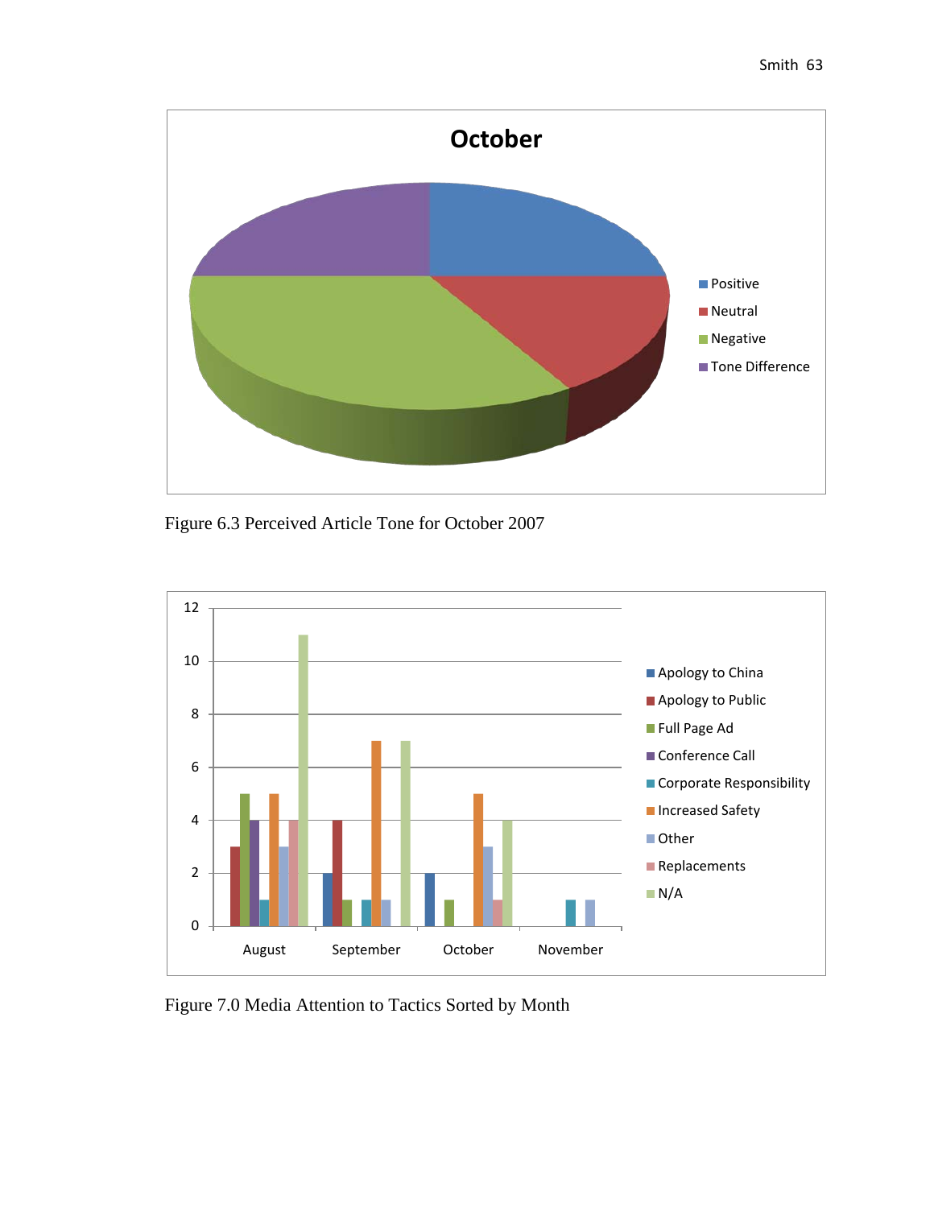October

Positive
Neutral
Negative
Tone Difference

Figure 6.3 Perceived Article Tone for October 2007

12
10
8
6
4
2
0

August
September
October
November

Apology to China
Apology to Public
Full Page Ad
Conference Call
Corporate Responsibility
Increased Safety
Other
Replacements
N/A

Figure 7.0 Media Attention to Tactics Sorted by Month